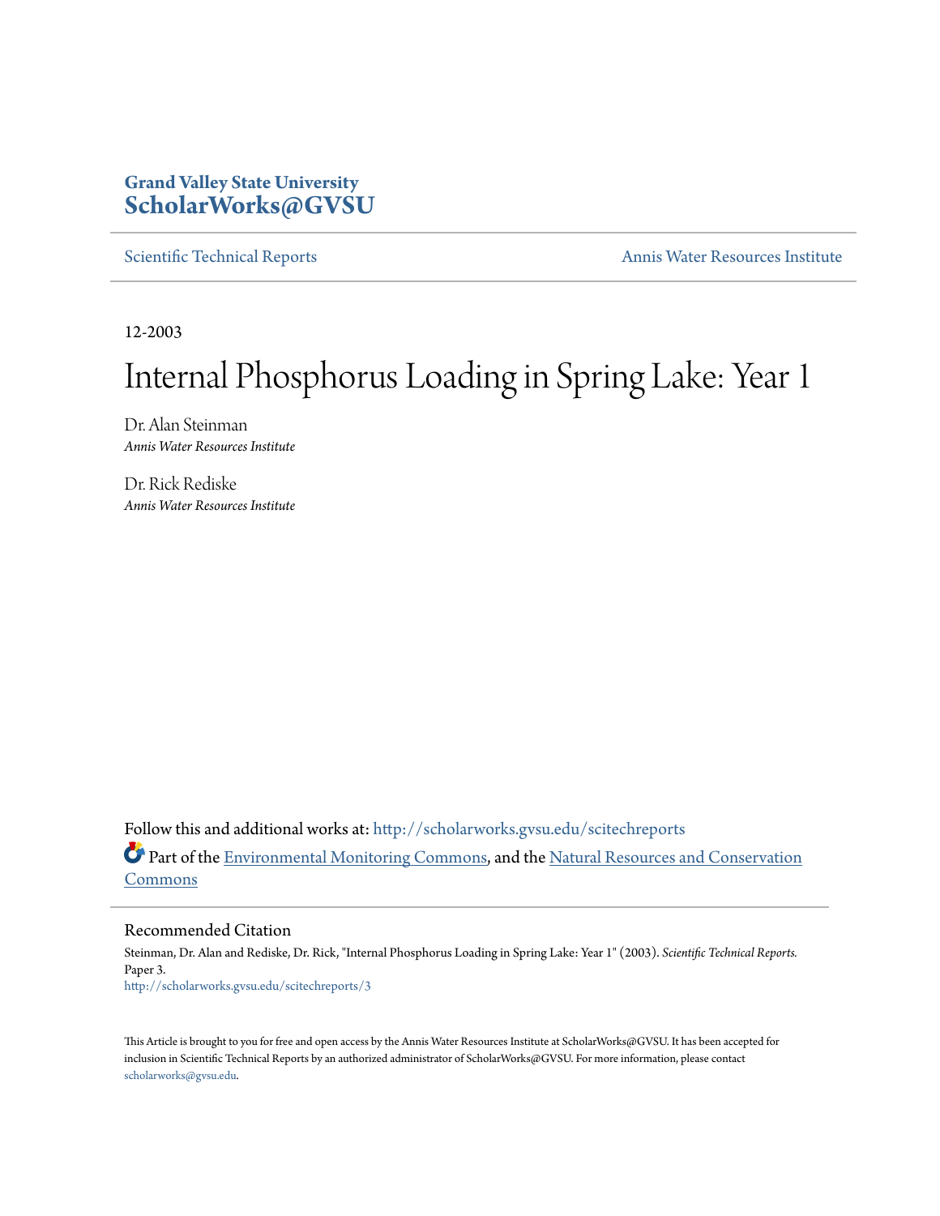**Grand Valley State University**
**ScholarWorks@GVSU**

Scientific Technical Reports | Annis Water Resources Institute

12-2003

# Internal Phosphorus Loading in Spring Lake: Year 1

Dr. Alan Steinman
*Annis Water Resources Institute*

Dr. Rick Rediske
*Annis Water Resources Institute*

Follow this and additional works at: http://scholarworks.gvsu.edu/scitechreports

Part of the Environmental Monitoring Commons, and the Natural Resources and Conservation Commons

## Recommended Citation

Steinman, Dr. Alan and Rediske, Dr. Rick, "Internal Phosphorus Loading in Spring Lake: Year 1" (2003). *Scientific Technical Reports.* Paper 3.
http://scholarworks.gvsu.edu/scitechreports/3

This Article is brought to you for free and open access by the Annis Water Resources Institute at ScholarWorks@GVSU. It has been accepted for inclusion in Scientific Technical Reports by an authorized administrator of ScholarWorks@GVSU. For more information, please contact scholarworks@gvsu.edu.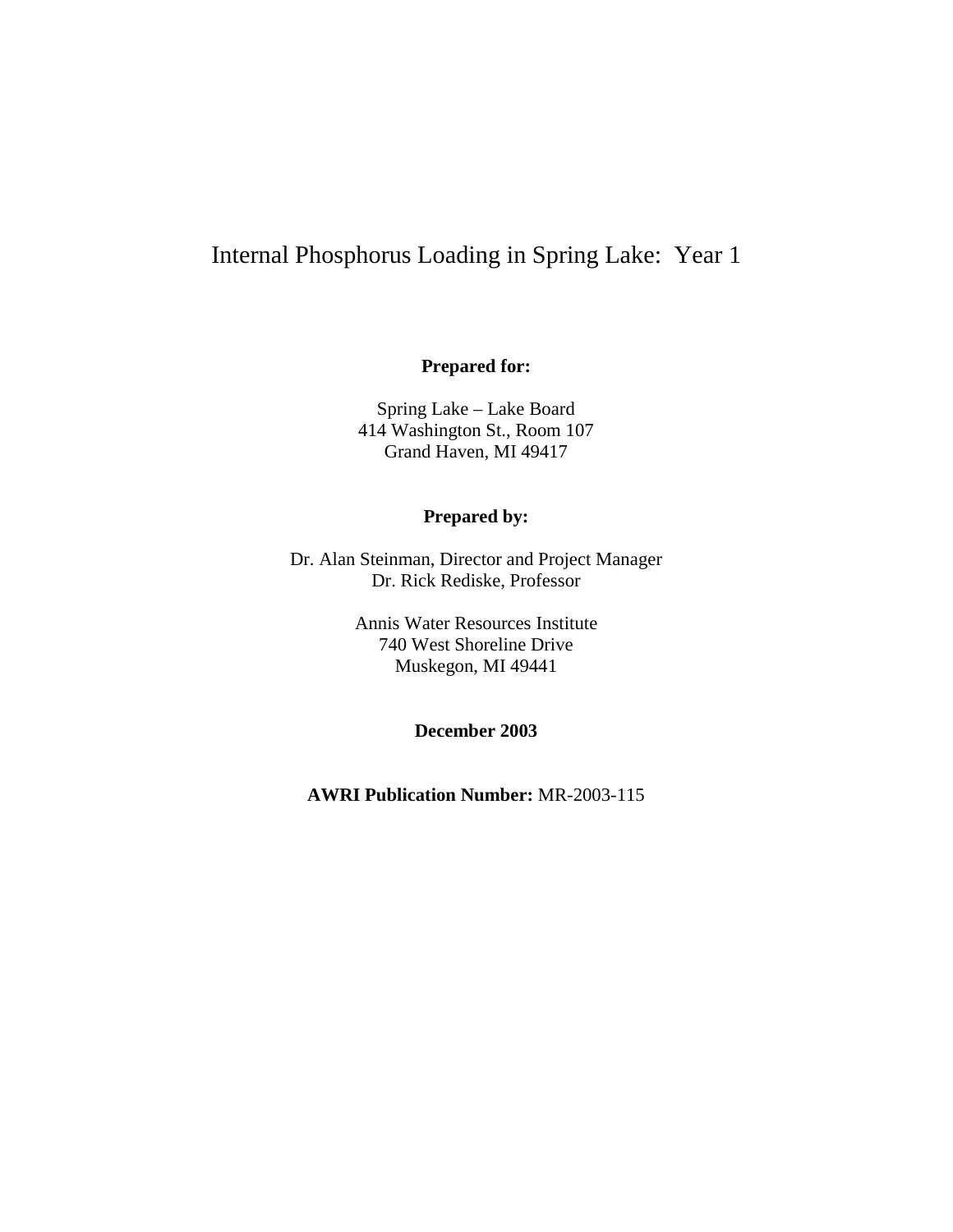# Internal Phosphorus Loading in Spring Lake: Year 1

**Prepared for:**

Spring Lake – Lake Board
414 Washington St., Room 107
Grand Haven, MI 49417

**Prepared by:**

Dr. Alan Steinman, Director and Project Manager
Dr. Rick Rediske, Professor

Annis Water Resources Institute
740 West Shoreline Drive
Muskegon, MI 49441

**December 2003**

**AWRI Publication Number:** MR-2003-115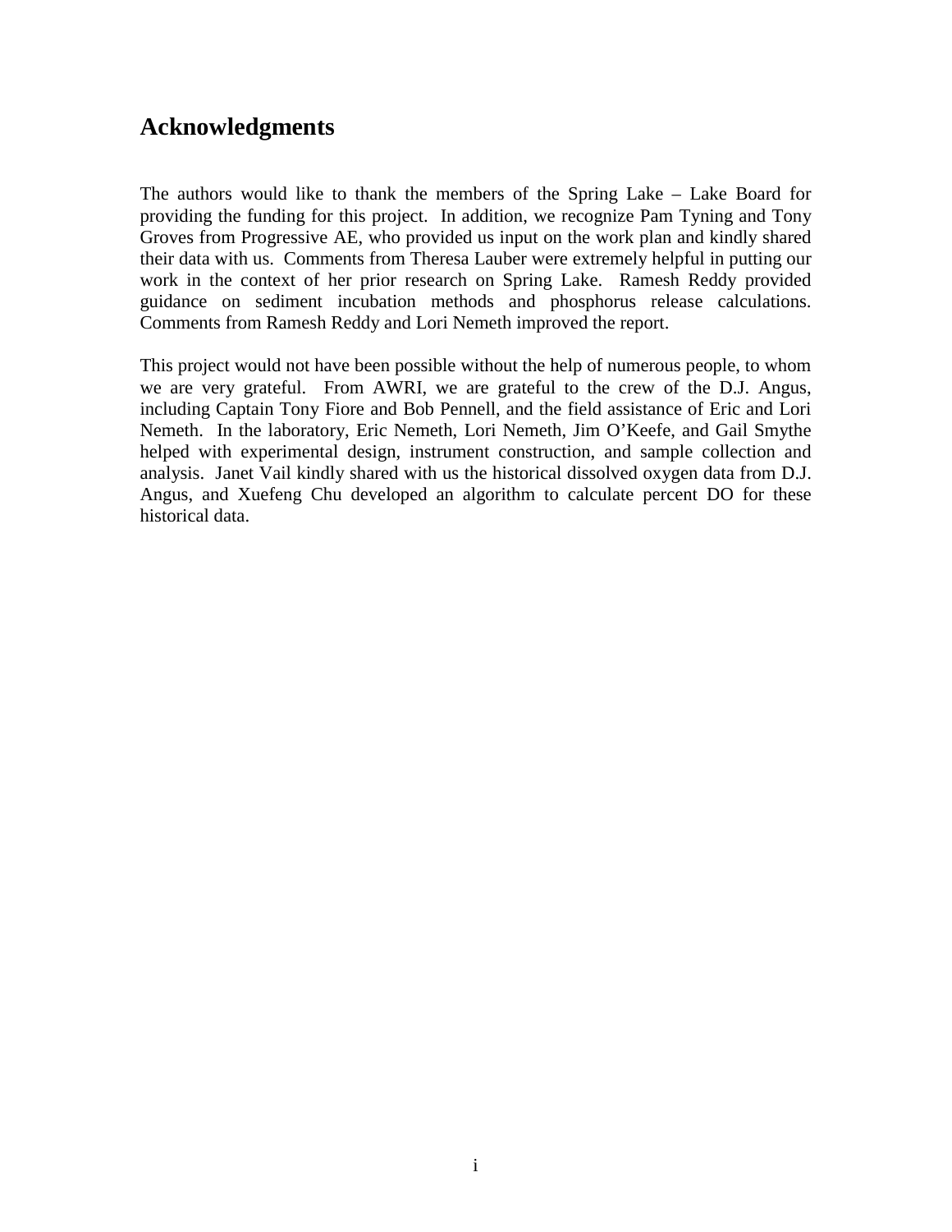## Acknowledgments

The authors would like to thank the members of the Spring Lake – Lake Board for providing the funding for this project. In addition, we recognize Pam Tyning and Tony Groves from Progressive AE, who provided us input on the work plan and kindly shared their data with us. Comments from Theresa Lauber were extremely helpful in putting our work in the context of her prior research on Spring Lake. Ramesh Reddy provided guidance on sediment incubation methods and phosphorus release calculations. Comments from Ramesh Reddy and Lori Nemeth improved the report.

This project would not have been possible without the help of numerous people, to whom we are very grateful. From AWRI, we are grateful to the crew of the D.J. Angus, including Captain Tony Fiore and Bob Pennell, and the field assistance of Eric and Lori Nemeth. In the laboratory, Eric Nemeth, Lori Nemeth, Jim O'Keefe, and Gail Smythe helped with experimental design, instrument construction, and sample collection and analysis. Janet Vail kindly shared with us the historical dissolved oxygen data from D.J. Angus, and Xuefeng Chu developed an algorithm to calculate percent DO for these historical data.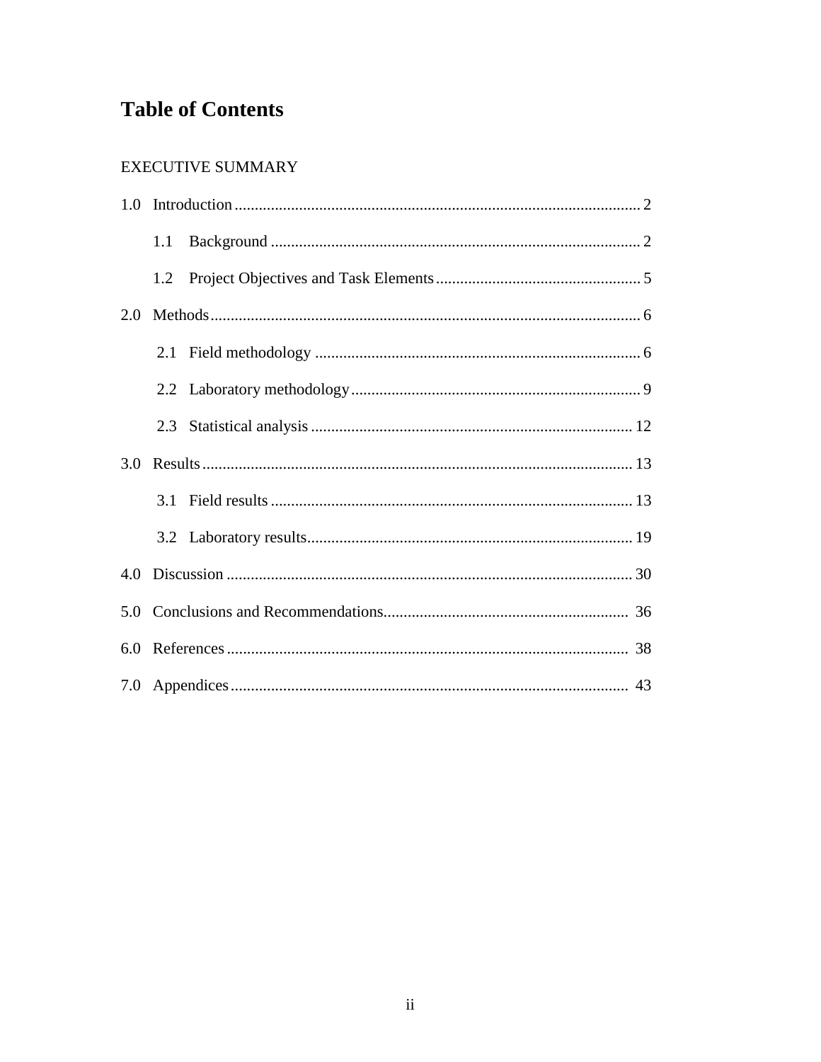# Table of Contents

EXECUTIVE SUMMARY

1.0 Introduction .................... 2

- 1.1 Background .................... 2
- 1.2 Project Objectives and Task Elements .................... 5

2.0 Methods .................... 6

- 2.1 Field methodology .................... 6
- 2.2 Laboratory methodology .................... 9
- 2.3 Statistical analysis .................... 12

3.0 Results .................... 13

- 3.1 Field results .................... 13
- 3.2 Laboratory results .................... 19

4.0 Discussion .................... 30

5.0 Conclusions and Recommendations .................... 36

6.0 References .................... 38

7.0 Appendices .................... 43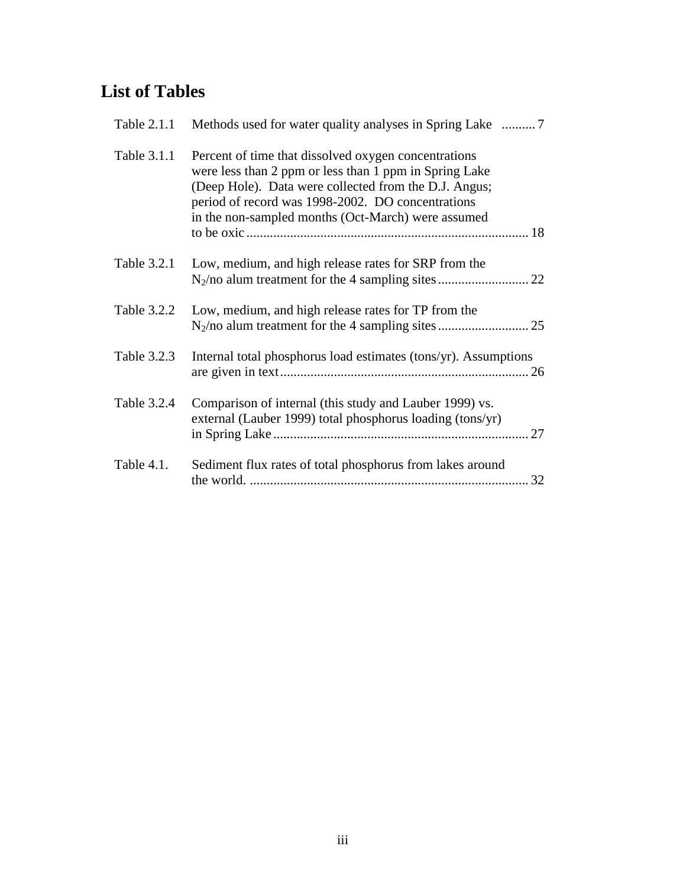# List of Tables

| | | |
|---|---|---|
| Table 2.1.1 | Methods used for water quality analyses in Spring Lake | 7 |
| Table 3.1.1 | Percent of time that dissolved oxygen concentrations were less than 2 ppm or less than 1 ppm in Spring Lake (Deep Hole). Data were collected from the D.J. Angus; period of record was 1998-2002. DO concentrations in the non-sampled months (Oct-March) were assumed to be oxic | 18 |
| Table 3.2.1 | Low, medium, and high release rates for SRP from the $N_2$/no alum treatment for the 4 sampling sites | 22 |
| Table 3.2.2 | Low, medium, and high release rates for TP from the $N_2$/no alum treatment for the 4 sampling sites | 25 |
| Table 3.2.3 | Internal total phosphorus load estimates (tons/yr). Assumptions are given in text | 26 |
| Table 3.2.4 | Comparison of internal (this study and Lauber 1999) vs. external (Lauber 1999) total phosphorus loading (tons/yr) in Spring Lake | 27 |
| Table 4.1. | Sediment flux rates of total phosphorus from lakes around the world. | 32 |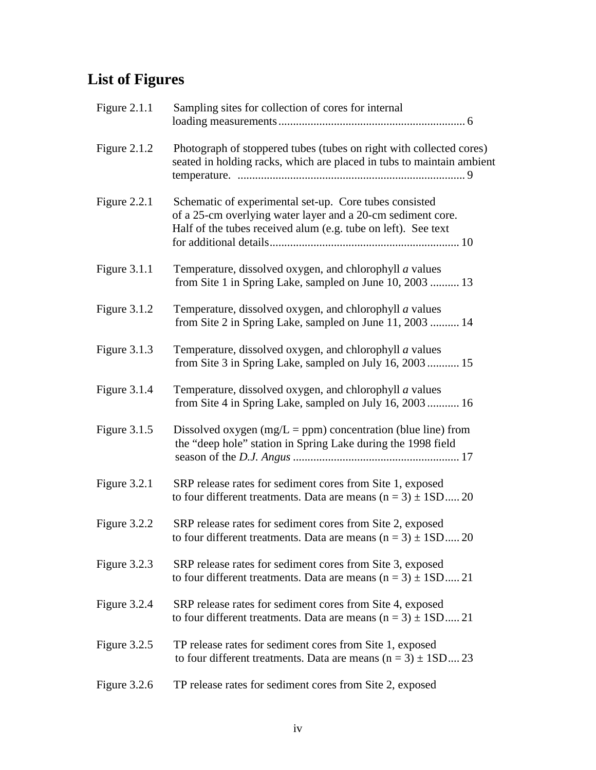## List of Figures

| | | |
|---|---|---|
| Figure 2.1.1 | Sampling sites for collection of cores for internal loading measurements | 6 |
| Figure 2.1.2 | Photograph of stoppered tubes (tubes on right with collected cores) seated in holding racks, which are placed in tubs to maintain ambient temperature. | 9 |
| Figure 2.2.1 | Schematic of experimental set-up. Core tubes consisted of a 25-cm overlying water layer and a 20-cm sediment core. Half of the tubes received alum (e.g. tube on left). See text for additional details | 10 |
| Figure 3.1.1 | Temperature, dissolved oxygen, and chlorophyll *a* values from Site 1 in Spring Lake, sampled on June 10, 2003 | 13 |
| Figure 3.1.2 | Temperature, dissolved oxygen, and chlorophyll *a* values from Site 2 in Spring Lake, sampled on June 11, 2003 | 14 |
| Figure 3.1.3 | Temperature, dissolved oxygen, and chlorophyll *a* values from Site 3 in Spring Lake, sampled on July 16, 2003 | 15 |
| Figure 3.1.4 | Temperature, dissolved oxygen, and chlorophyll *a* values from Site 4 in Spring Lake, sampled on July 16, 2003 | 16 |
| Figure 3.1.5 | Dissolved oxygen (mg/L = ppm) concentration (blue line) from the "deep hole" station in Spring Lake during the 1998 field season of the *D.J. Angus* | 17 |
| Figure 3.2.1 | SRP release rates for sediment cores from Site 1, exposed to four different treatments. Data are means (n = 3) ± 1SD | 20 |
| Figure 3.2.2 | SRP release rates for sediment cores from Site 2, exposed to four different treatments. Data are means (n = 3) ± 1SD | 20 |
| Figure 3.2.3 | SRP release rates for sediment cores from Site 3, exposed to four different treatments. Data are means (n = 3) ± 1SD | 21 |
| Figure 3.2.4 | SRP release rates for sediment cores from Site 4, exposed to four different treatments. Data are means (n = 3) ± 1SD | 21 |
| Figure 3.2.5 | TP release rates for sediment cores from Site 1, exposed to four different treatments. Data are means (n = 3) ± 1SD | 23 |
| Figure 3.2.6 | TP release rates for sediment cores from Site 2, exposed | |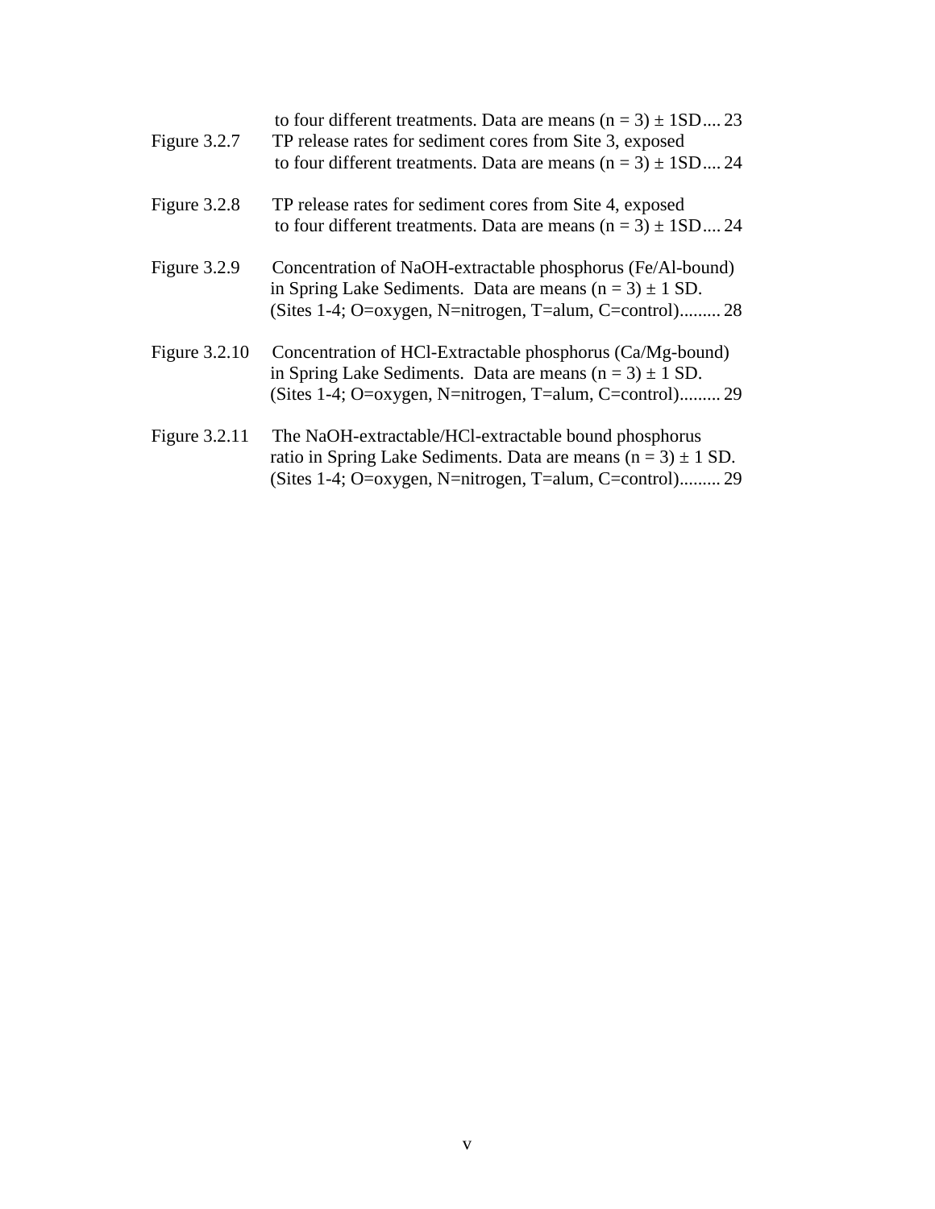to four different treatments. Data are means (n = 3) ± 1SD.... 23

Figure 3.2.7 TP release rates for sediment cores from Site 3, exposed to four different treatments. Data are means (n = 3) ± 1SD.... 24

Figure 3.2.8 TP release rates for sediment cores from Site 4, exposed to four different treatments. Data are means (n = 3) ± 1SD.... 24

Figure 3.2.9 Concentration of NaOH-extractable phosphorus (Fe/Al-bound) in Spring Lake Sediments. Data are means (n = 3) ± 1 SD. (Sites 1-4; O=oxygen, N=nitrogen, T=alum, C=control)......... 28

Figure 3.2.10 Concentration of HCl-Extractable phosphorus (Ca/Mg-bound) in Spring Lake Sediments. Data are means (n = 3) ± 1 SD. (Sites 1-4; O=oxygen, N=nitrogen, T=alum, C=control)......... 29

Figure 3.2.11 The NaOH-extractable/HCl-extractable bound phosphorus ratio in Spring Lake Sediments. Data are means (n = 3) ± 1 SD. (Sites 1-4; O=oxygen, N=nitrogen, T=alum, C=control)......... 29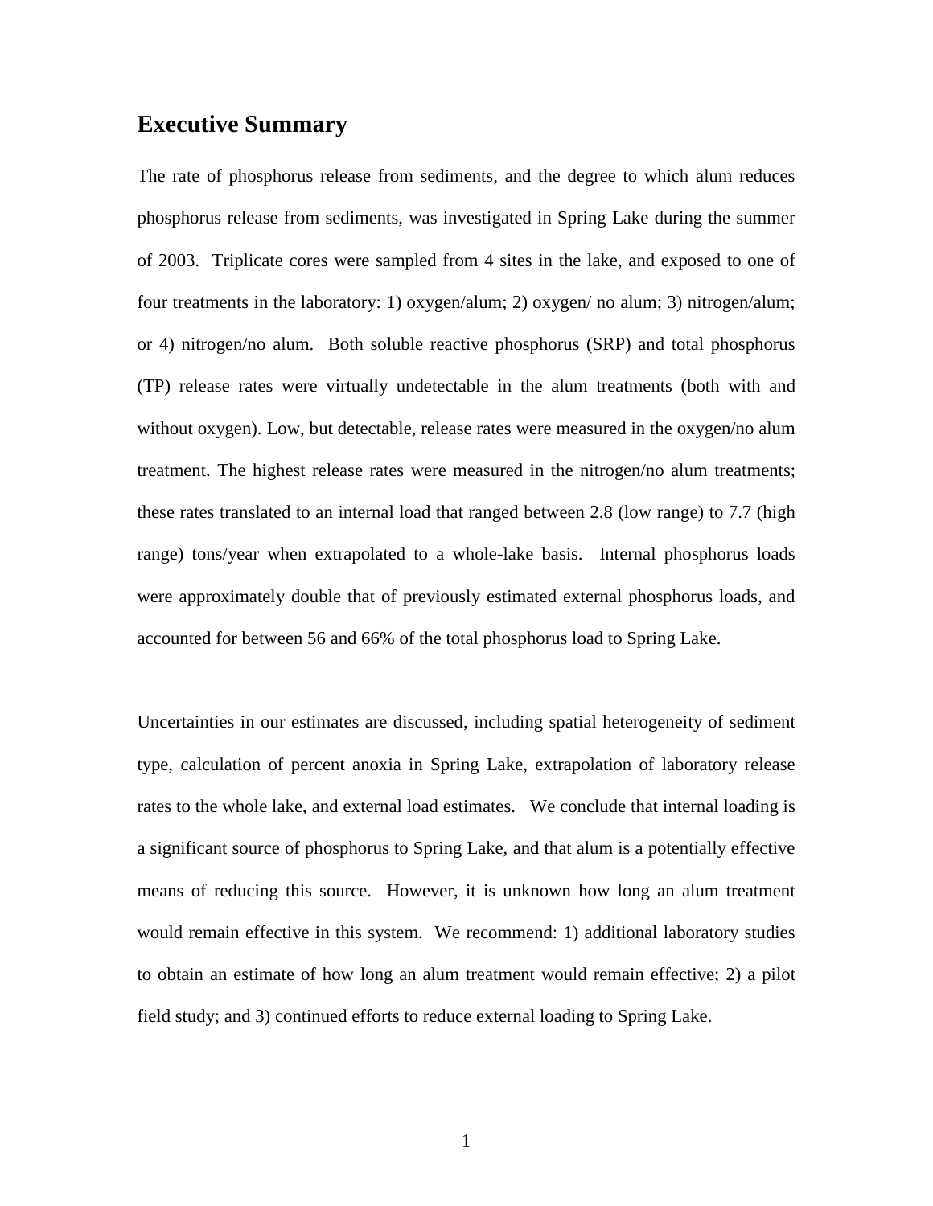## Executive Summary

The rate of phosphorus release from sediments, and the degree to which alum reduces phosphorus release from sediments, was investigated in Spring Lake during the summer of 2003. Triplicate cores were sampled from 4 sites in the lake, and exposed to one of four treatments in the laboratory: 1) oxygen/alum; 2) oxygen/ no alum; 3) nitrogen/alum; or 4) nitrogen/no alum. Both soluble reactive phosphorus (SRP) and total phosphorus (TP) release rates were virtually undetectable in the alum treatments (both with and without oxygen). Low, but detectable, release rates were measured in the oxygen/no alum treatment. The highest release rates were measured in the nitrogen/no alum treatments; these rates translated to an internal load that ranged between 2.8 (low range) to 7.7 (high range) tons/year when extrapolated to a whole-lake basis. Internal phosphorus loads were approximately double that of previously estimated external phosphorus loads, and accounted for between 56 and 66% of the total phosphorus load to Spring Lake.

Uncertainties in our estimates are discussed, including spatial heterogeneity of sediment type, calculation of percent anoxia in Spring Lake, extrapolation of laboratory release rates to the whole lake, and external load estimates. We conclude that internal loading is a significant source of phosphorus to Spring Lake, and that alum is a potentially effective means of reducing this source. However, it is unknown how long an alum treatment would remain effective in this system. We recommend: 1) additional laboratory studies to obtain an estimate of how long an alum treatment would remain effective; 2) a pilot field study; and 3) continued efforts to reduce external loading to Spring Lake.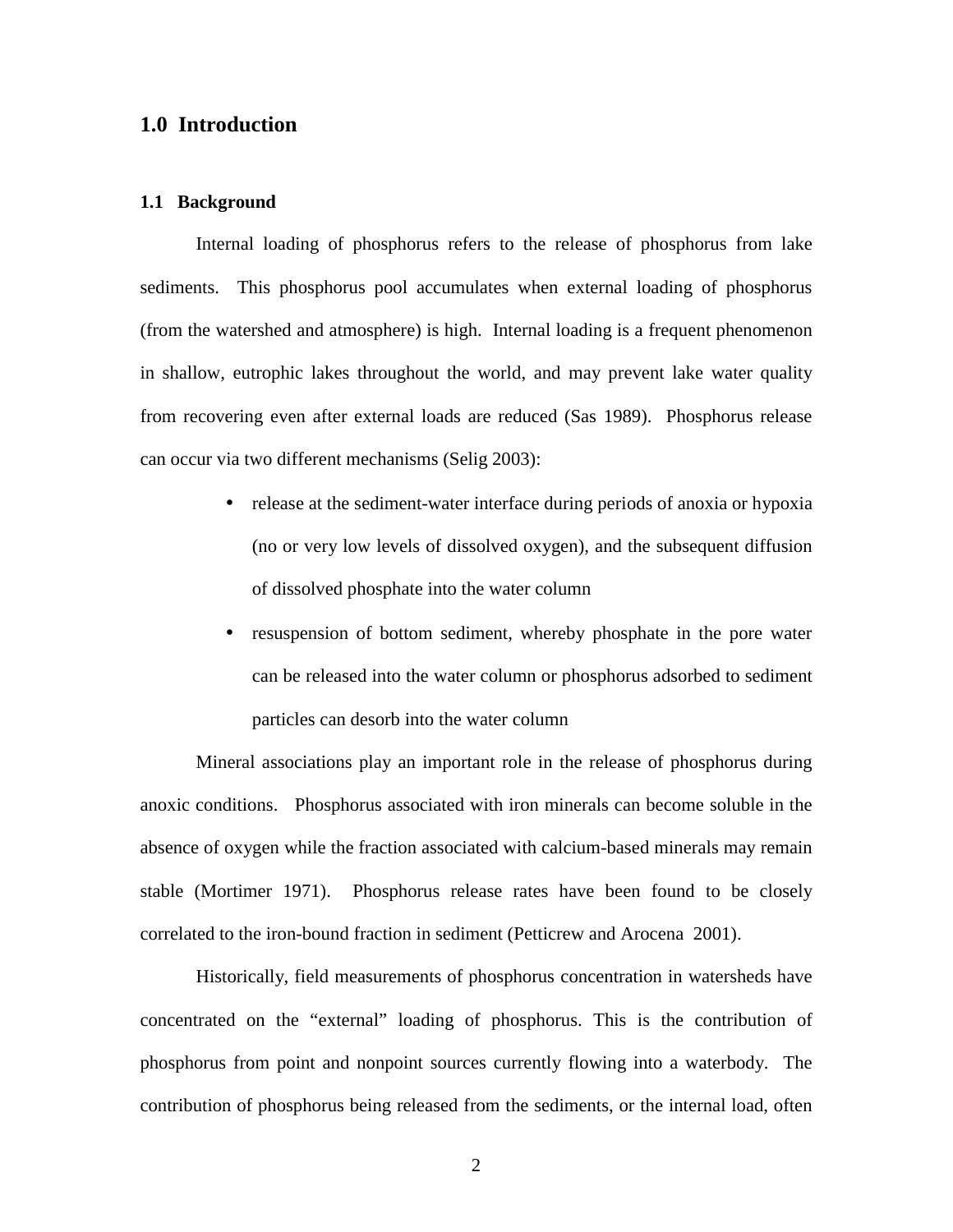# 1.0 Introduction

## 1.1 Background

Internal loading of phosphorus refers to the release of phosphorus from lake sediments. This phosphorus pool accumulates when external loading of phosphorus (from the watershed and atmosphere) is high. Internal loading is a frequent phenomenon in shallow, eutrophic lakes throughout the world, and may prevent lake water quality from recovering even after external loads are reduced (Sas 1989). Phosphorus release can occur via two different mechanisms (Selig 2003):

- release at the sediment-water interface during periods of anoxia or hypoxia (no or very low levels of dissolved oxygen), and the subsequent diffusion of dissolved phosphate into the water column
- resuspension of bottom sediment, whereby phosphate in the pore water can be released into the water column or phosphorus adsorbed to sediment particles can desorb into the water column

Mineral associations play an important role in the release of phosphorus during anoxic conditions. Phosphorus associated with iron minerals can become soluble in the absence of oxygen while the fraction associated with calcium-based minerals may remain stable (Mortimer 1971). Phosphorus release rates have been found to be closely correlated to the iron-bound fraction in sediment (Petticrew and Arocena 2001).

Historically, field measurements of phosphorus concentration in watersheds have concentrated on the "external" loading of phosphorus. This is the contribution of phosphorus from point and nonpoint sources currently flowing into a waterbody. The contribution of phosphorus being released from the sediments, or the internal load, often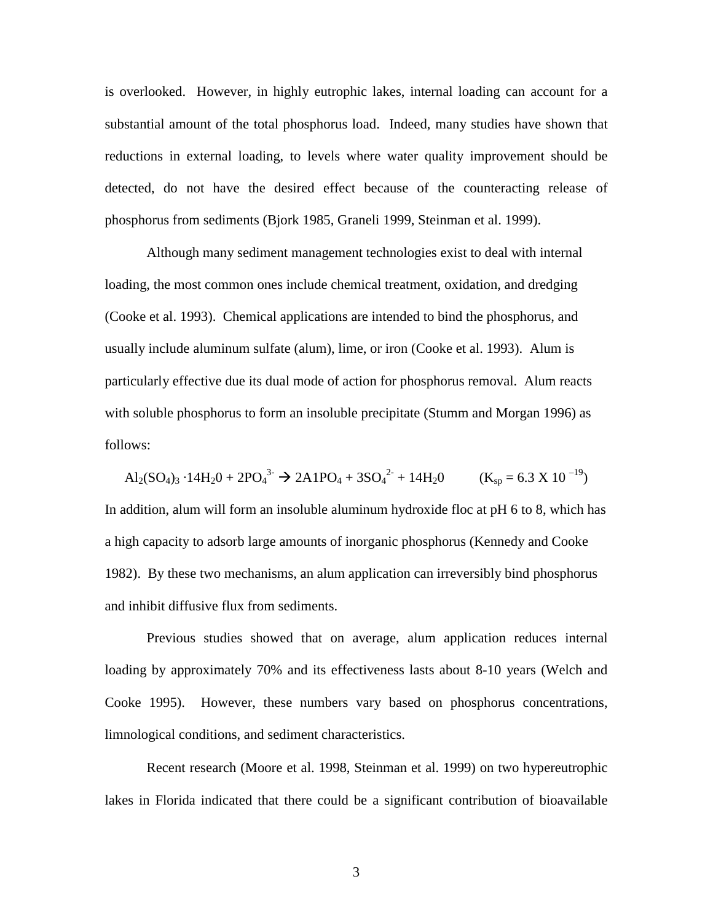is overlooked. However, in highly eutrophic lakes, internal loading can account for a substantial amount of the total phosphorus load. Indeed, many studies have shown that reductions in external loading, to levels where water quality improvement should be detected, do not have the desired effect because of the counteracting release of phosphorus from sediments (Bjork 1985, Graneli 1999, Steinman et al. 1999).

Although many sediment management technologies exist to deal with internal loading, the most common ones include chemical treatment, oxidation, and dredging (Cooke et al. 1993). Chemical applications are intended to bind the phosphorus, and usually include aluminum sulfate (alum), lime, or iron (Cooke et al. 1993). Alum is particularly effective due its dual mode of action for phosphorus removal. Alum reacts with soluble phosphorus to form an insoluble precipitate (Stumm and Morgan 1996) as follows:

$$Al_2(SO_4)_3 \cdot 14H_20 + 2PO_4^{3-} \rightarrow 2A1PO_4 + 3SO_4^{2-} + 14H_20 \qquad (K_{sp} = 6.3 \text{ X } 10^{-19})$$

In addition, alum will form an insoluble aluminum hydroxide floc at pH 6 to 8, which has a high capacity to adsorb large amounts of inorganic phosphorus (Kennedy and Cooke 1982). By these two mechanisms, an alum application can irreversibly bind phosphorus and inhibit diffusive flux from sediments.

Previous studies showed that on average, alum application reduces internal loading by approximately 70% and its effectiveness lasts about 8-10 years (Welch and Cooke 1995). However, these numbers vary based on phosphorus concentrations, limnological conditions, and sediment characteristics.

Recent research (Moore et al. 1998, Steinman et al. 1999) on two hypereutrophic lakes in Florida indicated that there could be a significant contribution of bioavailable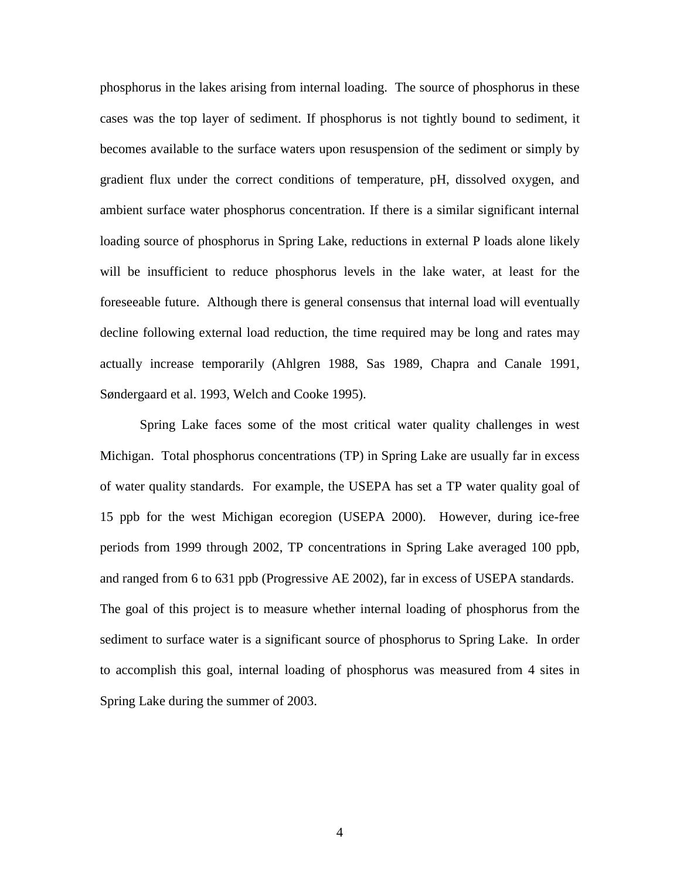phosphorus in the lakes arising from internal loading. The source of phosphorus in these cases was the top layer of sediment. If phosphorus is not tightly bound to sediment, it becomes available to the surface waters upon resuspension of the sediment or simply by gradient flux under the correct conditions of temperature, pH, dissolved oxygen, and ambient surface water phosphorus concentration. If there is a similar significant internal loading source of phosphorus in Spring Lake, reductions in external P loads alone likely will be insufficient to reduce phosphorus levels in the lake water, at least for the foreseeable future. Although there is general consensus that internal load will eventually decline following external load reduction, the time required may be long and rates may actually increase temporarily (Ahlgren 1988, Sas 1989, Chapra and Canale 1991, Søndergaard et al. 1993, Welch and Cooke 1995).

Spring Lake faces some of the most critical water quality challenges in west Michigan. Total phosphorus concentrations (TP) in Spring Lake are usually far in excess of water quality standards. For example, the USEPA has set a TP water quality goal of 15 ppb for the west Michigan ecoregion (USEPA 2000). However, during ice-free periods from 1999 through 2002, TP concentrations in Spring Lake averaged 100 ppb, and ranged from 6 to 631 ppb (Progressive AE 2002), far in excess of USEPA standards. The goal of this project is to measure whether internal loading of phosphorus from the sediment to surface water is a significant source of phosphorus to Spring Lake. In order to accomplish this goal, internal loading of phosphorus was measured from 4 sites in Spring Lake during the summer of 2003.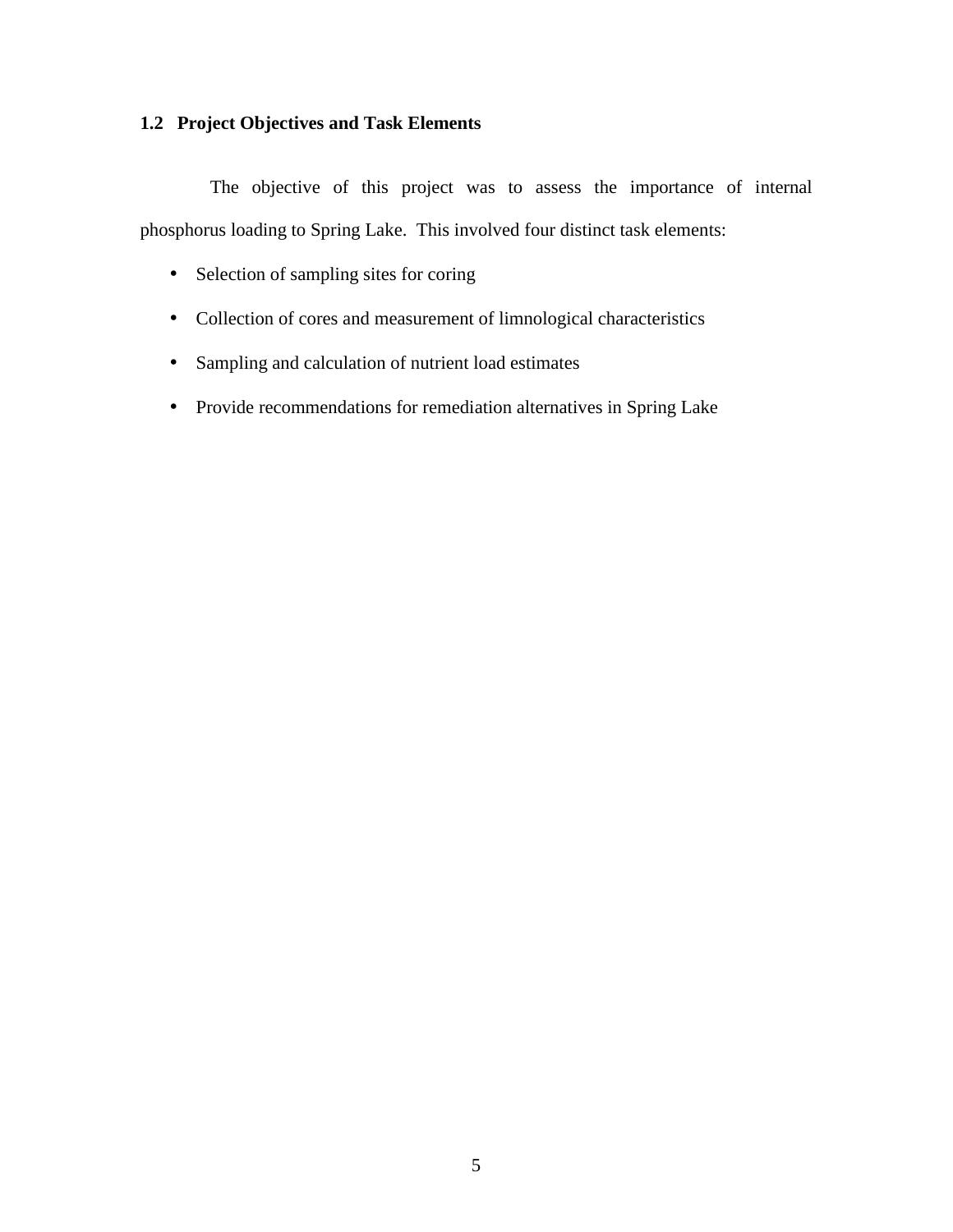## 1.2 Project Objectives and Task Elements

The objective of this project was to assess the importance of internal phosphorus loading to Spring Lake. This involved four distinct task elements:

- Selection of sampling sites for coring
- Collection of cores and measurement of limnological characteristics
- Sampling and calculation of nutrient load estimates
- Provide recommendations for remediation alternatives in Spring Lake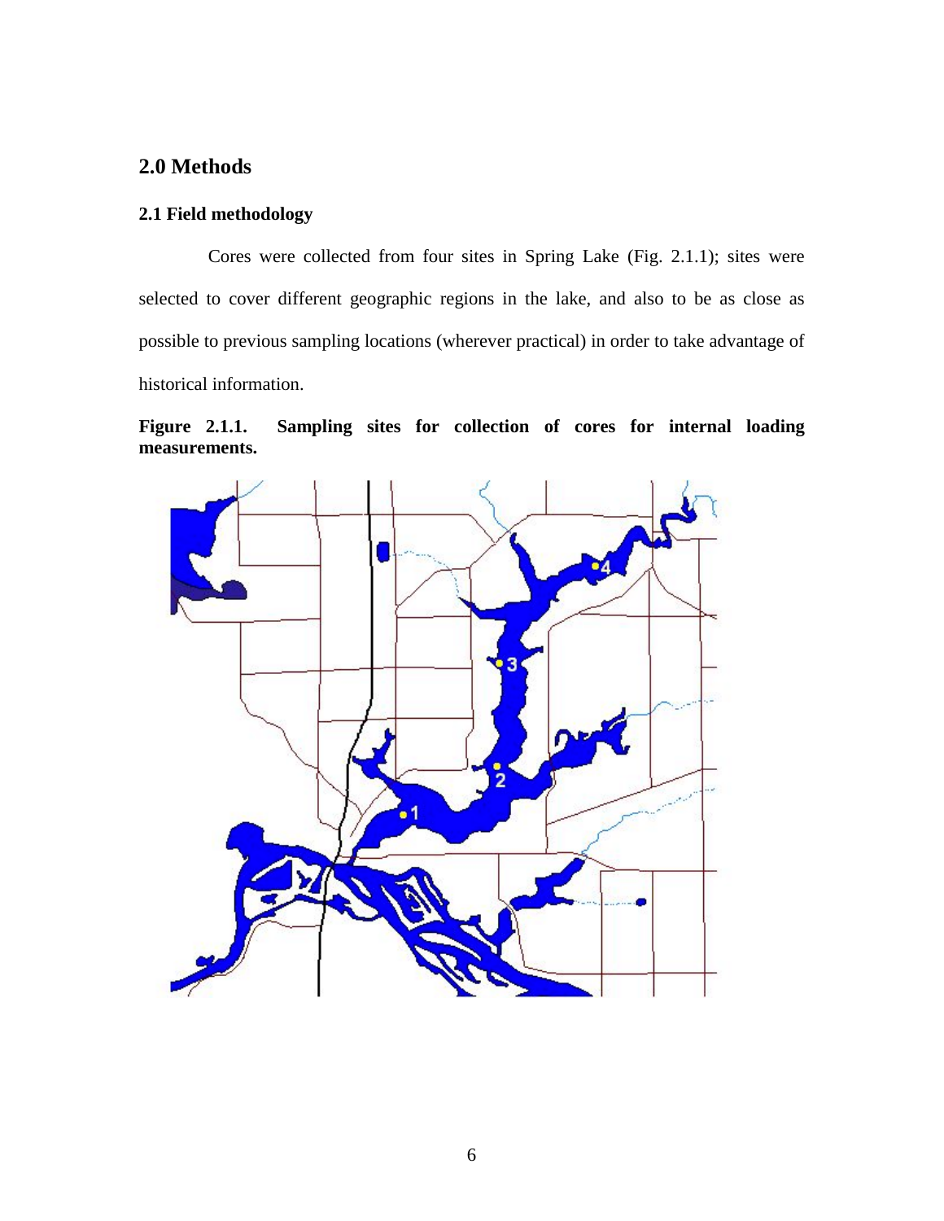## 2.0 Methods

### 2.1 Field methodology

Cores were collected from four sites in Spring Lake (Fig. 2.1.1); sites were selected to cover different geographic regions in the lake, and also to be as close as possible to previous sampling locations (wherever practical) in order to take advantage of historical information.

**Figure 2.1.1. Sampling sites for collection of cores for internal loading measurements.**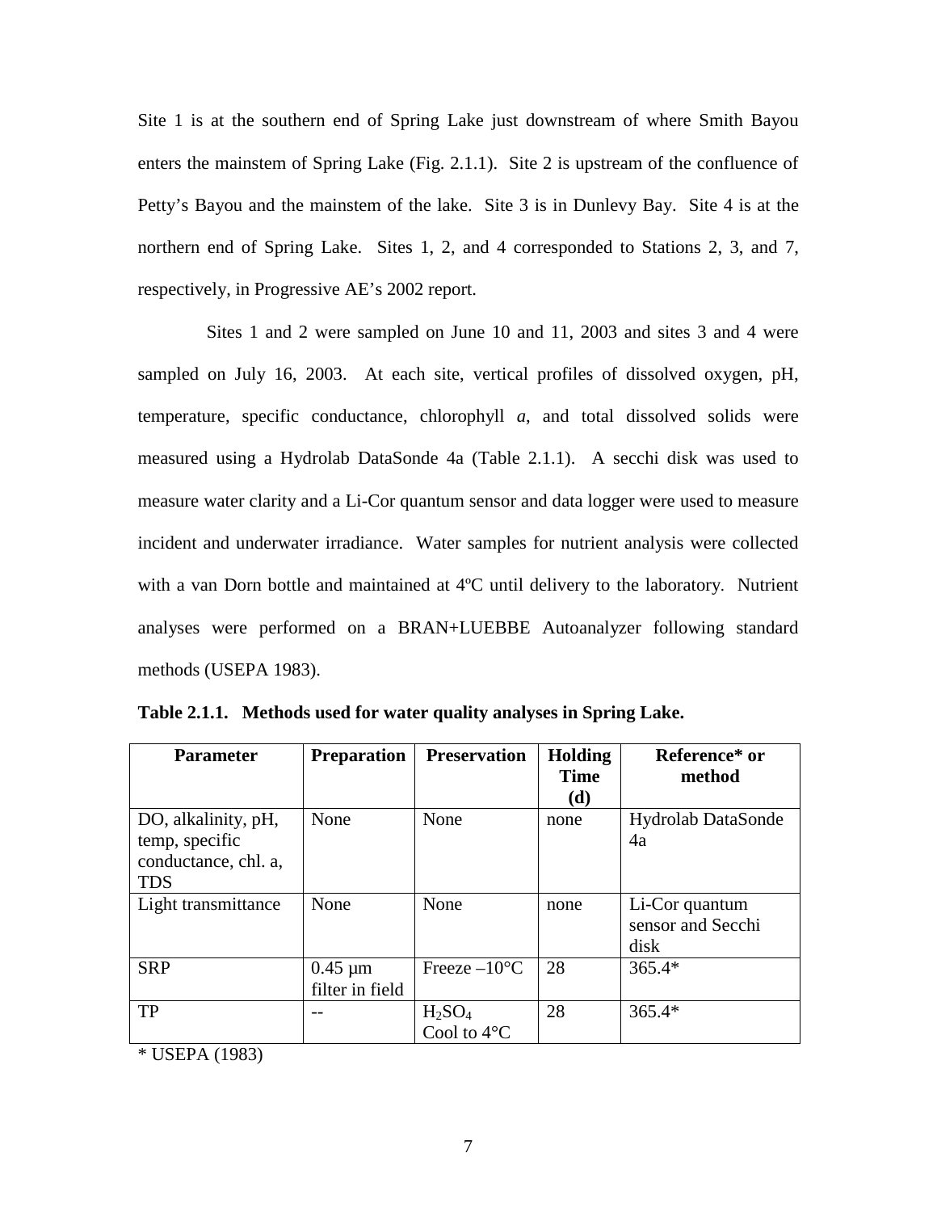Site 1 is at the southern end of Spring Lake just downstream of where Smith Bayou enters the mainstem of Spring Lake (Fig. 2.1.1). Site 2 is upstream of the confluence of Petty's Bayou and the mainstem of the lake. Site 3 is in Dunlevy Bay. Site 4 is at the northern end of Spring Lake. Sites 1, 2, and 4 corresponded to Stations 2, 3, and 7, respectively, in Progressive AE's 2002 report.

Sites 1 and 2 were sampled on June 10 and 11, 2003 and sites 3 and 4 were sampled on July 16, 2003. At each site, vertical profiles of dissolved oxygen, pH, temperature, specific conductance, chlorophyll *a*, and total dissolved solids were measured using a Hydrolab DataSonde 4a (Table 2.1.1). A secchi disk was used to measure water clarity and a Li-Cor quantum sensor and data logger were used to measure incident and underwater irradiance. Water samples for nutrient analysis were collected with a van Dorn bottle and maintained at 4ºC until delivery to the laboratory. Nutrient analyses were performed on a BRAN+LUEBBE Autoanalyzer following standard methods (USEPA 1983).

**Table 2.1.1. Methods used for water quality analyses in Spring Lake.**

| Parameter | Preparation | Preservation | Holding Time (d) | Reference* or method |
|---|---|---|---|---|
| DO, alkalinity, pH, temp, specific conductance, chl. a, TDS | None | None | none | Hydrolab DataSonde 4a |
| Light transmittance | None | None | none | Li-Cor quantum sensor and Secchi disk |
| SRP | 0.45 µm filter in field | Freeze –10°C | 28 | 365.4* |
| TP | -- | $H_2SO_4$ Cool to 4°C | 28 | 365.4* |

\* USEPA (1983)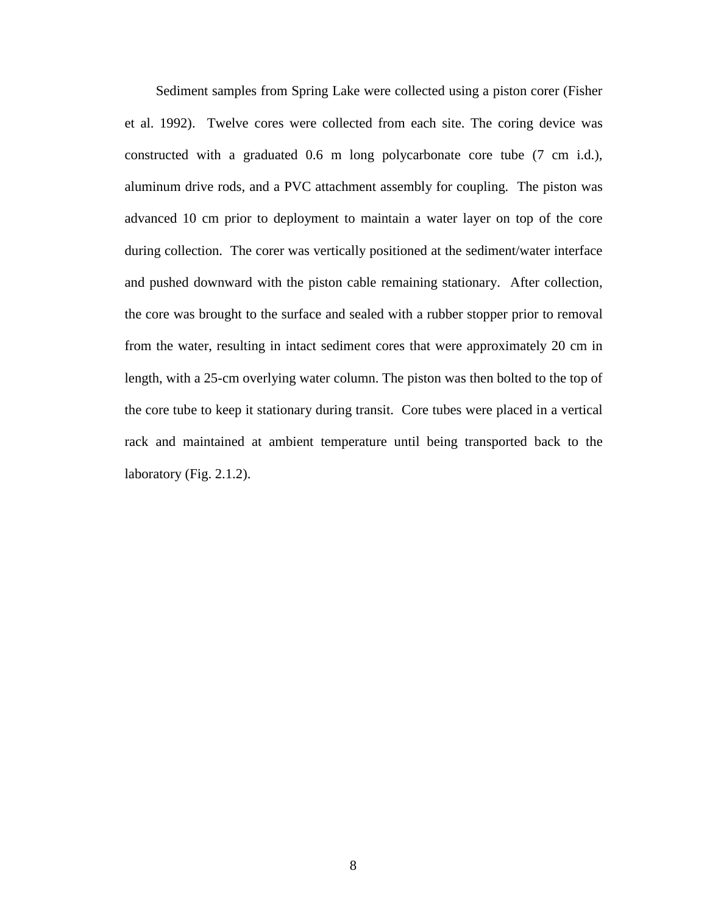Sediment samples from Spring Lake were collected using a piston corer (Fisher et al. 1992). Twelve cores were collected from each site. The coring device was constructed with a graduated 0.6 m long polycarbonate core tube (7 cm i.d.), aluminum drive rods, and a PVC attachment assembly for coupling. The piston was advanced 10 cm prior to deployment to maintain a water layer on top of the core during collection. The corer was vertically positioned at the sediment/water interface and pushed downward with the piston cable remaining stationary. After collection, the core was brought to the surface and sealed with a rubber stopper prior to removal from the water, resulting in intact sediment cores that were approximately 20 cm in length, with a 25-cm overlying water column. The piston was then bolted to the top of the core tube to keep it stationary during transit. Core tubes were placed in a vertical rack and maintained at ambient temperature until being transported back to the laboratory (Fig. 2.1.2).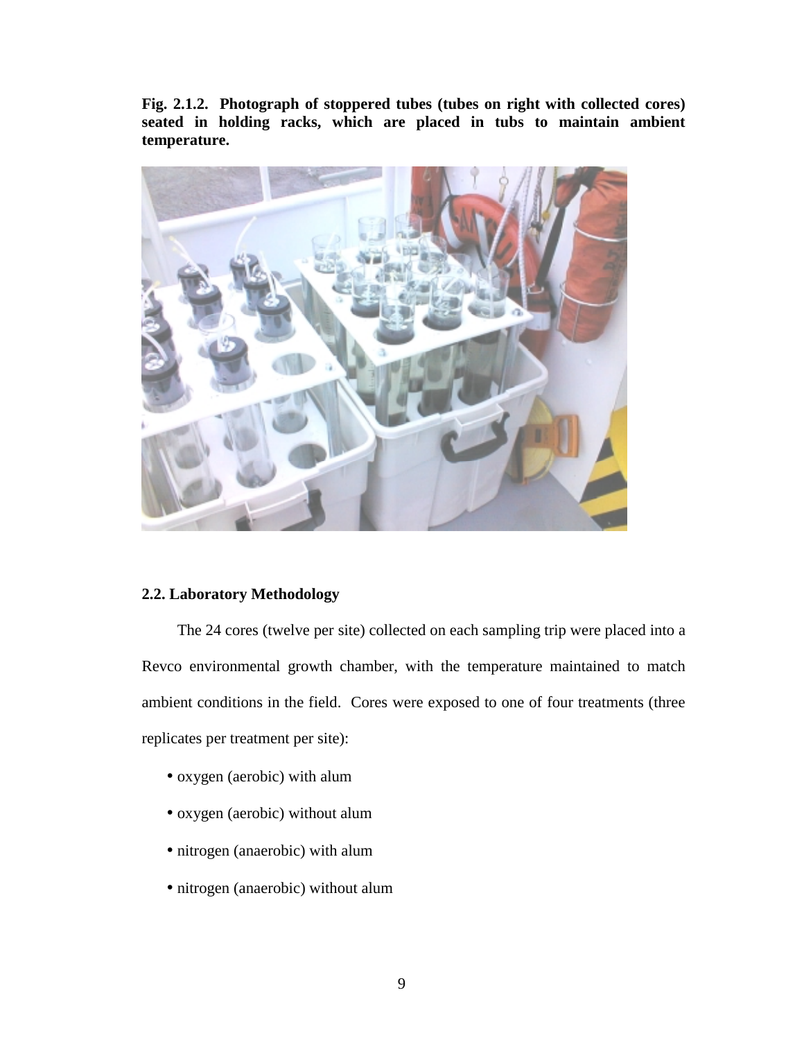**Fig. 2.1.2. Photograph of stoppered tubes (tubes on right with collected cores) seated in holding racks, which are placed in tubs to maintain ambient temperature.**

## 2.2. Laboratory Methodology

The 24 cores (twelve per site) collected on each sampling trip were placed into a Revco environmental growth chamber, with the temperature maintained to match ambient conditions in the field. Cores were exposed to one of four treatments (three replicates per treatment per site):

- oxygen (aerobic) with alum
- oxygen (aerobic) without alum
- nitrogen (anaerobic) with alum
- nitrogen (anaerobic) without alum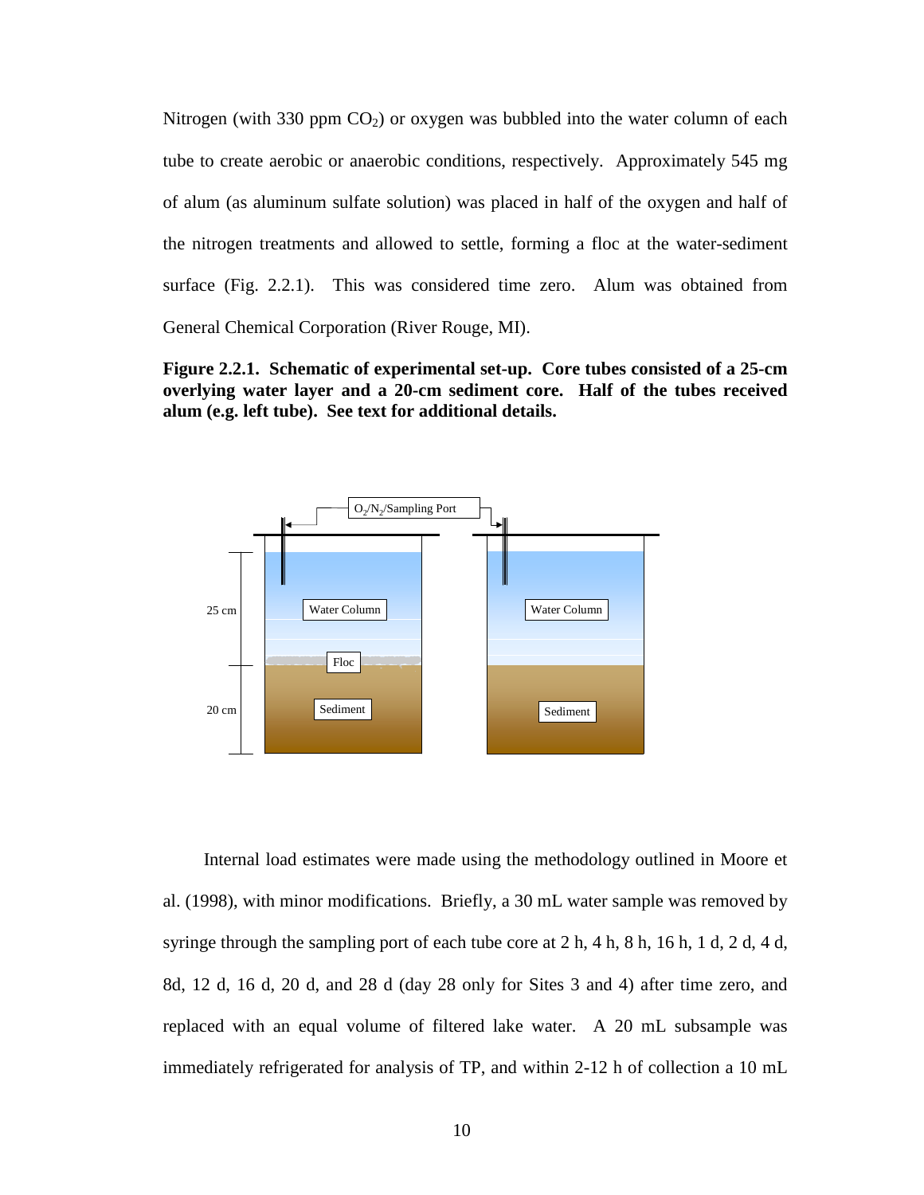Nitrogen (with 330 ppm $CO_2$) or oxygen was bubbled into the water column of each tube to create aerobic or anaerobic conditions, respectively. Approximately 545 mg of alum (as aluminum sulfate solution) was placed in half of the oxygen and half of the nitrogen treatments and allowed to settle, forming a floc at the water-sediment surface (Fig. 2.2.1). This was considered time zero. Alum was obtained from General Chemical Corporation (River Rouge, MI).

**Figure 2.2.1. Schematic of experimental set-up. Core tubes consisted of a 25-cm overlying water layer and a 20-cm sediment core. Half of the tubes received alum (e.g. left tube). See text for additional details.**

Internal load estimates were made using the methodology outlined in Moore et al. (1998), with minor modifications. Briefly, a 30 mL water sample was removed by syringe through the sampling port of each tube core at 2 h, 4 h, 8 h, 16 h, 1 d, 2 d, 4 d, 8d, 12 d, 16 d, 20 d, and 28 d (day 28 only for Sites 3 and 4) after time zero, and replaced with an equal volume of filtered lake water. A 20 mL subsample was immediately refrigerated for analysis of TP, and within 2-12 h of collection a 10 mL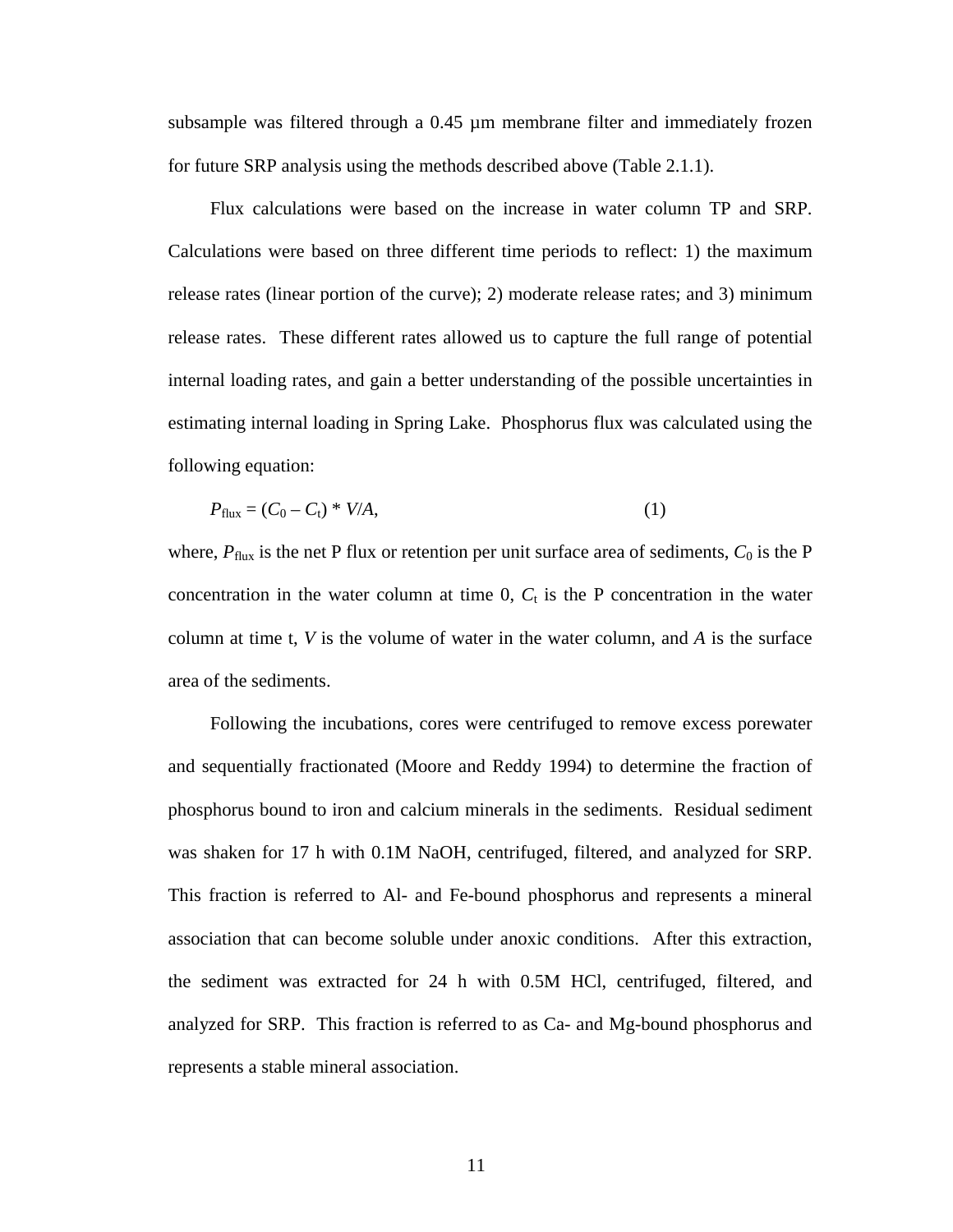subsample was filtered through a 0.45 µm membrane filter and immediately frozen for future SRP analysis using the methods described above (Table 2.1.1).

Flux calculations were based on the increase in water column TP and SRP. Calculations were based on three different time periods to reflect: 1) the maximum release rates (linear portion of the curve); 2) moderate release rates; and 3) minimum release rates. These different rates allowed us to capture the full range of potential internal loading rates, and gain a better understanding of the possible uncertainties in estimating internal loading in Spring Lake. Phosphorus flux was calculated using the following equation:

$$P_{flux} = (C_0 - C_t) * V/A, \qquad (1)$$

where, $P_{flux}$ is the net P flux or retention per unit surface area of sediments, $C_0$ is the P concentration in the water column at time 0, $C_t$ is the P concentration in the water column at time t, $V$ is the volume of water in the water column, and $A$ is the surface area of the sediments.

Following the incubations, cores were centrifuged to remove excess porewater and sequentially fractionated (Moore and Reddy 1994) to determine the fraction of phosphorus bound to iron and calcium minerals in the sediments. Residual sediment was shaken for 17 h with 0.1M NaOH, centrifuged, filtered, and analyzed for SRP. This fraction is referred to Al- and Fe-bound phosphorus and represents a mineral association that can become soluble under anoxic conditions. After this extraction, the sediment was extracted for 24 h with 0.5M HCl, centrifuged, filtered, and analyzed for SRP. This fraction is referred to as Ca- and Mg-bound phosphorus and represents a stable mineral association.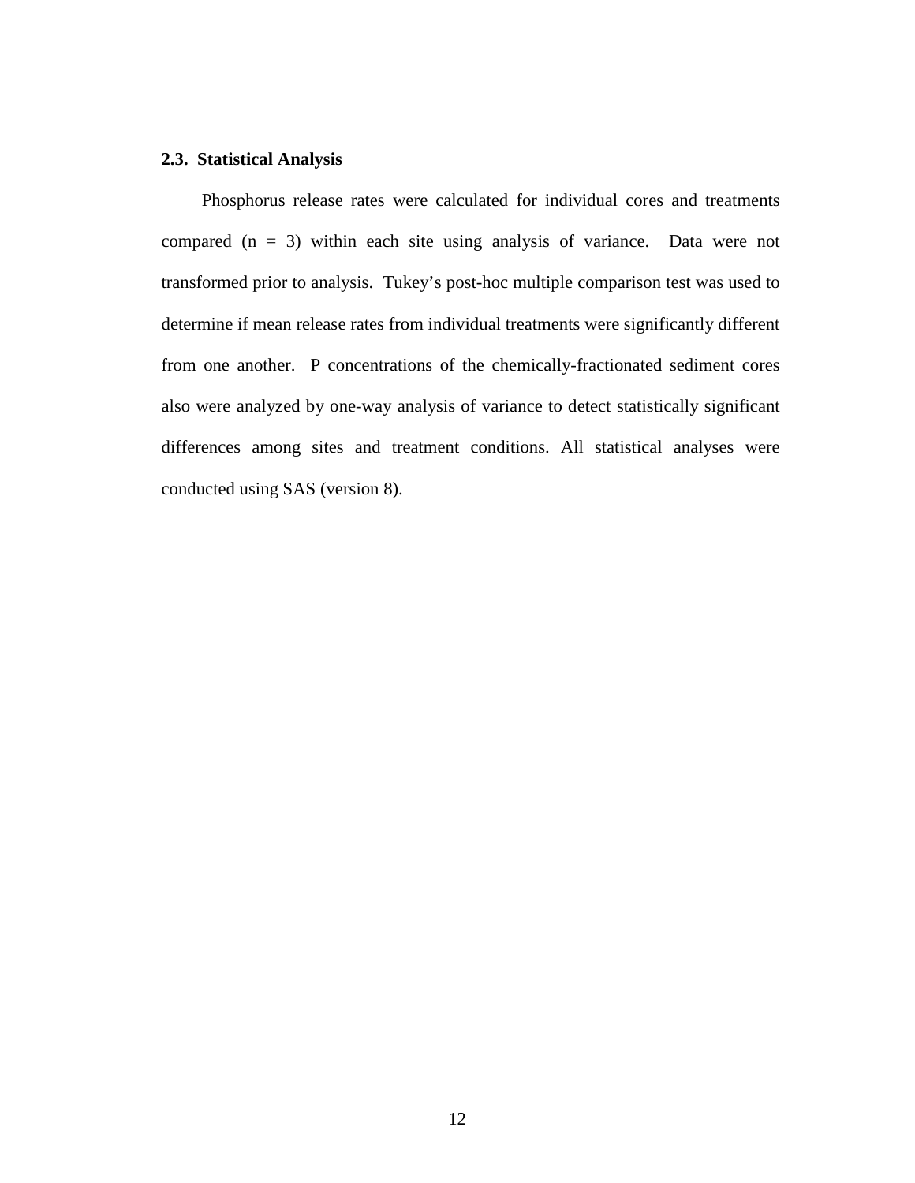### 2.3. Statistical Analysis

Phosphorus release rates were calculated for individual cores and treatments compared ($n = 3$) within each site using analysis of variance. Data were not transformed prior to analysis. Tukey's post-hoc multiple comparison test was used to determine if mean release rates from individual treatments were significantly different from one another. P concentrations of the chemically-fractionated sediment cores also were analyzed by one-way analysis of variance to detect statistically significant differences among sites and treatment conditions. All statistical analyses were conducted using SAS (version 8).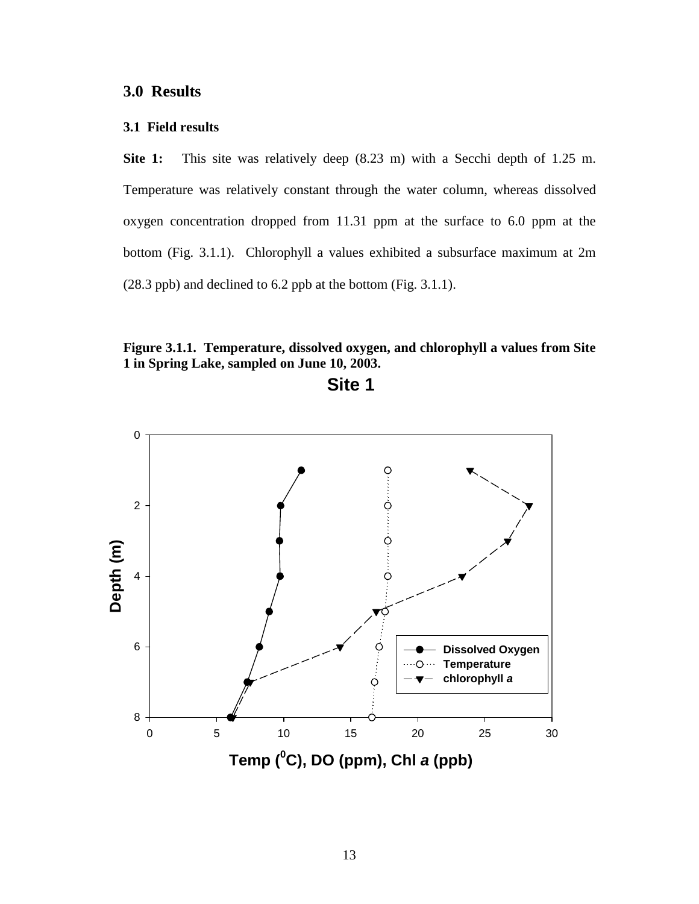# 3.0 Results

## 3.1 Field results

**Site 1:** This site was relatively deep (8.23 m) with a Secchi depth of 1.25 m. Temperature was relatively constant through the water column, whereas dissolved oxygen concentration dropped from 11.31 ppm at the surface to 6.0 ppm at the bottom (Fig. 3.1.1). Chlorophyll a values exhibited a subsurface maximum at 2m (28.3 ppb) and declined to 6.2 ppb at the bottom (Fig. 3.1.1).

**Figure 3.1.1. Temperature, dissolved oxygen, and chlorophyll a values from Site 1 in Spring Lake, sampled on June 10, 2003.**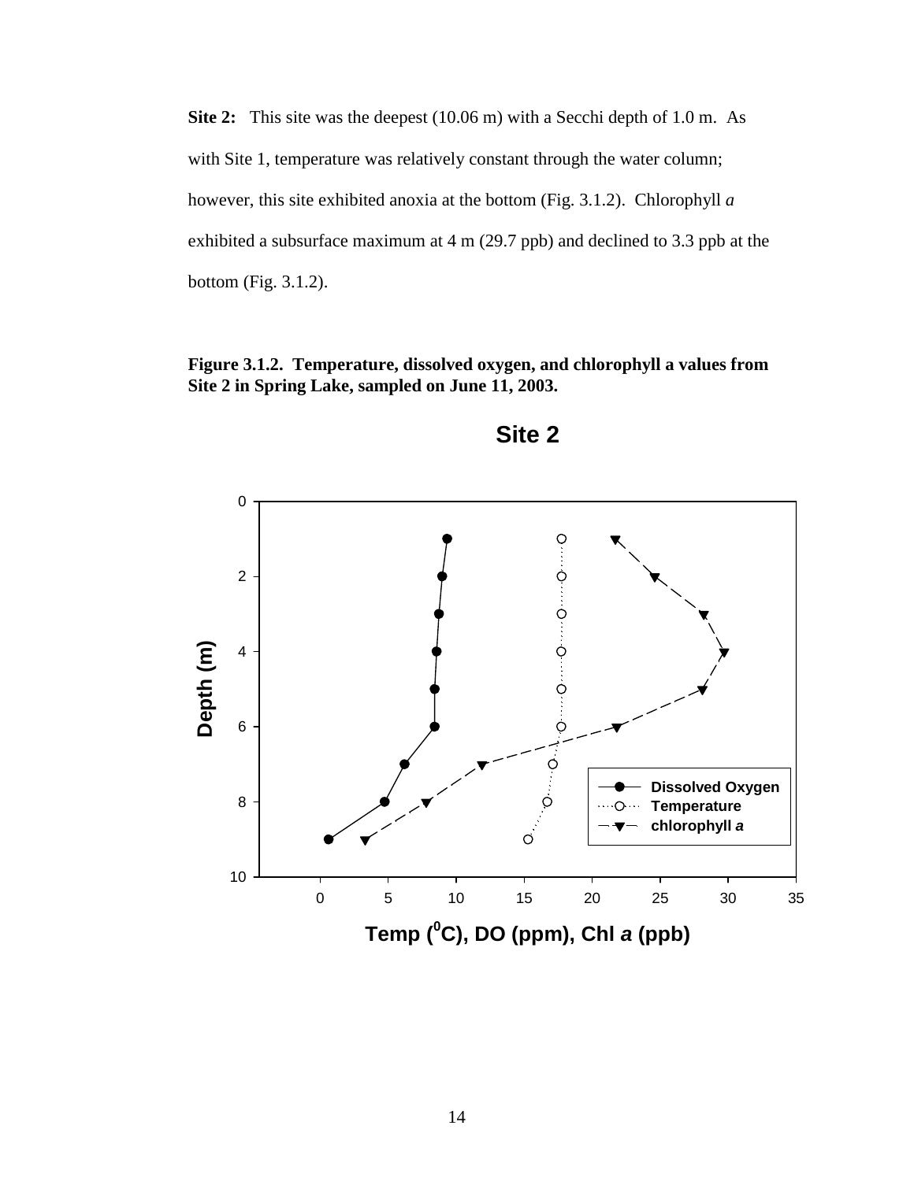**Site 2:** This site was the deepest (10.06 m) with a Secchi depth of 1.0 m. As with Site 1, temperature was relatively constant through the water column; however, this site exhibited anoxia at the bottom (Fig. 3.1.2). Chlorophyll *a* exhibited a subsurface maximum at 4 m (29.7 ppb) and declined to 3.3 ppb at the bottom (Fig. 3.1.2).

**Figure 3.1.2. Temperature, dissolved oxygen, and chlorophyll a values from Site 2 in Spring Lake, sampled on June 11, 2003.**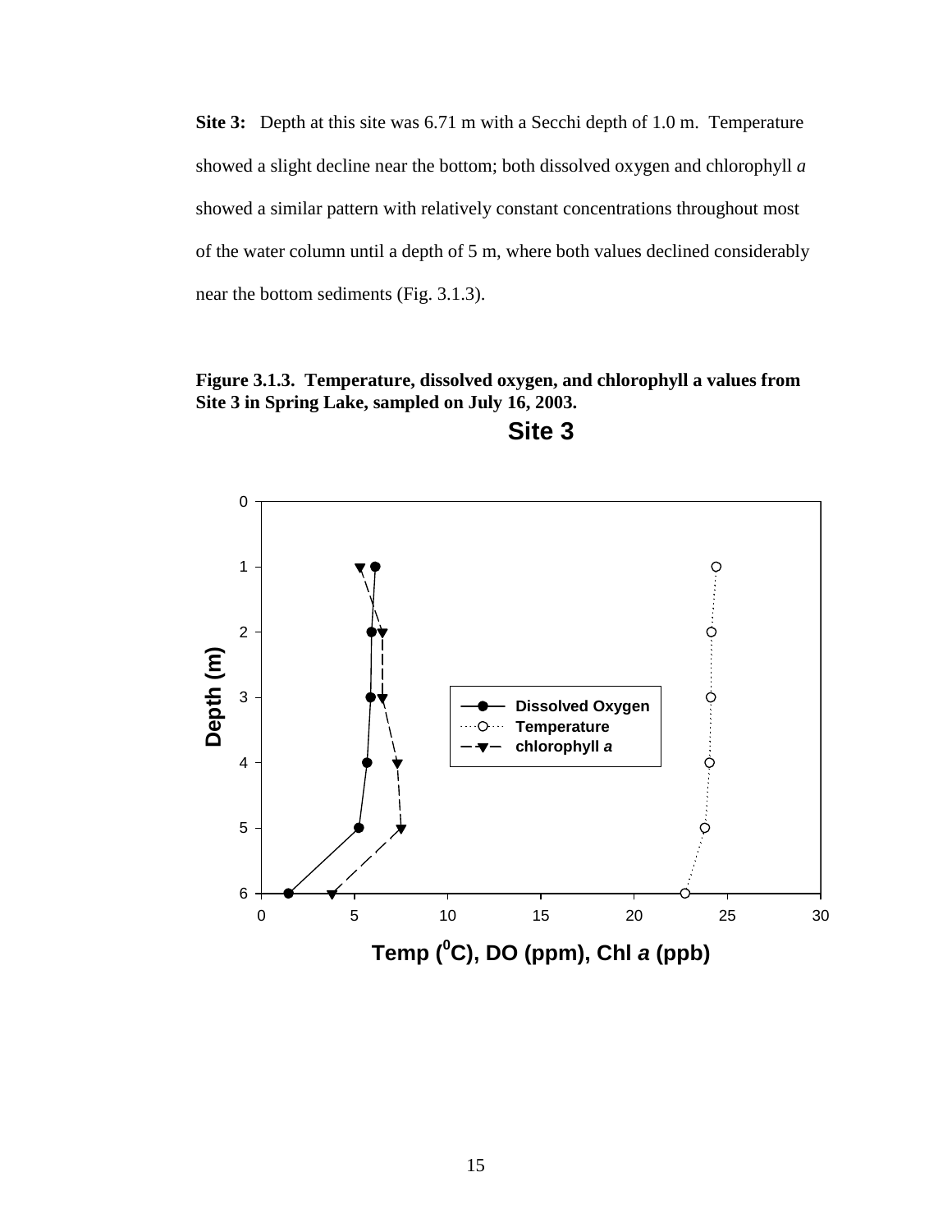**Site 3:** Depth at this site was 6.71 m with a Secchi depth of 1.0 m. Temperature showed a slight decline near the bottom; both dissolved oxygen and chlorophyll *a* showed a similar pattern with relatively constant concentrations throughout most of the water column until a depth of 5 m, where both values declined considerably near the bottom sediments (Fig. 3.1.3).

**Figure 3.1.3. Temperature, dissolved oxygen, and chlorophyll a values from Site 3 in Spring Lake, sampled on July 16, 2003.**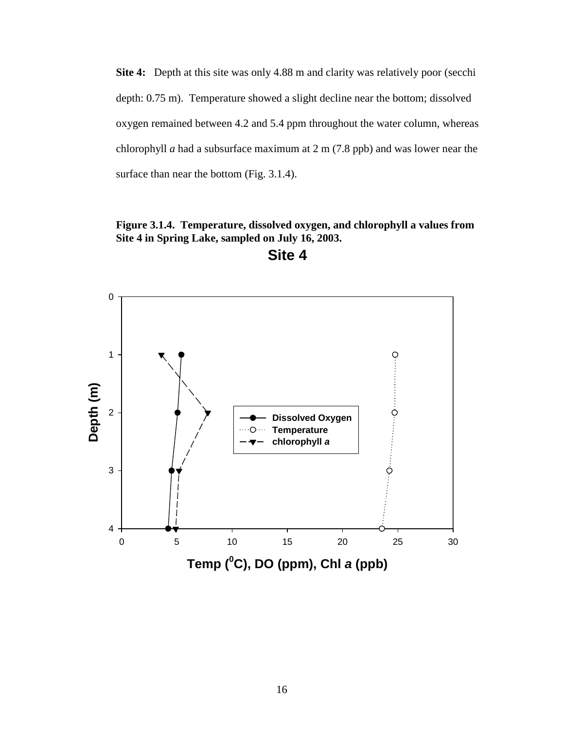**Site 4:** Depth at this site was only 4.88 m and clarity was relatively poor (secchi depth: 0.75 m). Temperature showed a slight decline near the bottom; dissolved oxygen remained between 4.2 and 5.4 ppm throughout the water column, whereas chlorophyll *a* had a subsurface maximum at 2 m (7.8 ppb) and was lower near the surface than near the bottom (Fig. 3.1.4).

**Figure 3.1.4. Temperature, dissolved oxygen, and chlorophyll a values from Site 4 in Spring Lake, sampled on July 16, 2003.**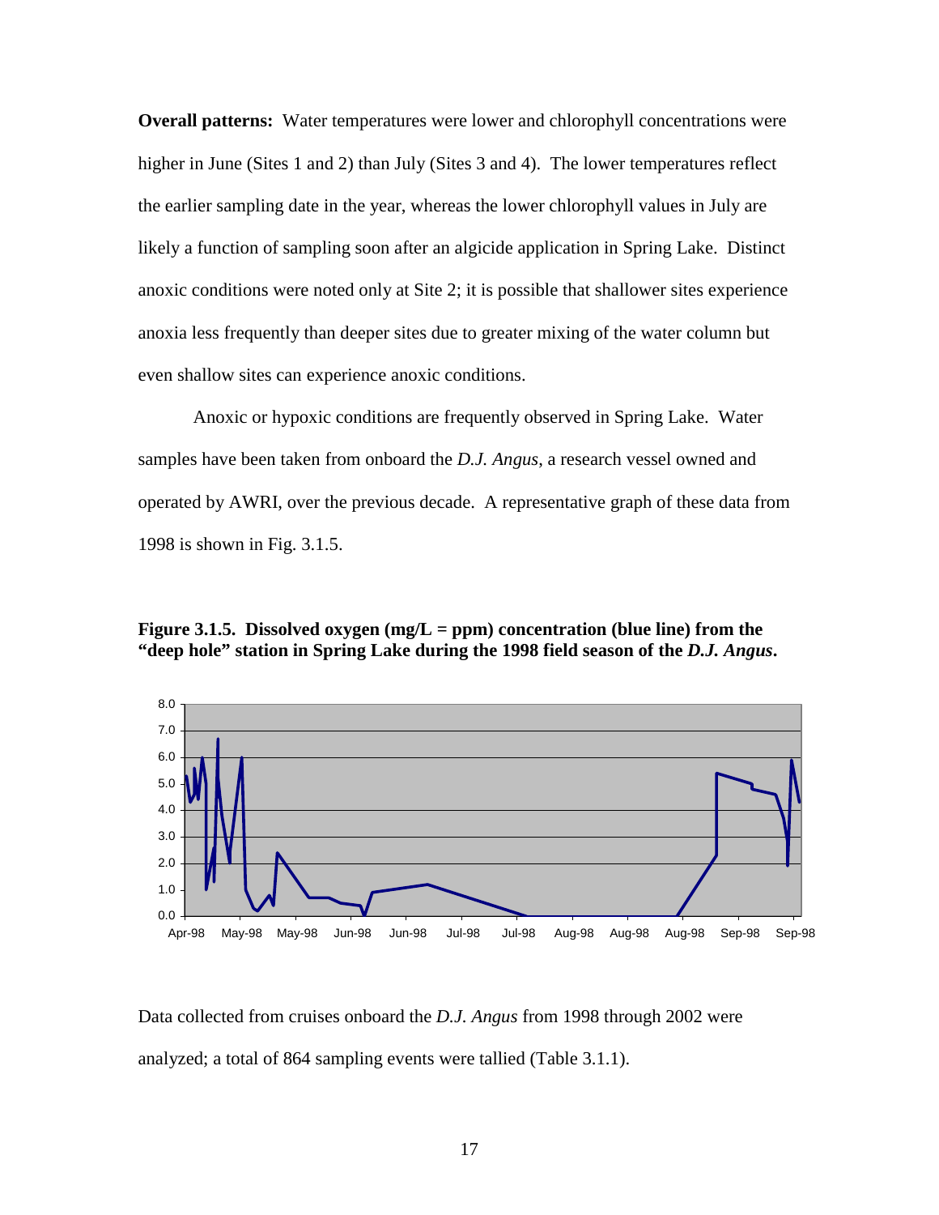**Overall patterns:** Water temperatures were lower and chlorophyll concentrations were higher in June (Sites 1 and 2) than July (Sites 3 and 4). The lower temperatures reflect the earlier sampling date in the year, whereas the lower chlorophyll values in July are likely a function of sampling soon after an algicide application in Spring Lake. Distinct anoxic conditions were noted only at Site 2; it is possible that shallower sites experience anoxia less frequently than deeper sites due to greater mixing of the water column but even shallow sites can experience anoxic conditions.

Anoxic or hypoxic conditions are frequently observed in Spring Lake. Water samples have been taken from onboard the *D.J. Angus*, a research vessel owned and operated by AWRI, over the previous decade. A representative graph of these data from 1998 is shown in Fig. 3.1.5.

**Figure 3.1.5. Dissolved oxygen (mg/L = ppm) concentration (blue line) from the "deep hole" station in Spring Lake during the 1998 field season of the *D.J. Angus*.**

Data collected from cruises onboard the *D.J. Angus* from 1998 through 2002 were analyzed; a total of 864 sampling events were tallied (Table 3.1.1).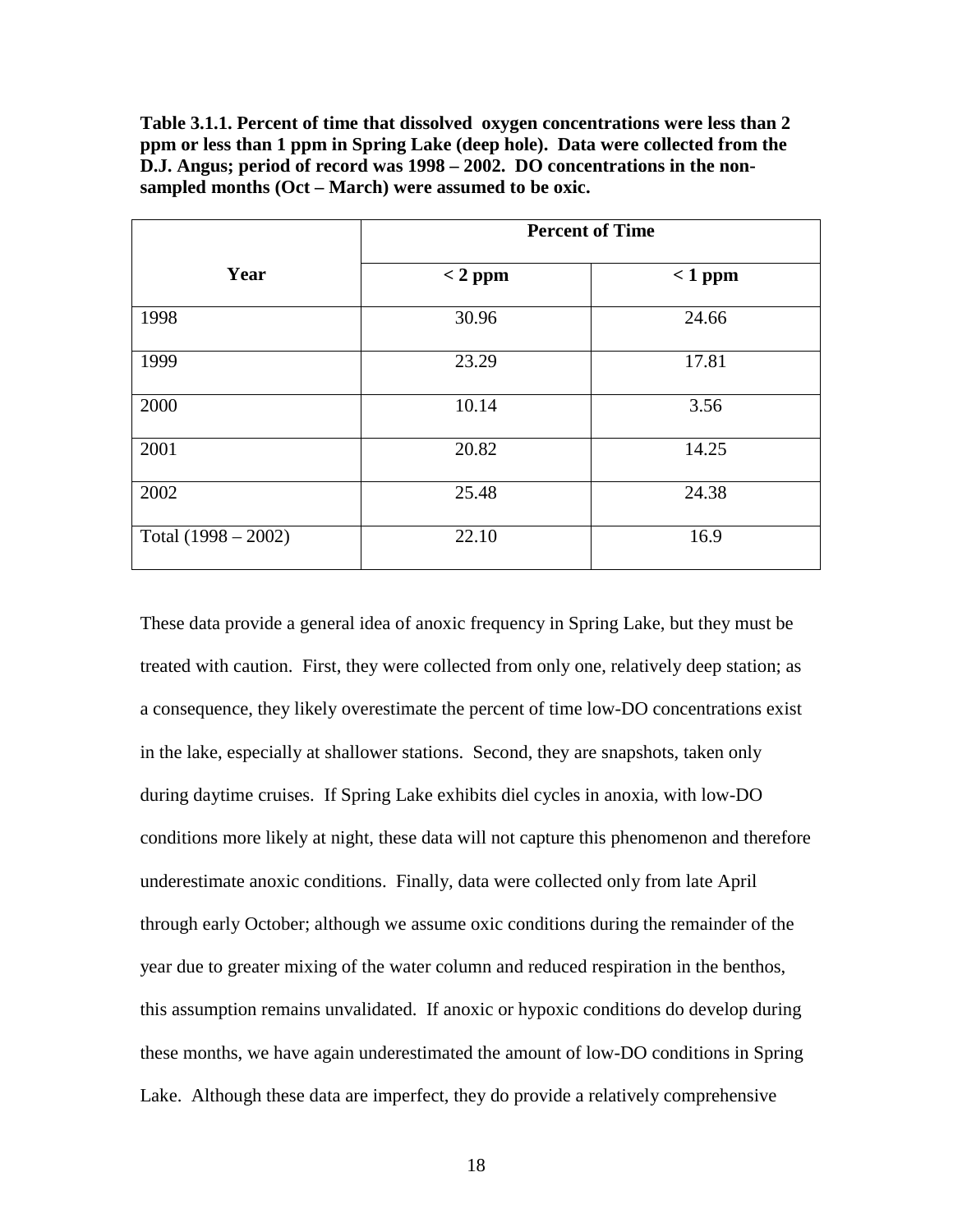**Table 3.1.1. Percent of time that dissolved oxygen concentrations were less than 2 ppm or less than 1 ppm in Spring Lake (deep hole). Data were collected from the D.J. Angus; period of record was 1998 – 2002. DO concentrations in the non-sampled months (Oct – March) were assumed to be oxic.**

| Year | Percent of Time | |
|---|---|---|
| | < 2 ppm | < 1 ppm |
| 1998 | 30.96 | 24.66 |
| 1999 | 23.29 | 17.81 |
| 2000 | 10.14 | 3.56 |
| 2001 | 20.82 | 14.25 |
| 2002 | 25.48 | 24.38 |
| Total (1998 – 2002) | 22.10 | 16.9 |

These data provide a general idea of anoxic frequency in Spring Lake, but they must be treated with caution. First, they were collected from only one, relatively deep station; as a consequence, they likely overestimate the percent of time low-DO concentrations exist in the lake, especially at shallower stations. Second, they are snapshots, taken only during daytime cruises. If Spring Lake exhibits diel cycles in anoxia, with low-DO conditions more likely at night, these data will not capture this phenomenon and therefore underestimate anoxic conditions. Finally, data were collected only from late April through early October; although we assume oxic conditions during the remainder of the year due to greater mixing of the water column and reduced respiration in the benthos, this assumption remains unvalidated. If anoxic or hypoxic conditions do develop during these months, we have again underestimated the amount of low-DO conditions in Spring Lake. Although these data are imperfect, they do provide a relatively comprehensive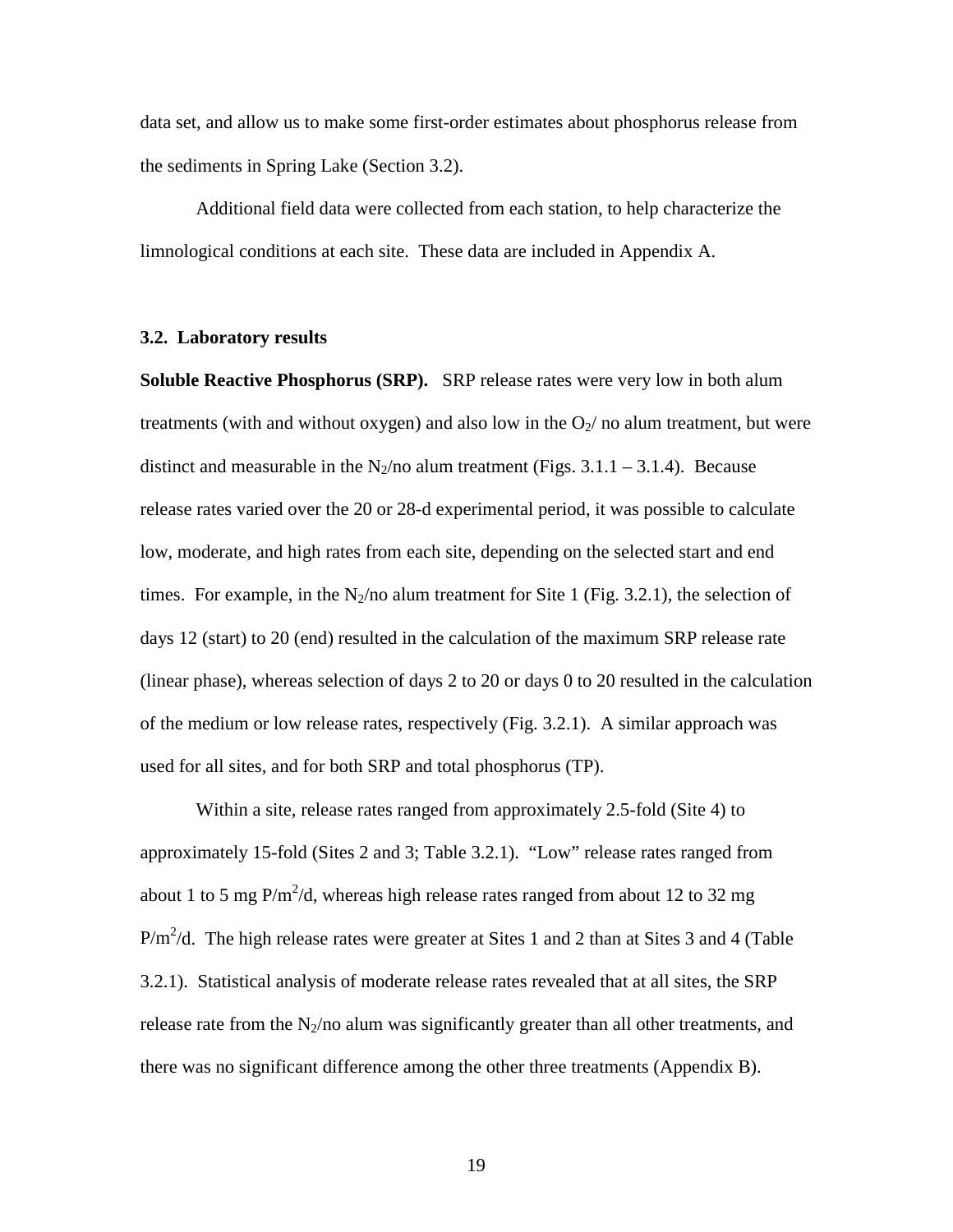data set, and allow us to make some first-order estimates about phosphorus release from the sediments in Spring Lake (Section 3.2).

Additional field data were collected from each station, to help characterize the limnological conditions at each site. These data are included in Appendix A.

### 3.2. Laboratory results

**Soluble Reactive Phosphorus (SRP).** SRP release rates were very low in both alum treatments (with and without oxygen) and also low in the $O_2$/ no alum treatment, but were distinct and measurable in the $N_2$/no alum treatment (Figs. 3.1.1 – 3.1.4). Because release rates varied over the 20 or 28-d experimental period, it was possible to calculate low, moderate, and high rates from each site, depending on the selected start and end times. For example, in the $N_2$/no alum treatment for Site 1 (Fig. 3.2.1), the selection of days 12 (start) to 20 (end) resulted in the calculation of the maximum SRP release rate (linear phase), whereas selection of days 2 to 20 or days 0 to 20 resulted in the calculation of the medium or low release rates, respectively (Fig. 3.2.1). A similar approach was used for all sites, and for both SRP and total phosphorus (TP).

Within a site, release rates ranged from approximately 2.5-fold (Site 4) to approximately 15-fold (Sites 2 and 3; Table 3.2.1). "Low" release rates ranged from about 1 to 5 mg $P/m^2/d$, whereas high release rates ranged from about 12 to 32 mg $P/m^2/d$. The high release rates were greater at Sites 1 and 2 than at Sites 3 and 4 (Table 3.2.1). Statistical analysis of moderate release rates revealed that at all sites, the SRP release rate from the $N_2$/no alum was significantly greater than all other treatments, and there was no significant difference among the other three treatments (Appendix B).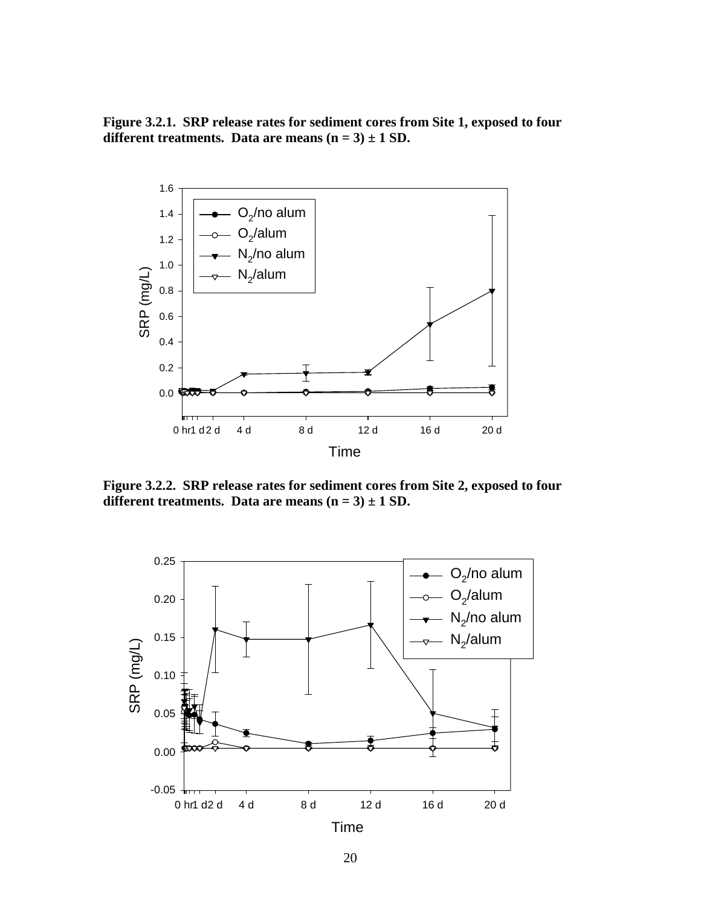**Figure 3.2.1. SRP release rates for sediment cores from Site 1, exposed to four different treatments. Data are means (n = 3) ± 1 SD.**

**Figure 3.2.2. SRP release rates for sediment cores from Site 2, exposed to four different treatments. Data are means (n = 3) ± 1 SD.**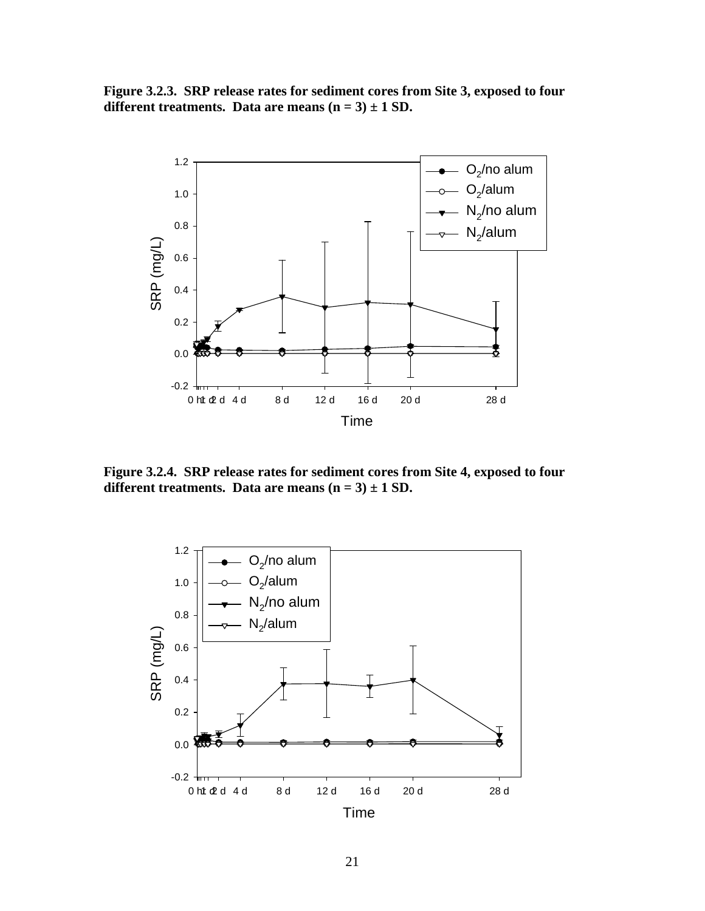**Figure 3.2.3. SRP release rates for sediment cores from Site 3, exposed to four different treatments. Data are means (n = 3) ± 1 SD.**

**Figure 3.2.4. SRP release rates for sediment cores from Site 4, exposed to four different treatments. Data are means (n = 3) ± 1 SD.**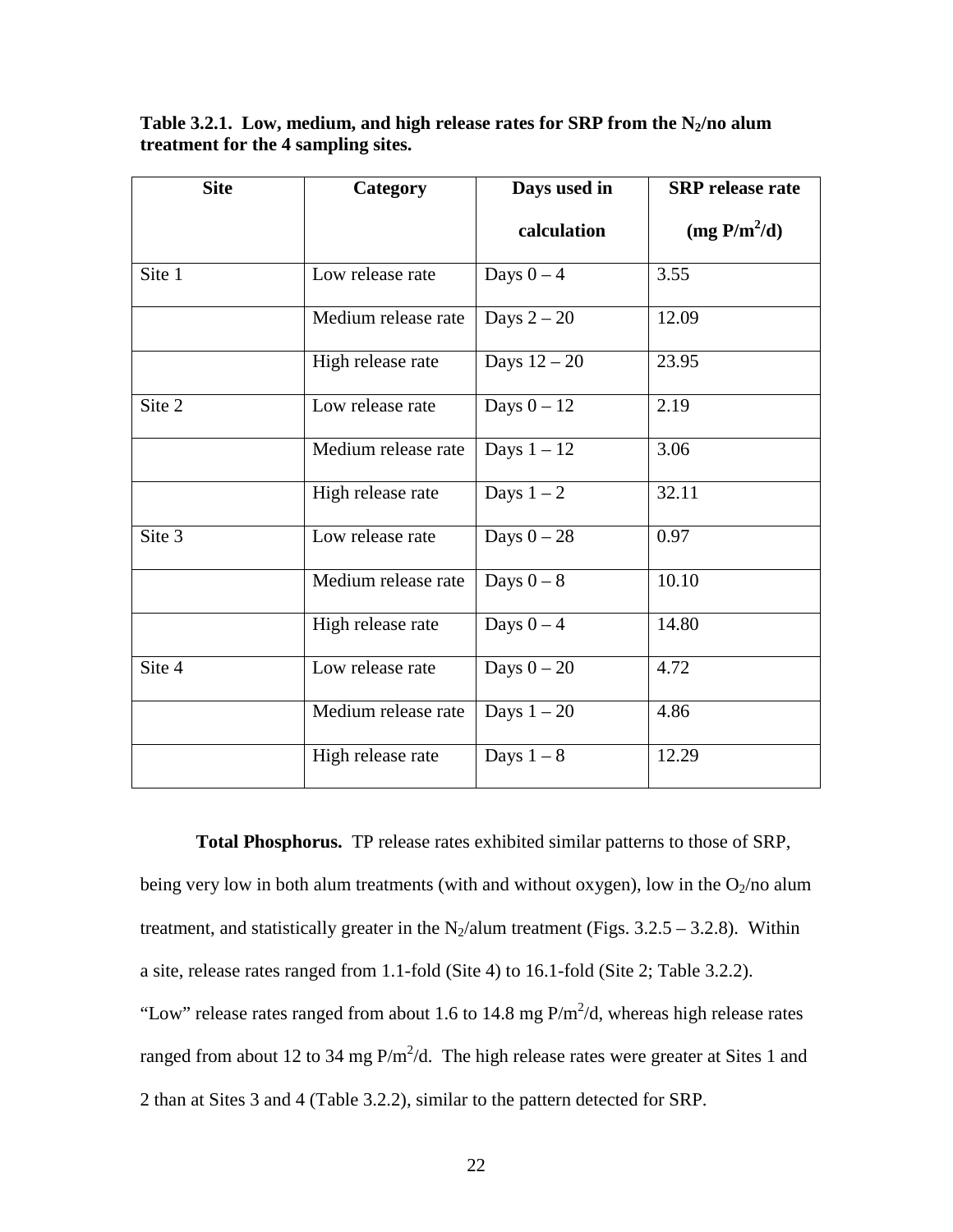**Table 3.2.1. Low, medium, and high release rates for SRP from the $N_2$/no alum treatment for the 4 sampling sites.**

| Site | Category | Days used in calculation | SRP release rate (mg $P/m^2/d$) |
|---|---|---|---|
| Site 1 | Low release rate | Days 0 – 4 | 3.55 |
| | Medium release rate | Days 2 – 20 | 12.09 |
| | High release rate | Days 12 – 20 | 23.95 |
| Site 2 | Low release rate | Days 0 – 12 | 2.19 |
| | Medium release rate | Days 1 – 12 | 3.06 |
| | High release rate | Days 1 – 2 | 32.11 |
| Site 3 | Low release rate | Days 0 – 28 | 0.97 |
| | Medium release rate | Days 0 – 8 | 10.10 |
| | High release rate | Days 0 – 4 | 14.80 |
| Site 4 | Low release rate | Days 0 – 20 | 4.72 |
| | Medium release rate | Days 1 – 20 | 4.86 |
| | High release rate | Days 1 – 8 | 12.29 |

**Total Phosphorus.** TP release rates exhibited similar patterns to those of SRP, being very low in both alum treatments (with and without oxygen), low in the $O_2$/no alum treatment, and statistically greater in the $N_2$/alum treatment (Figs. 3.2.5 – 3.2.8). Within a site, release rates ranged from 1.1-fold (Site 4) to 16.1-fold (Site 2; Table 3.2.2). "Low" release rates ranged from about 1.6 to 14.8 mg $P/m^2/d$, whereas high release rates ranged from about 12 to 34 mg $P/m^2/d$. The high release rates were greater at Sites 1 and 2 than at Sites 3 and 4 (Table 3.2.2), similar to the pattern detected for SRP.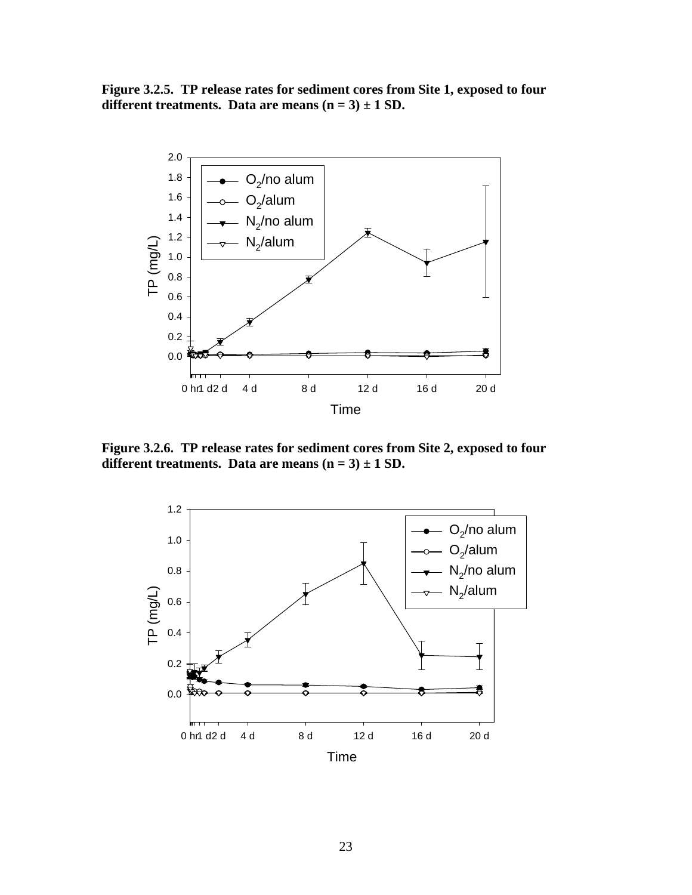**Figure 3.2.5. TP release rates for sediment cores from Site 1, exposed to four different treatments. Data are means (n = 3) ± 1 SD.**

**Figure 3.2.6. TP release rates for sediment cores from Site 2, exposed to four different treatments. Data are means (n = 3) ± 1 SD.**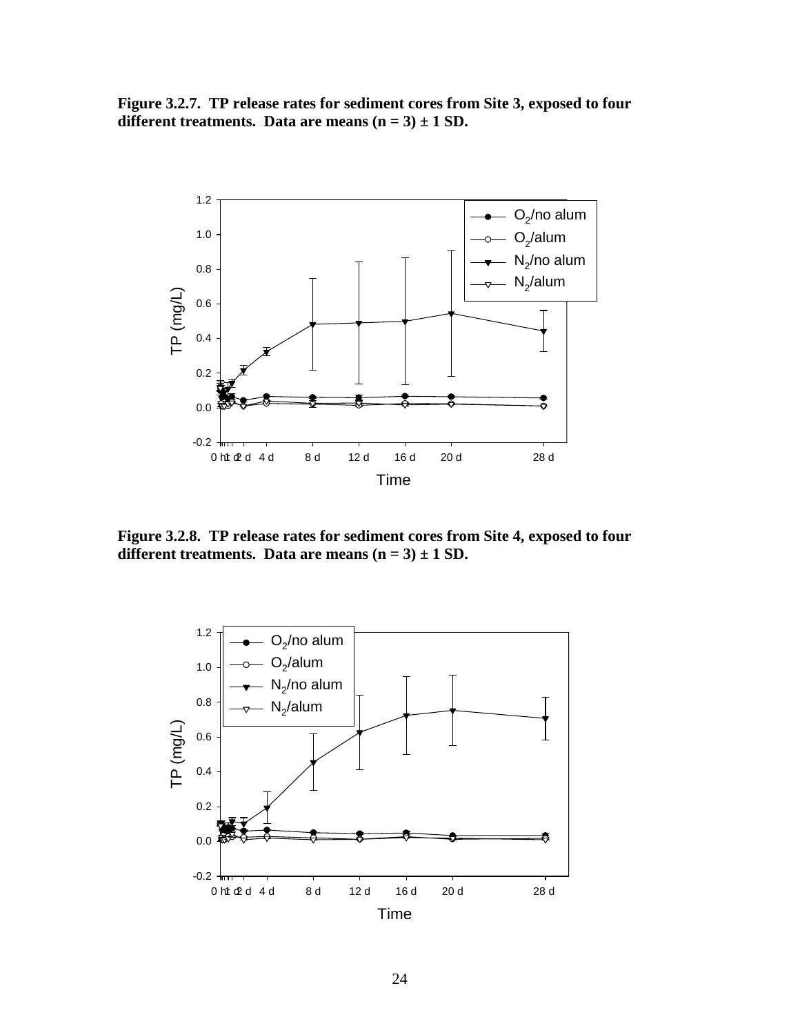**Figure 3.2.7. TP release rates for sediment cores from Site 3, exposed to four different treatments. Data are means (n = 3) ± 1 SD.**

**Figure 3.2.8. TP release rates for sediment cores from Site 4, exposed to four different treatments. Data are means (n = 3) ± 1 SD.**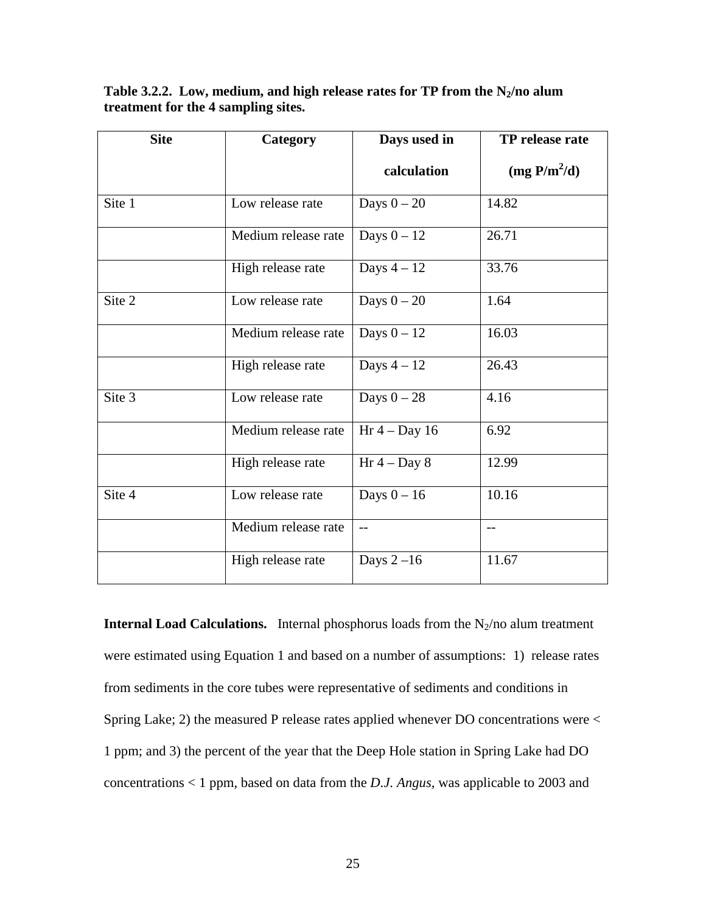**Table 3.2.2. Low, medium, and high release rates for TP from the $N_2$/no alum treatment for the 4 sampling sites.**

| Site | Category | Days used in calculation | TP release rate ($mg\ P/m^2/d$) |
|---|---|---|---|
| Site 1 | Low release rate | Days 0 – 20 | 14.82 |
| | Medium release rate | Days 0 – 12 | 26.71 |
| | High release rate | Days 4 – 12 | 33.76 |
| Site 2 | Low release rate | Days 0 – 20 | 1.64 |
| | Medium release rate | Days 0 – 12 | 16.03 |
| | High release rate | Days 4 – 12 | 26.43 |
| Site 3 | Low release rate | Days 0 – 28 | 4.16 |
| | Medium release rate | Hr 4 – Day 16 | 6.92 |
| | High release rate | Hr 4 – Day 8 | 12.99 |
| Site 4 | Low release rate | Days 0 – 16 | 10.16 |
| | Medium release rate | -- | -- |
| | High release rate | Days 2 –16 | 11.67 |

**Internal Load Calculations.** Internal phosphorus loads from the $N_2$/no alum treatment were estimated using Equation 1 and based on a number of assumptions: 1) release rates from sediments in the core tubes were representative of sediments and conditions in Spring Lake; 2) the measured P release rates applied whenever DO concentrations were < 1 ppm; and 3) the percent of the year that the Deep Hole station in Spring Lake had DO concentrations < 1 ppm, based on data from the *D.J. Angus*, was applicable to 2003 and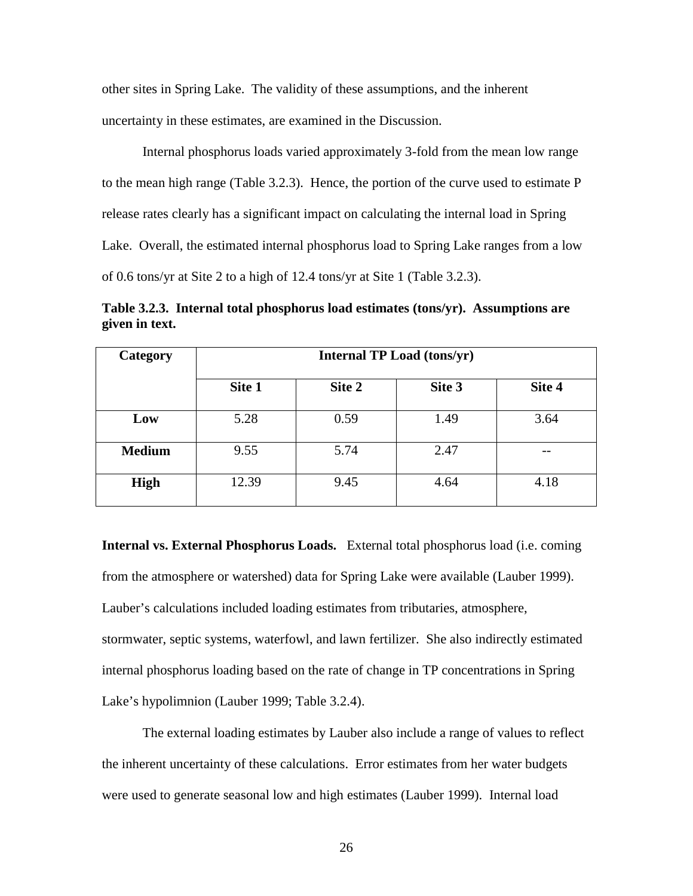other sites in Spring Lake. The validity of these assumptions, and the inherent uncertainty in these estimates, are examined in the Discussion.

Internal phosphorus loads varied approximately 3-fold from the mean low range to the mean high range (Table 3.2.3). Hence, the portion of the curve used to estimate P release rates clearly has a significant impact on calculating the internal load in Spring Lake. Overall, the estimated internal phosphorus load to Spring Lake ranges from a low of 0.6 tons/yr at Site 2 to a high of 12.4 tons/yr at Site 1 (Table 3.2.3).

**Table 3.2.3. Internal total phosphorus load estimates (tons/yr). Assumptions are given in text.**

| Category | Internal TP Load (tons/yr) | | | |
|---|---|---|---|---|
| | Site 1 | Site 2 | Site 3 | Site 4 |
| **Low** | 5.28 | 0.59 | 1.49 | 3.64 |
| **Medium** | 9.55 | 5.74 | 2.47 | -- |
| **High** | 12.39 | 9.45 | 4.64 | 4.18 |

**Internal vs. External Phosphorus Loads.** External total phosphorus load (i.e. coming from the atmosphere or watershed) data for Spring Lake were available (Lauber 1999). Lauber's calculations included loading estimates from tributaries, atmosphere, stormwater, septic systems, waterfowl, and lawn fertilizer. She also indirectly estimated internal phosphorus loading based on the rate of change in TP concentrations in Spring Lake's hypolimnion (Lauber 1999; Table 3.2.4).

The external loading estimates by Lauber also include a range of values to reflect the inherent uncertainty of these calculations. Error estimates from her water budgets were used to generate seasonal low and high estimates (Lauber 1999). Internal load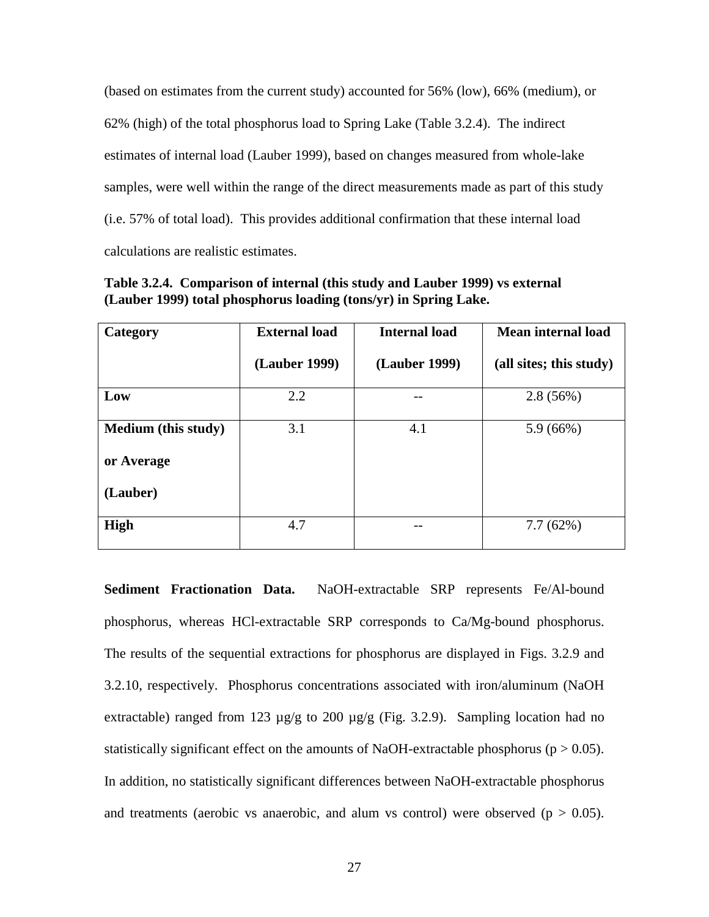(based on estimates from the current study) accounted for 56% (low), 66% (medium), or 62% (high) of the total phosphorus load to Spring Lake (Table 3.2.4). The indirect estimates of internal load (Lauber 1999), based on changes measured from whole-lake samples, were well within the range of the direct measurements made as part of this study (i.e. 57% of total load). This provides additional confirmation that these internal load calculations are realistic estimates.

**Table 3.2.4. Comparison of internal (this study and Lauber 1999) vs external (Lauber 1999) total phosphorus loading (tons/yr) in Spring Lake.**

| Category | External load (Lauber 1999) | Internal load (Lauber 1999) | Mean internal load (all sites; this study) |
|---|---|---|---|
| **Low** | 2.2 | -- | 2.8 (56%) |
| **Medium (this study) or Average (Lauber)** | 3.1 | 4.1 | 5.9 (66%) |
| **High** | 4.7 | -- | 7.7 (62%) |

**Sediment Fractionation Data.** NaOH-extractable SRP represents Fe/Al-bound phosphorus, whereas HCl-extractable SRP corresponds to Ca/Mg-bound phosphorus. The results of the sequential extractions for phosphorus are displayed in Figs. 3.2.9 and 3.2.10, respectively. Phosphorus concentrations associated with iron/aluminum (NaOH extractable) ranged from 123 µg/g to 200 µg/g (Fig. 3.2.9). Sampling location had no statistically significant effect on the amounts of NaOH-extractable phosphorus ($p > 0.05$). In addition, no statistically significant differences between NaOH-extractable phosphorus and treatments (aerobic vs anaerobic, and alum vs control) were observed ($p > 0.05$).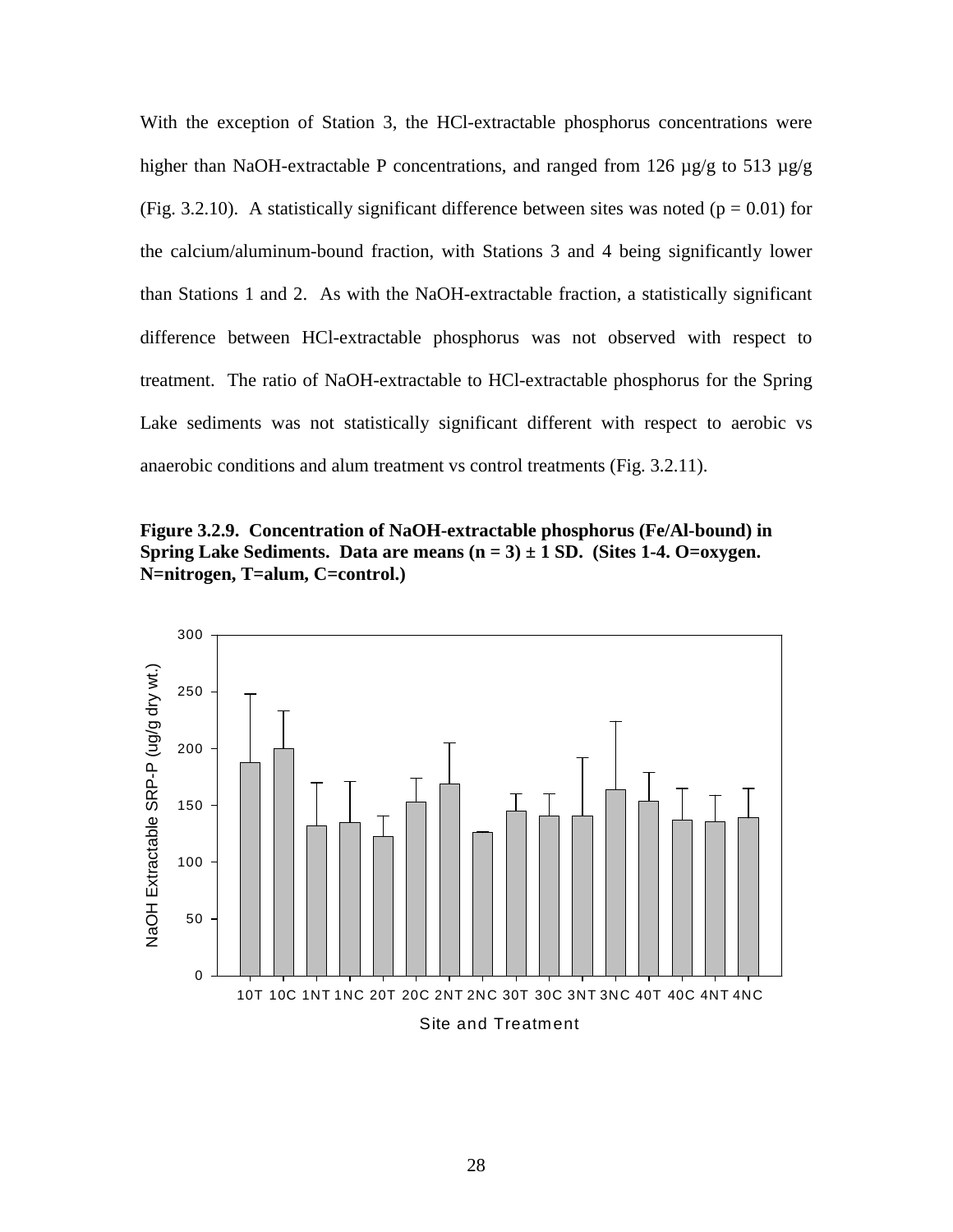With the exception of Station 3, the HCl-extractable phosphorus concentrations were higher than NaOH-extractable P concentrations, and ranged from 126 µg/g to 513 µg/g (Fig. 3.2.10). A statistically significant difference between sites was noted ($p = 0.01$) for the calcium/aluminum-bound fraction, with Stations 3 and 4 being significantly lower than Stations 1 and 2. As with the NaOH-extractable fraction, a statistically significant difference between HCl-extractable phosphorus was not observed with respect to treatment. The ratio of NaOH-extractable to HCl-extractable phosphorus for the Spring Lake sediments was not statistically significant different with respect to aerobic vs anaerobic conditions and alum treatment vs control treatments (Fig. 3.2.11).

**Figure 3.2.9. Concentration of NaOH-extractable phosphorus (Fe/Al-bound) in Spring Lake Sediments. Data are means ($n = 3$) ± 1 SD. (Sites 1-4. O=oxygen. N=nitrogen, T=alum, C=control.)**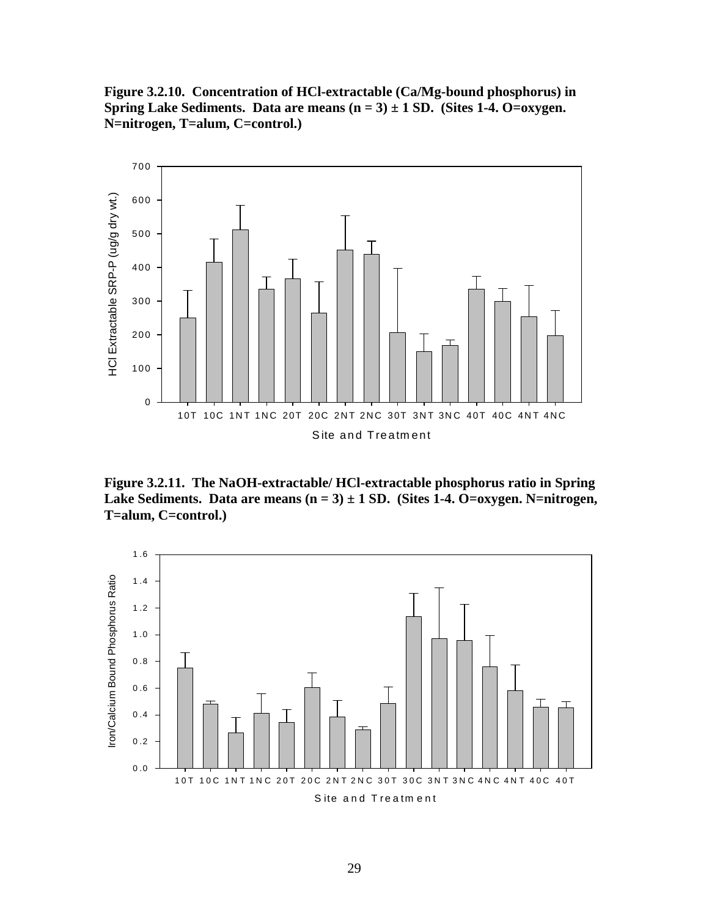**Figure 3.2.10. Concentration of HCl-extractable (Ca/Mg-bound phosphorus) in Spring Lake Sediments. Data are means (n = 3) ± 1 SD. (Sites 1-4. O=oxygen. N=nitrogen, T=alum, C=control.)**

**Figure 3.2.11. The NaOH-extractable/ HCl-extractable phosphorus ratio in Spring Lake Sediments. Data are means (n = 3) ± 1 SD. (Sites 1-4. O=oxygen. N=nitrogen, T=alum, C=control.)**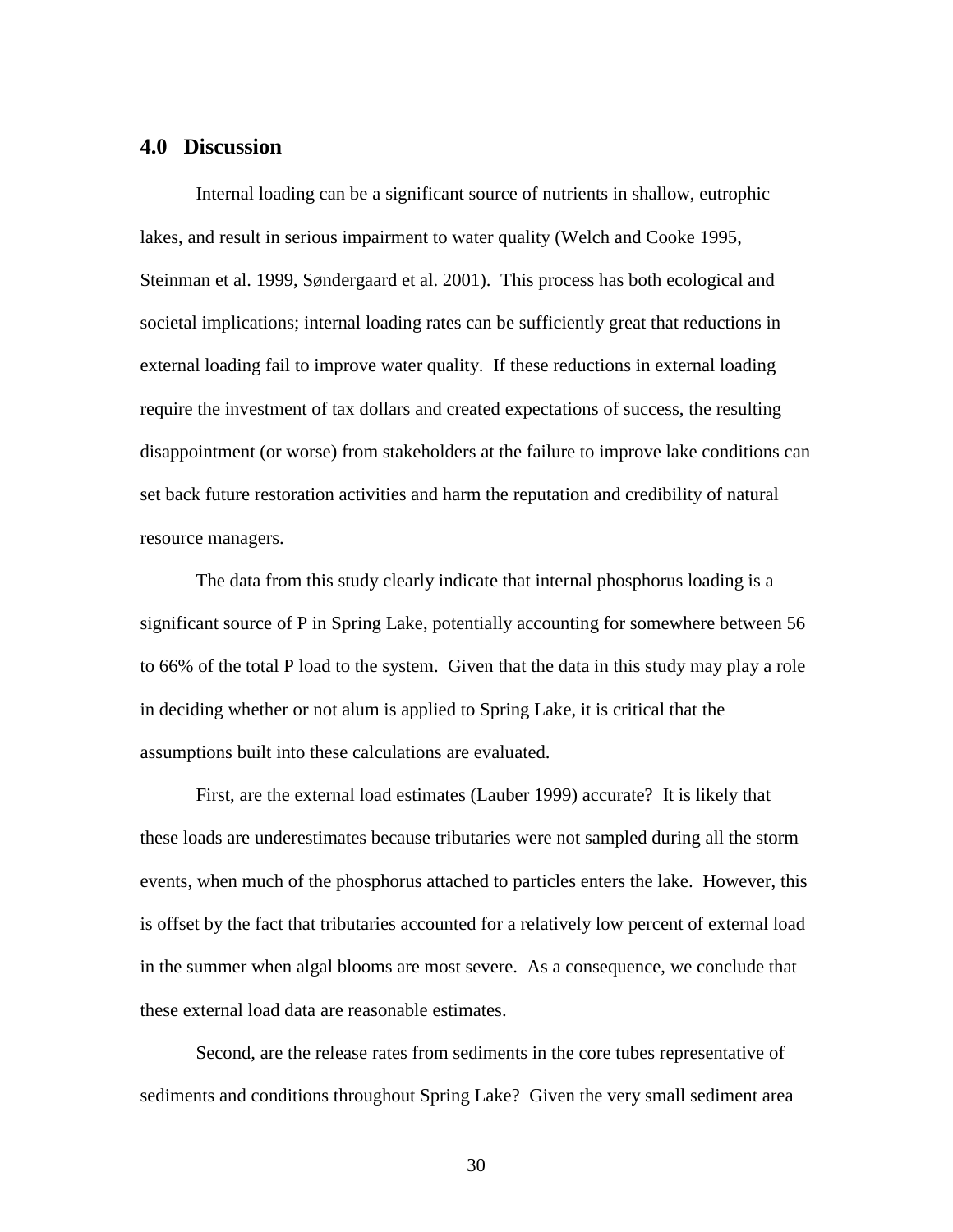## 4.0 Discussion

Internal loading can be a significant source of nutrients in shallow, eutrophic lakes, and result in serious impairment to water quality (Welch and Cooke 1995, Steinman et al. 1999, Søndergaard et al. 2001). This process has both ecological and societal implications; internal loading rates can be sufficiently great that reductions in external loading fail to improve water quality. If these reductions in external loading require the investment of tax dollars and created expectations of success, the resulting disappointment (or worse) from stakeholders at the failure to improve lake conditions can set back future restoration activities and harm the reputation and credibility of natural resource managers.

The data from this study clearly indicate that internal phosphorus loading is a significant source of P in Spring Lake, potentially accounting for somewhere between 56 to 66% of the total P load to the system. Given that the data in this study may play a role in deciding whether or not alum is applied to Spring Lake, it is critical that the assumptions built into these calculations are evaluated.

First, are the external load estimates (Lauber 1999) accurate? It is likely that these loads are underestimates because tributaries were not sampled during all the storm events, when much of the phosphorus attached to particles enters the lake. However, this is offset by the fact that tributaries accounted for a relatively low percent of external load in the summer when algal blooms are most severe. As a consequence, we conclude that these external load data are reasonable estimates.

Second, are the release rates from sediments in the core tubes representative of sediments and conditions throughout Spring Lake? Given the very small sediment area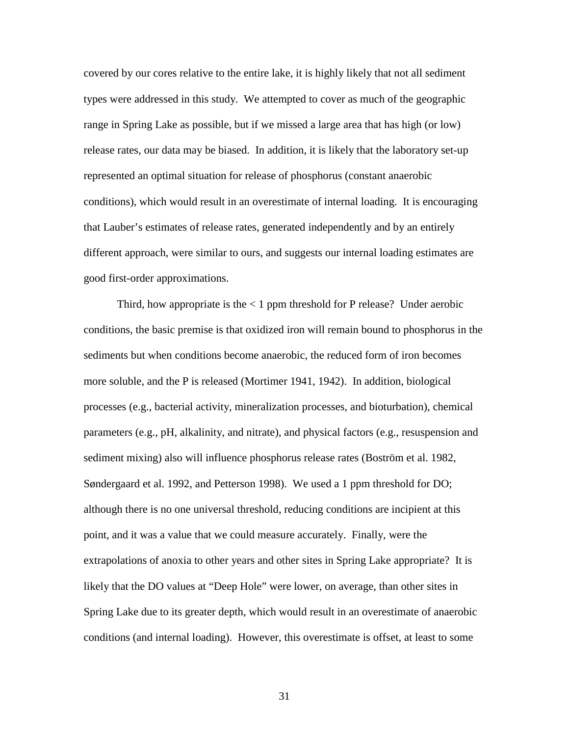covered by our cores relative to the entire lake, it is highly likely that not all sediment types were addressed in this study. We attempted to cover as much of the geographic range in Spring Lake as possible, but if we missed a large area that has high (or low) release rates, our data may be biased. In addition, it is likely that the laboratory set-up represented an optimal situation for release of phosphorus (constant anaerobic conditions), which would result in an overestimate of internal loading. It is encouraging that Lauber's estimates of release rates, generated independently and by an entirely different approach, were similar to ours, and suggests our internal loading estimates are good first-order approximations.

Third, how appropriate is the < 1 ppm threshold for P release? Under aerobic conditions, the basic premise is that oxidized iron will remain bound to phosphorus in the sediments but when conditions become anaerobic, the reduced form of iron becomes more soluble, and the P is released (Mortimer 1941, 1942). In addition, biological processes (e.g., bacterial activity, mineralization processes, and bioturbation), chemical parameters (e.g., pH, alkalinity, and nitrate), and physical factors (e.g., resuspension and sediment mixing) also will influence phosphorus release rates (Boström et al. 1982, Søndergaard et al. 1992, and Petterson 1998). We used a 1 ppm threshold for DO; although there is no one universal threshold, reducing conditions are incipient at this point, and it was a value that we could measure accurately. Finally, were the extrapolations of anoxia to other years and other sites in Spring Lake appropriate? It is likely that the DO values at "Deep Hole" were lower, on average, than other sites in Spring Lake due to its greater depth, which would result in an overestimate of anaerobic conditions (and internal loading). However, this overestimate is offset, at least to some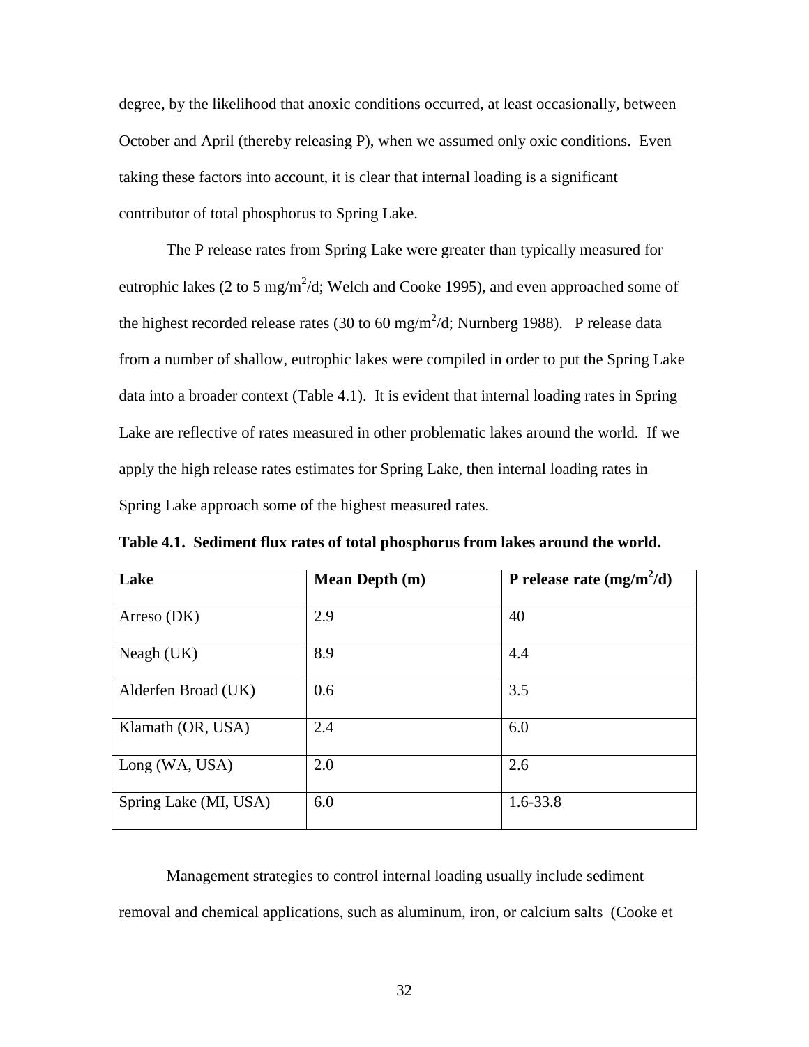degree, by the likelihood that anoxic conditions occurred, at least occasionally, between October and April (thereby releasing P), when we assumed only oxic conditions. Even taking these factors into account, it is clear that internal loading is a significant contributor of total phosphorus to Spring Lake.

The P release rates from Spring Lake were greater than typically measured for eutrophic lakes (2 to 5 $mg/m^2/d$; Welch and Cooke 1995), and even approached some of the highest recorded release rates (30 to 60 $mg/m^2/d$; Nurnberg 1988). P release data from a number of shallow, eutrophic lakes were compiled in order to put the Spring Lake data into a broader context (Table 4.1). It is evident that internal loading rates in Spring Lake are reflective of rates measured in other problematic lakes around the world. If we apply the high release rates estimates for Spring Lake, then internal loading rates in Spring Lake approach some of the highest measured rates.

**Table 4.1. Sediment flux rates of total phosphorus from lakes around the world.**

| Lake | Mean Depth (m) | P release rate ($mg/m^2/d$) |
|---|---|---|
| Arreso (DK) | 2.9 | 40 |
| Neagh (UK) | 8.9 | 4.4 |
| Alderfen Broad (UK) | 0.6 | 3.5 |
| Klamath (OR, USA) | 2.4 | 6.0 |
| Long (WA, USA) | 2.0 | 2.6 |
| Spring Lake (MI, USA) | 6.0 | 1.6-33.8 |

Management strategies to control internal loading usually include sediment removal and chemical applications, such as aluminum, iron, or calcium salts (Cooke et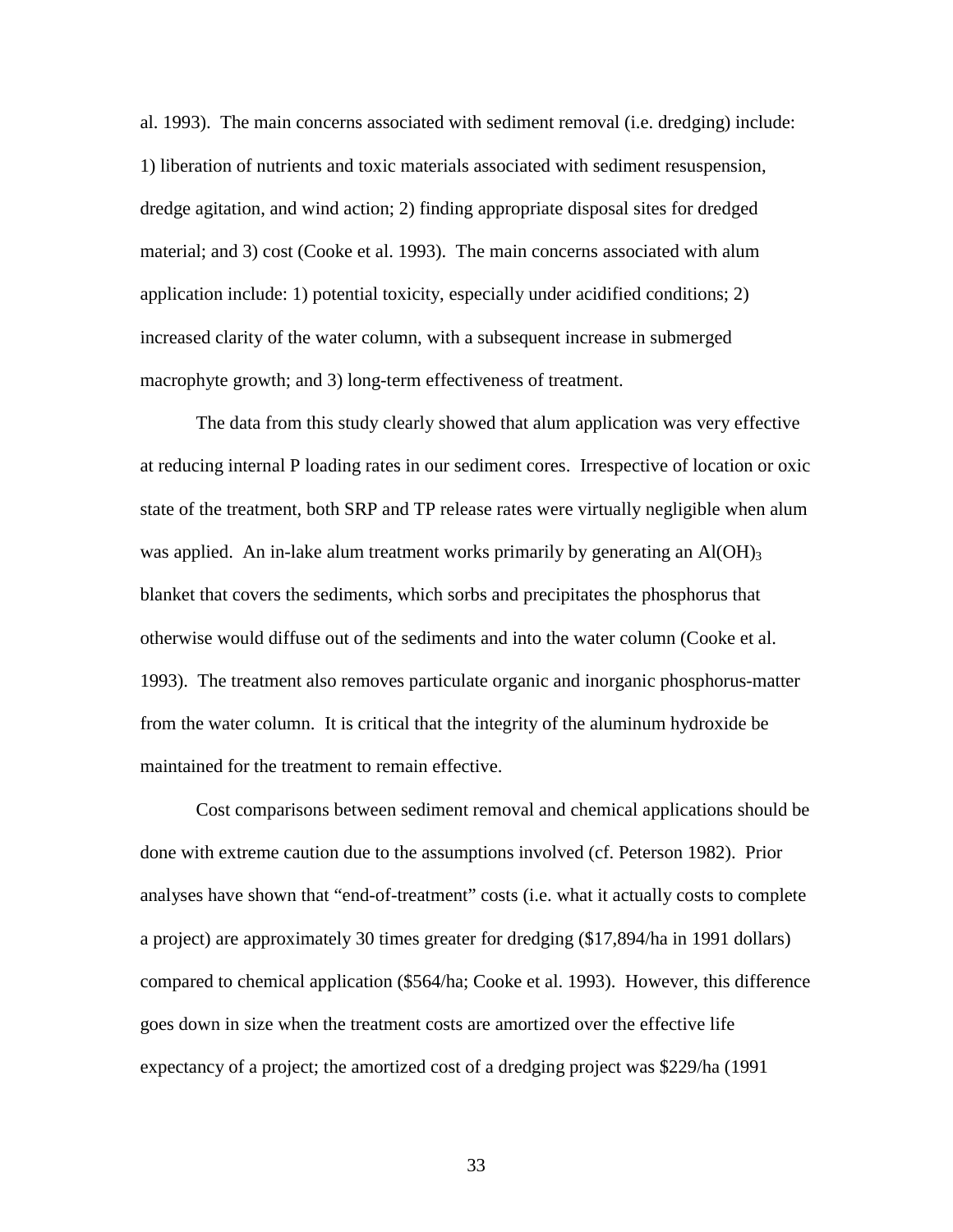al. 1993). The main concerns associated with sediment removal (i.e. dredging) include: 1) liberation of nutrients and toxic materials associated with sediment resuspension, dredge agitation, and wind action; 2) finding appropriate disposal sites for dredged material; and 3) cost (Cooke et al. 1993). The main concerns associated with alum application include: 1) potential toxicity, especially under acidified conditions; 2) increased clarity of the water column, with a subsequent increase in submerged macrophyte growth; and 3) long-term effectiveness of treatment.

The data from this study clearly showed that alum application was very effective at reducing internal P loading rates in our sediment cores. Irrespective of location or oxic state of the treatment, both SRP and TP release rates were virtually negligible when alum was applied. An in-lake alum treatment works primarily by generating an $Al(OH)_3$ blanket that covers the sediments, which sorbs and precipitates the phosphorus that otherwise would diffuse out of the sediments and into the water column (Cooke et al. 1993). The treatment also removes particulate organic and inorganic phosphorus-matter from the water column. It is critical that the integrity of the aluminum hydroxide be maintained for the treatment to remain effective.

Cost comparisons between sediment removal and chemical applications should be done with extreme caution due to the assumptions involved (cf. Peterson 1982). Prior analyses have shown that "end-of-treatment" costs (i.e. what it actually costs to complete a project) are approximately 30 times greater for dredging ($17,894/ha in 1991 dollars) compared to chemical application ($564/ha; Cooke et al. 1993). However, this difference goes down in size when the treatment costs are amortized over the effective life expectancy of a project; the amortized cost of a dredging project was $229/ha (1991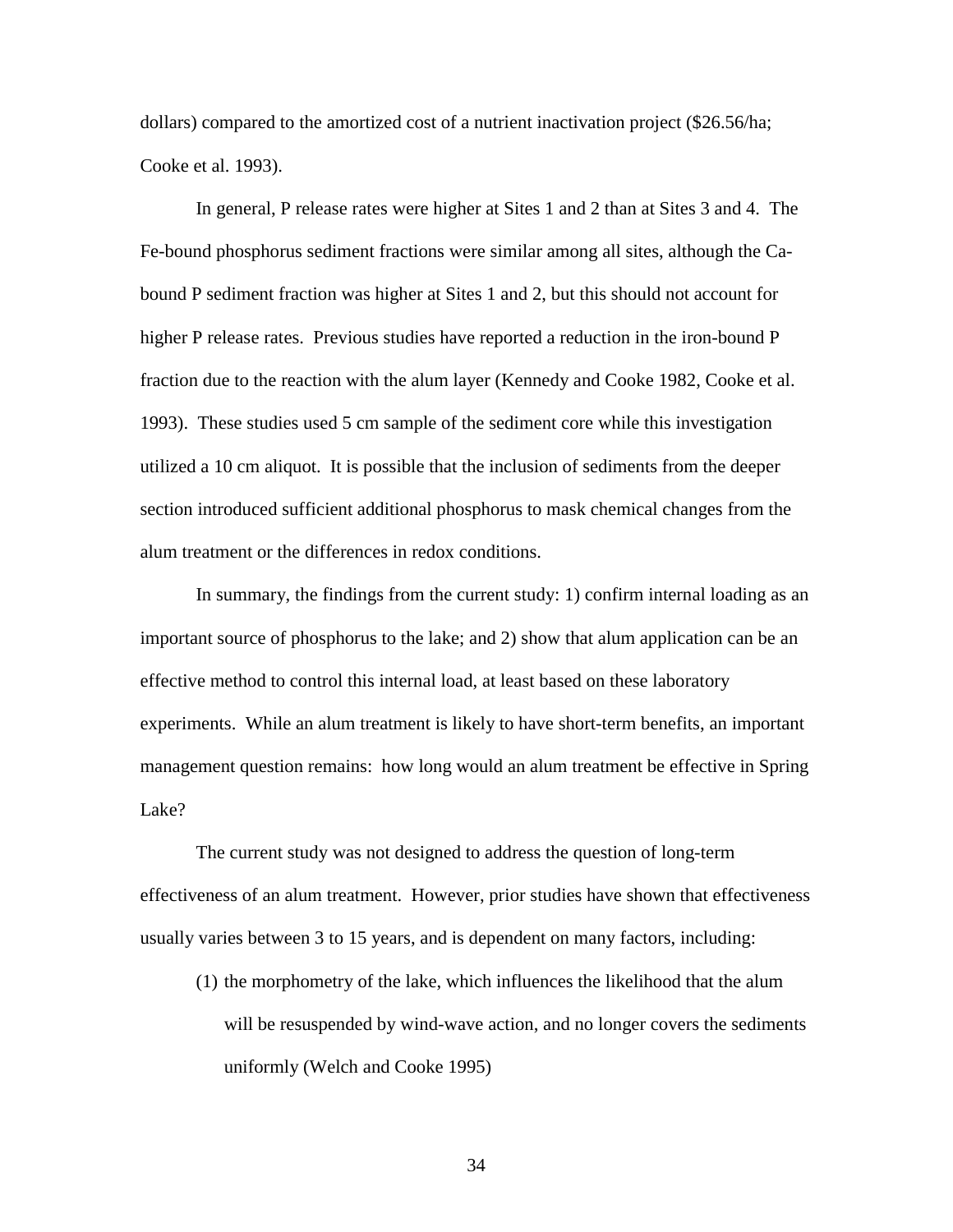dollars) compared to the amortized cost of a nutrient inactivation project ($26.56/ha; Cooke et al. 1993).

In general, P release rates were higher at Sites 1 and 2 than at Sites 3 and 4. The Fe-bound phosphorus sediment fractions were similar among all sites, although the Ca-bound P sediment fraction was higher at Sites 1 and 2, but this should not account for higher P release rates. Previous studies have reported a reduction in the iron-bound P fraction due to the reaction with the alum layer (Kennedy and Cooke 1982, Cooke et al. 1993). These studies used 5 cm sample of the sediment core while this investigation utilized a 10 cm aliquot. It is possible that the inclusion of sediments from the deeper section introduced sufficient additional phosphorus to mask chemical changes from the alum treatment or the differences in redox conditions.

In summary, the findings from the current study: 1) confirm internal loading as an important source of phosphorus to the lake; and 2) show that alum application can be an effective method to control this internal load, at least based on these laboratory experiments. While an alum treatment is likely to have short-term benefits, an important management question remains: how long would an alum treatment be effective in Spring Lake?

The current study was not designed to address the question of long-term effectiveness of an alum treatment. However, prior studies have shown that effectiveness usually varies between 3 to 15 years, and is dependent on many factors, including:

(1) the morphometry of the lake, which influences the likelihood that the alum will be resuspended by wind-wave action, and no longer covers the sediments uniformly (Welch and Cooke 1995)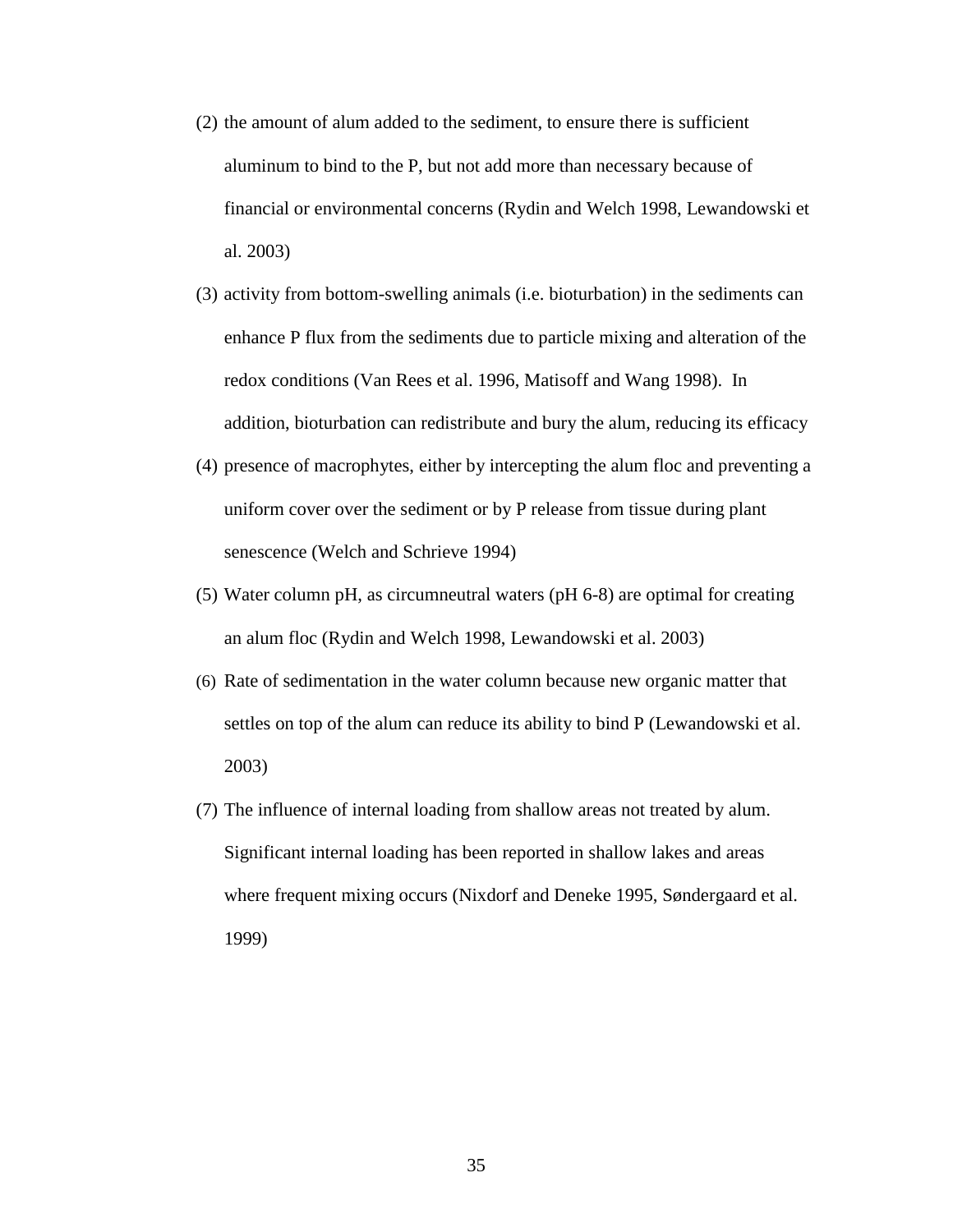(2) the amount of alum added to the sediment, to ensure there is sufficient aluminum to bind to the P, but not add more than necessary because of financial or environmental concerns (Rydin and Welch 1998, Lewandowski et al. 2003)

(3) activity from bottom-swelling animals (i.e. bioturbation) in the sediments can enhance P flux from the sediments due to particle mixing and alteration of the redox conditions (Van Rees et al. 1996, Matisoff and Wang 1998). In addition, bioturbation can redistribute and bury the alum, reducing its efficacy

(4) presence of macrophytes, either by intercepting the alum floc and preventing a uniform cover over the sediment or by P release from tissue during plant senescence (Welch and Schrieve 1994)

(5) Water column pH, as circumneutral waters (pH 6-8) are optimal for creating an alum floc (Rydin and Welch 1998, Lewandowski et al. 2003)

(6) Rate of sedimentation in the water column because new organic matter that settles on top of the alum can reduce its ability to bind P (Lewandowski et al. 2003)

(7) The influence of internal loading from shallow areas not treated by alum. Significant internal loading has been reported in shallow lakes and areas where frequent mixing occurs (Nixdorf and Deneke 1995, Søndergaard et al. 1999)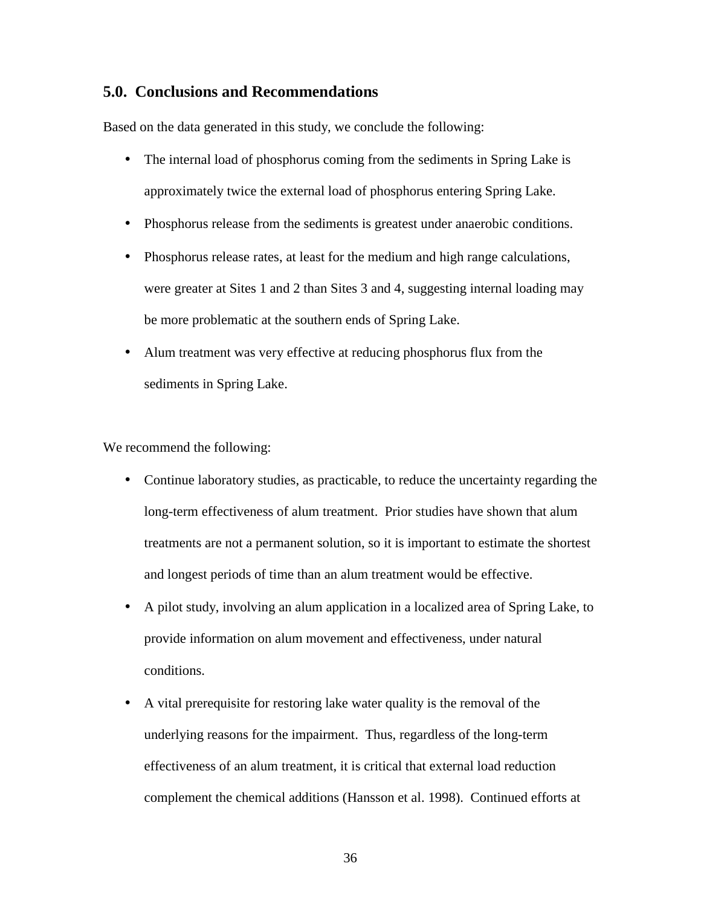## 5.0. Conclusions and Recommendations

Based on the data generated in this study, we conclude the following:

- The internal load of phosphorus coming from the sediments in Spring Lake is approximately twice the external load of phosphorus entering Spring Lake.
- Phosphorus release from the sediments is greatest under anaerobic conditions.
- Phosphorus release rates, at least for the medium and high range calculations, were greater at Sites 1 and 2 than Sites 3 and 4, suggesting internal loading may be more problematic at the southern ends of Spring Lake.
- Alum treatment was very effective at reducing phosphorus flux from the sediments in Spring Lake.

We recommend the following:

- Continue laboratory studies, as practicable, to reduce the uncertainty regarding the long-term effectiveness of alum treatment. Prior studies have shown that alum treatments are not a permanent solution, so it is important to estimate the shortest and longest periods of time than an alum treatment would be effective.
- A pilot study, involving an alum application in a localized area of Spring Lake, to provide information on alum movement and effectiveness, under natural conditions.
- A vital prerequisite for restoring lake water quality is the removal of the underlying reasons for the impairment. Thus, regardless of the long-term effectiveness of an alum treatment, it is critical that external load reduction complement the chemical additions (Hansson et al. 1998). Continued efforts at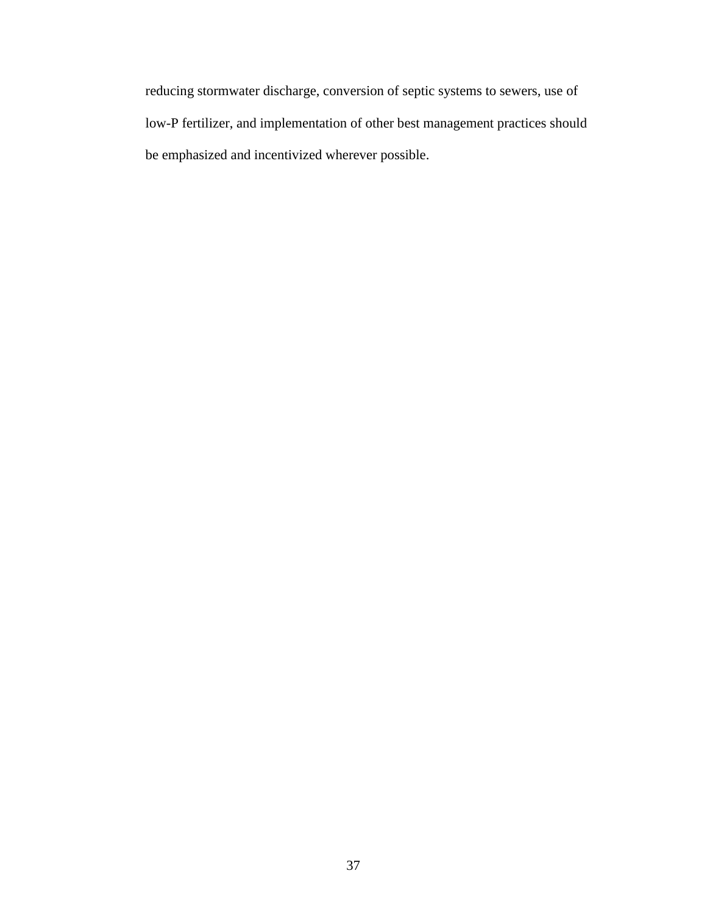reducing stormwater discharge, conversion of septic systems to sewers, use of low-P fertilizer, and implementation of other best management practices should be emphasized and incentivized wherever possible.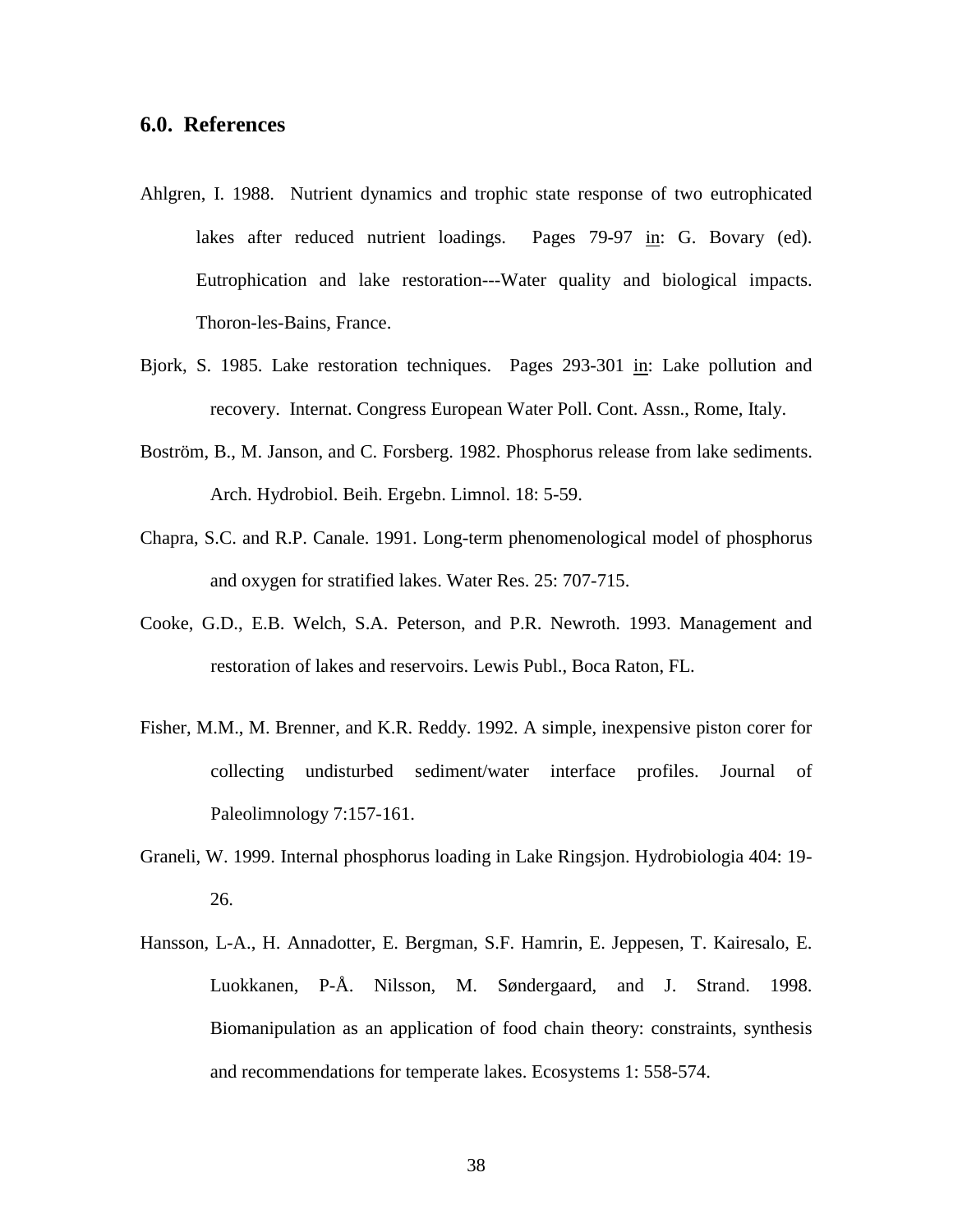## 6.0. References

Ahlgren, I. 1988. Nutrient dynamics and trophic state response of two eutrophicated lakes after reduced nutrient loadings. Pages 79-97 in: G. Bovary (ed). Eutrophication and lake restoration---Water quality and biological impacts. Thoron-les-Bains, France.

Bjork, S. 1985. Lake restoration techniques. Pages 293-301 in: Lake pollution and recovery. Internat. Congress European Water Poll. Cont. Assn., Rome, Italy.

Boström, B., M. Janson, and C. Forsberg. 1982. Phosphorus release from lake sediments. Arch. Hydrobiol. Beih. Ergebn. Limnol. 18: 5-59.

Chapra, S.C. and R.P. Canale. 1991. Long-term phenomenological model of phosphorus and oxygen for stratified lakes. Water Res. 25: 707-715.

Cooke, G.D., E.B. Welch, S.A. Peterson, and P.R. Newroth. 1993. Management and restoration of lakes and reservoirs. Lewis Publ., Boca Raton, FL.

Fisher, M.M., M. Brenner, and K.R. Reddy. 1992. A simple, inexpensive piston corer for collecting undisturbed sediment/water interface profiles. Journal of Paleolimnology 7:157-161.

Graneli, W. 1999. Internal phosphorus loading in Lake Ringsjon. Hydrobiologia 404: 19-26.

Hansson, L-A., H. Annadotter, E. Bergman, S.F. Hamrin, E. Jeppesen, T. Kairesalo, E. Luokkanen, P-Å. Nilsson, M. Søndergaard, and J. Strand. 1998. Biomanipulation as an application of food chain theory: constraints, synthesis and recommendations for temperate lakes. Ecosystems 1: 558-574.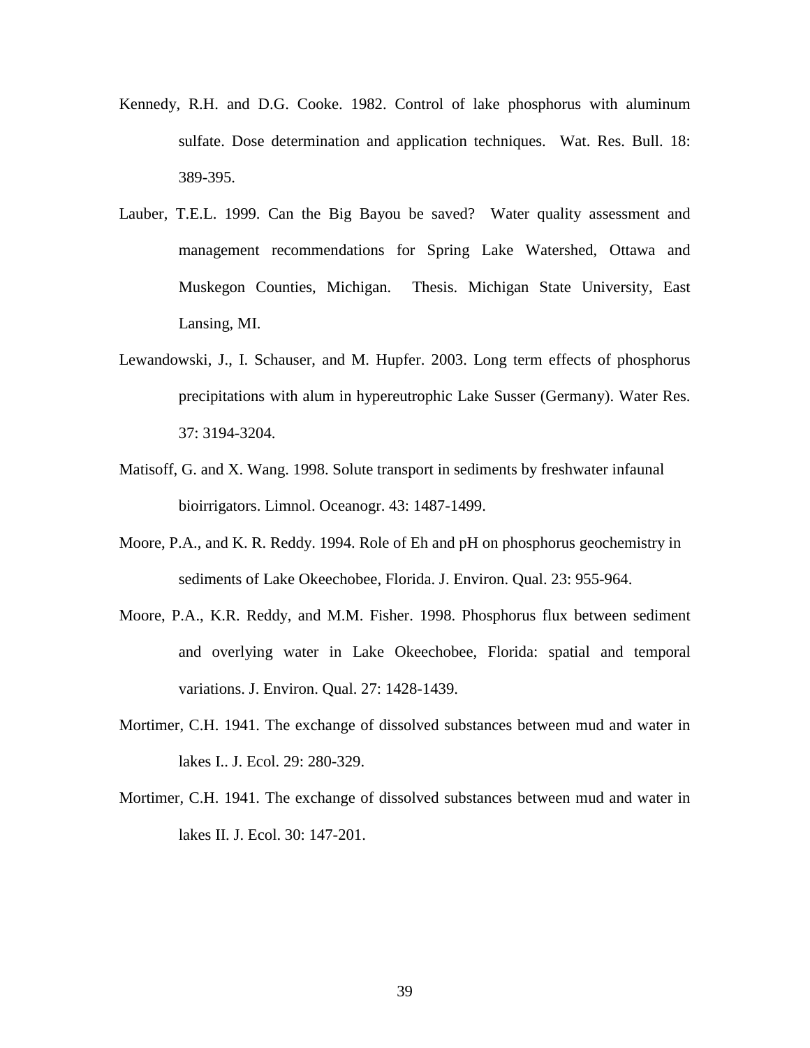Kennedy, R.H. and D.G. Cooke. 1982. Control of lake phosphorus with aluminum sulfate. Dose determination and application techniques. Wat. Res. Bull. 18: 389-395.

Lauber, T.E.L. 1999. Can the Big Bayou be saved? Water quality assessment and management recommendations for Spring Lake Watershed, Ottawa and Muskegon Counties, Michigan. Thesis. Michigan State University, East Lansing, MI.

Lewandowski, J., I. Schauser, and M. Hupfer. 2003. Long term effects of phosphorus precipitations with alum in hypereutrophic Lake Susser (Germany). Water Res. 37: 3194-3204.

Matisoff, G. and X. Wang. 1998. Solute transport in sediments by freshwater infaunal bioirrigators. Limnol. Oceanogr. 43: 1487-1499.

Moore, P.A., and K. R. Reddy. 1994. Role of Eh and pH on phosphorus geochemistry in sediments of Lake Okeechobee, Florida. J. Environ. Qual. 23: 955-964.

Moore, P.A., K.R. Reddy, and M.M. Fisher. 1998. Phosphorus flux between sediment and overlying water in Lake Okeechobee, Florida: spatial and temporal variations. J. Environ. Qual. 27: 1428-1439.

Mortimer, C.H. 1941. The exchange of dissolved substances between mud and water in lakes I.. J. Ecol. 29: 280-329.

Mortimer, C.H. 1941. The exchange of dissolved substances between mud and water in lakes II. J. Ecol. 30: 147-201.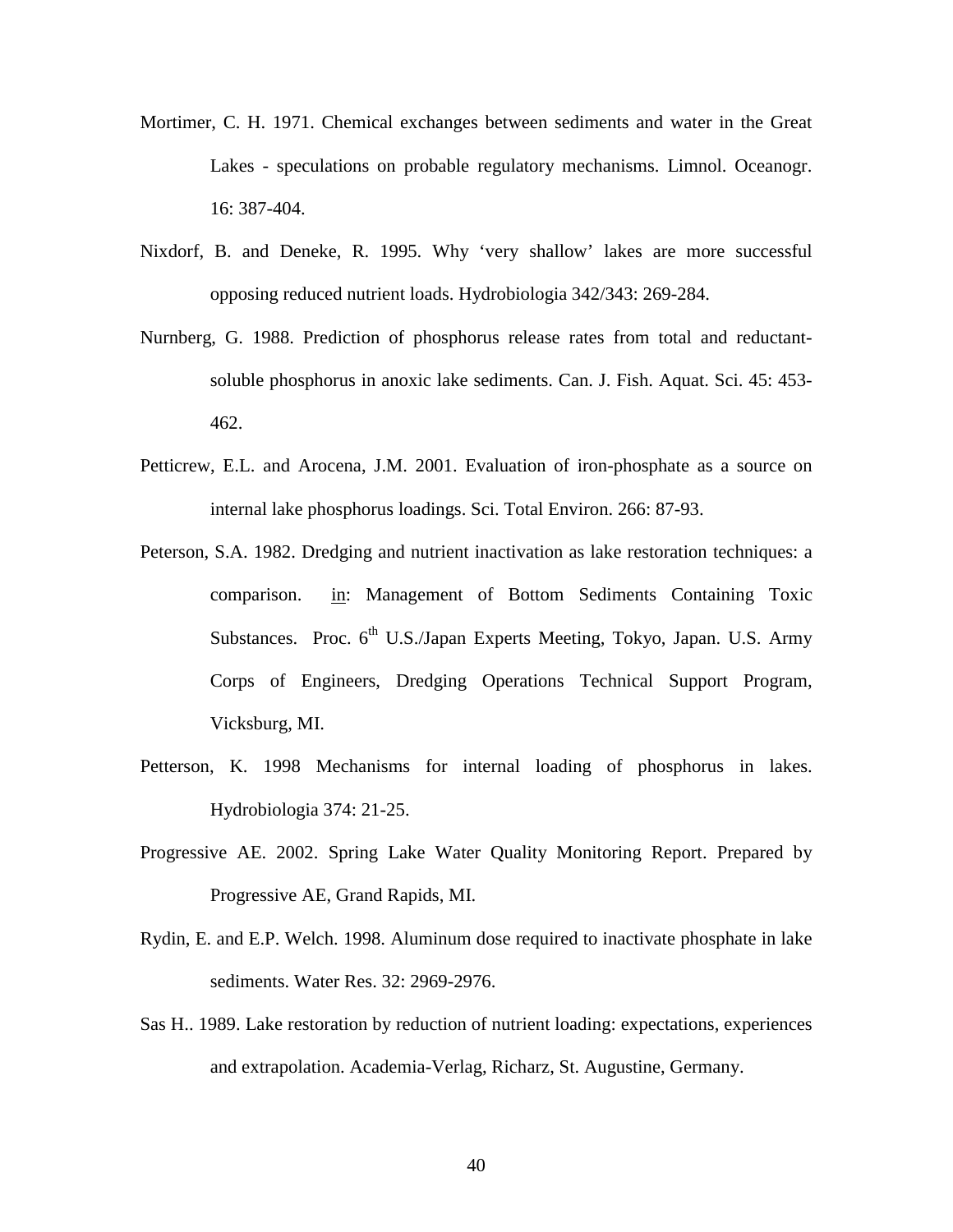Mortimer, C. H. 1971. Chemical exchanges between sediments and water in the Great Lakes - speculations on probable regulatory mechanisms. Limnol. Oceanogr. 16: 387-404.

Nixdorf, B. and Deneke, R. 1995. Why 'very shallow' lakes are more successful opposing reduced nutrient loads. Hydrobiologia 342/343: 269-284.

Nurnberg, G. 1988. Prediction of phosphorus release rates from total and reductant-soluble phosphorus in anoxic lake sediments. Can. J. Fish. Aquat. Sci. 45: 453-462.

Petticrew, E.L. and Arocena, J.M. 2001. Evaluation of iron-phosphate as a source on internal lake phosphorus loadings. Sci. Total Environ. 266: 87-93.

Peterson, S.A. 1982. Dredging and nutrient inactivation as lake restoration techniques: a comparison. in: Management of Bottom Sediments Containing Toxic Substances. Proc. 6th U.S./Japan Experts Meeting, Tokyo, Japan. U.S. Army Corps of Engineers, Dredging Operations Technical Support Program, Vicksburg, MI.

Petterson, K. 1998 Mechanisms for internal loading of phosphorus in lakes. Hydrobiologia 374: 21-25.

Progressive AE. 2002. Spring Lake Water Quality Monitoring Report. Prepared by Progressive AE, Grand Rapids, MI.

Rydin, E. and E.P. Welch. 1998. Aluminum dose required to inactivate phosphate in lake sediments. Water Res. 32: 2969-2976.

Sas H.. 1989. Lake restoration by reduction of nutrient loading: expectations, experiences and extrapolation. Academia-Verlag, Richarz, St. Augustine, Germany.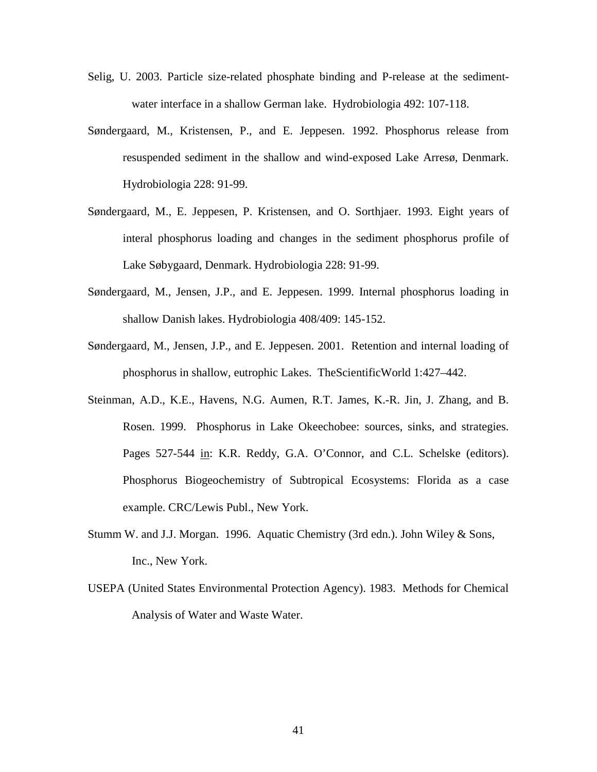Selig, U. 2003. Particle size-related phosphate binding and P-release at the sediment-water interface in a shallow German lake. Hydrobiologia 492: 107-118.

Søndergaard, M., Kristensen, P., and E. Jeppesen. 1992. Phosphorus release from resuspended sediment in the shallow and wind-exposed Lake Arresø, Denmark. Hydrobiologia 228: 91-99.

Søndergaard, M., E. Jeppesen, P. Kristensen, and O. Sorthjaer. 1993. Eight years of interal phosphorus loading and changes in the sediment phosphorus profile of Lake Søbygaard, Denmark. Hydrobiologia 228: 91-99.

Søndergaard, M., Jensen, J.P., and E. Jeppesen. 1999. Internal phosphorus loading in shallow Danish lakes. Hydrobiologia 408/409: 145-152.

Søndergaard, M., Jensen, J.P., and E. Jeppesen. 2001. Retention and internal loading of phosphorus in shallow, eutrophic Lakes. TheScientificWorld 1:427–442.

Steinman, A.D., K.E., Havens, N.G. Aumen, R.T. James, K.-R. Jin, J. Zhang, and B. Rosen. 1999. Phosphorus in Lake Okeechobee: sources, sinks, and strategies. Pages 527-544 in: K.R. Reddy, G.A. O'Connor, and C.L. Schelske (editors). Phosphorus Biogeochemistry of Subtropical Ecosystems: Florida as a case example. CRC/Lewis Publ., New York.

Stumm W. and J.J. Morgan. 1996. Aquatic Chemistry (3rd edn.). John Wiley & Sons, Inc., New York.

USEPA (United States Environmental Protection Agency). 1983. Methods for Chemical Analysis of Water and Waste Water.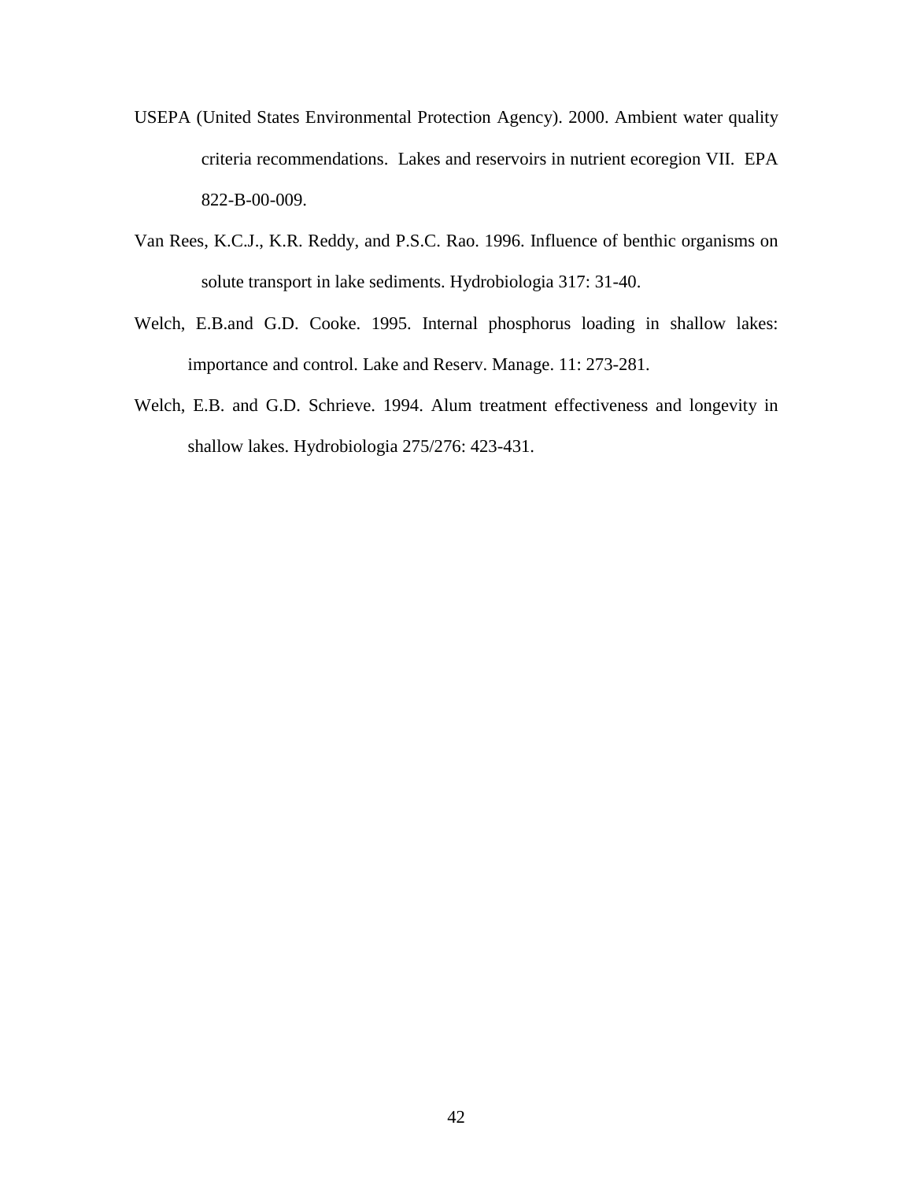USEPA (United States Environmental Protection Agency). 2000. Ambient water quality criteria recommendations. Lakes and reservoirs in nutrient ecoregion VII. EPA 822-B-00-009.

Van Rees, K.C.J., K.R. Reddy, and P.S.C. Rao. 1996. Influence of benthic organisms on solute transport in lake sediments. Hydrobiologia 317: 31-40.

Welch, E.B.and G.D. Cooke. 1995. Internal phosphorus loading in shallow lakes: importance and control. Lake and Reserv. Manage. 11: 273-281.

Welch, E.B. and G.D. Schrieve. 1994. Alum treatment effectiveness and longevity in shallow lakes. Hydrobiologia 275/276: 423-431.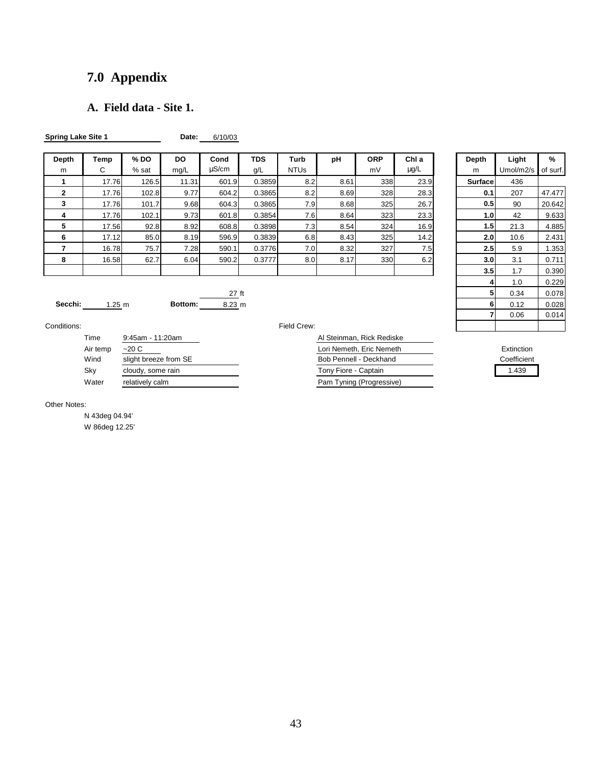# 7.0 Appendix

## A. Field data - Site 1.

**Spring Lake Site 1** **Date:** 6/10/03

| Depth | Temp | % DO | DO | Cond | TDS | Turb | pH | ORP | Chl a |
|---|---|---|---|---|---|---|---|---|---|
| m | C | % sat | mg/L | µS/cm | g/L | NTUs | | mV | µg/L |
| **1** | 17.76 | 126.5 | 11.31 | 601.9 | 0.3859 | 8.2 | 8.61 | 338 | 23.9 |
| **2** | 17.76 | 102.8 | 9.77 | 604.2 | 0.3865 | 8.2 | 8.69 | 328 | 28.3 |
| **3** | 17.76 | 101.7 | 9.68 | 604.3 | 0.3865 | 7.9 | 8.68 | 325 | 26.7 |
| **4** | 17.76 | 102.1 | 9.73 | 601.8 | 0.3854 | 7.6 | 8.64 | 323 | 23.3 |
| **5** | 17.56 | 92.8 | 8.92 | 608.8 | 0.3898 | 7.3 | 8.54 | 324 | 16.9 |
| **6** | 17.12 | 85.0 | 8.19 | 596.9 | 0.3839 | 6.8 | 8.43 | 325 | 14.2 |
| **7** | 16.78 | 75.7 | 7.28 | 590.1 | 0.3776 | 7.0 | 8.32 | 327 | 7.5 |
| **8** | 16.58 | 62.7 | 6.04 | 590.2 | 0.3777 | 8.0 | 8.17 | 330 | 6.2 |
| | | | | | | | | | |

| Depth | Light | % |
|---|---|---|
| m | Umol/m2/s | of surf. |
| **Surface** | 436 | |
| **0.1** | 207 | 47.477 |
| **0.5** | 90 | 20.642 |
| **1.0** | 42 | 9.633 |
| **1.5** | 21.3 | 4.885 |
| **2.0** | 10.6 | 2.431 |
| **2.5** | 5.9 | 1.353 |
| **3.0** | 3.1 | 0.711 |
| **3.5** | 1.7 | 0.390 |
| **4** | 1.0 | 0.229 |
| **5** | 0.34 | 0.078 |
| **6** | 0.12 | 0.028 |
| **7** | 0.06 | 0.014 |
| | | |

Extinction Coefficient: 1.439

**Secchi:** 1.25 m **Bottom:** 27 ft / 8.23 m

Conditions:

| | |
|---|---|
| Time | 9:45am - 11:20am |
| Air temp | ~20 C |
| Wind | slight breeze from SE |
| Sky | cloudy, some rain |
| Water | relatively calm |

Field Crew:

Al Steinman, Rick Rediske
Lori Nemeth, Eric Nemeth
Bob Pennell - Deckhand
Tony Fiore - Captain
Pam Tyning (Progressive)

Other Notes:

N 43deg 04.94'
W 86deg 12.25'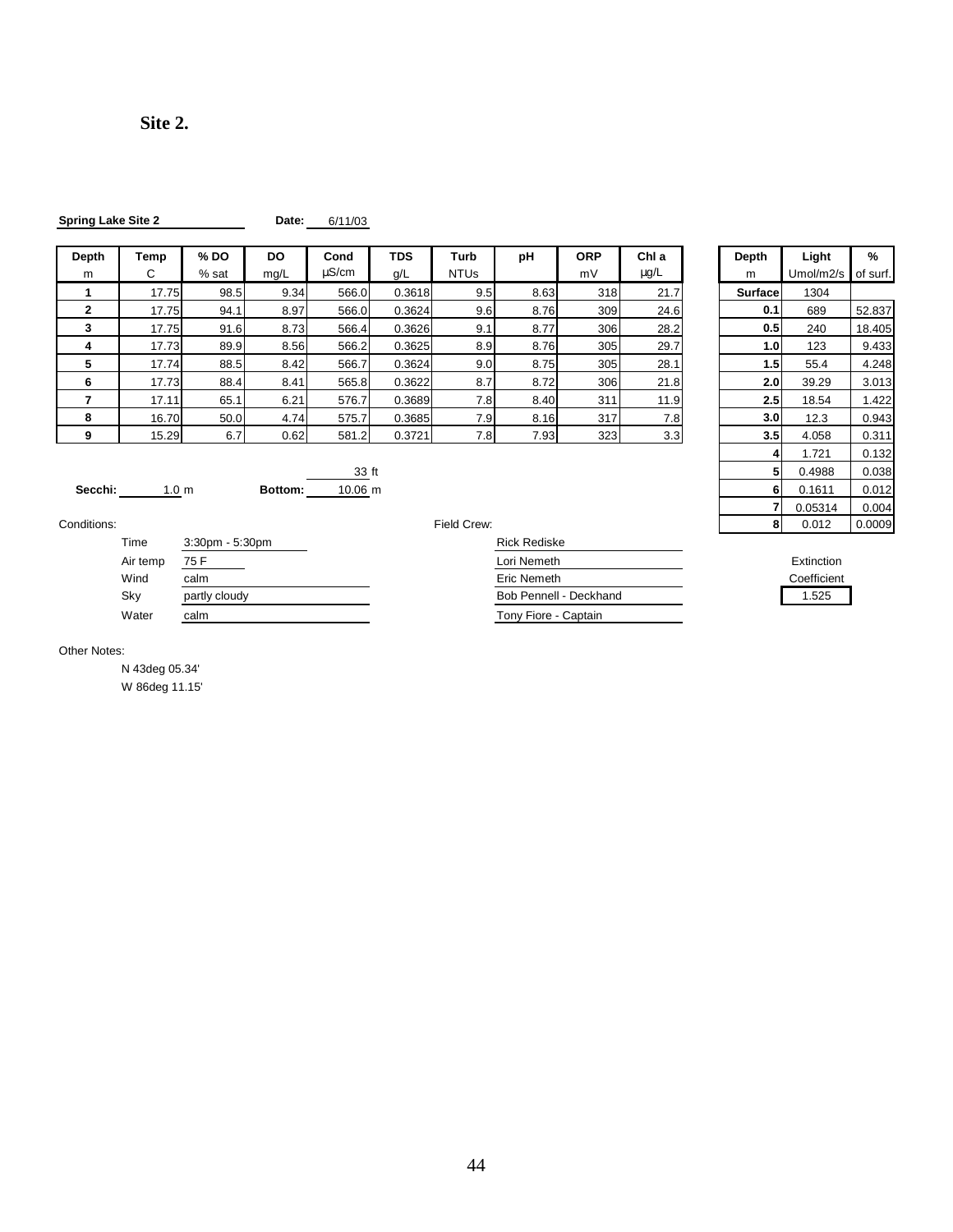# Site 2.

**Spring Lake Site 2** **Date:** 6/11/03

| Depth | Temp | % DO | DO | Cond | TDS | Turb | pH | ORP | Chl a |
|---|---|---|---|---|---|---|---|---|---|
| m | C | % sat | mg/L | µS/cm | g/L | NTUs | | mV | µg/L |
| **1** | 17.75 | 98.5 | 9.34 | 566.0 | 0.3618 | 9.5 | 8.63 | 318 | 21.7 |
| **2** | 17.75 | 94.1 | 8.97 | 566.0 | 0.3624 | 9.6 | 8.76 | 309 | 24.6 |
| **3** | 17.75 | 91.6 | 8.73 | 566.4 | 0.3626 | 9.1 | 8.77 | 306 | 28.2 |
| **4** | 17.73 | 89.9 | 8.56 | 566.2 | 0.3625 | 8.9 | 8.76 | 305 | 29.7 |
| **5** | 17.74 | 88.5 | 8.42 | 566.7 | 0.3624 | 9.0 | 8.75 | 305 | 28.1 |
| **6** | 17.73 | 88.4 | 8.41 | 565.8 | 0.3622 | 8.7 | 8.72 | 306 | 21.8 |
| **7** | 17.11 | 65.1 | 6.21 | 576.7 | 0.3689 | 7.8 | 8.40 | 311 | 11.9 |
| **8** | 16.70 | 50.0 | 4.74 | 575.7 | 0.3685 | 7.9 | 8.16 | 317 | 7.8 |
| **9** | 15.29 | 6.7 | 0.62 | 581.2 | 0.3721 | 7.8 | 7.93 | 323 | 3.3 |

| Depth | Light | % |
|---|---|---|
| m | Umol/m2/s | of surf. |
| **Surface** | 1304 | |
| **0.1** | 689 | 52.837 |
| **0.5** | 240 | 18.405 |
| **1.0** | 123 | 9.433 |
| **1.5** | 55.4 | 4.248 |
| **2.0** | 39.29 | 3.013 |
| **2.5** | 18.54 | 1.422 |
| **3.0** | 12.3 | 0.943 |
| **3.5** | 4.058 | 0.311 |
| **4** | 1.721 | 0.132 |
| **5** | 0.4988 | 0.038 |
| **6** | 0.1611 | 0.012 |
| **7** | 0.05314 | 0.004 |
| **8** | 0.012 | 0.0009 |

Extinction Coefficient: 1.525

**Secchi:** 1.0 m **Bottom:** 33 ft / 10.06 m

Conditions:

- Time: 3:30pm - 5:30pm
- Air temp: 75 F
- Wind: calm
- Sky: partly cloudy
- Water: calm

Field Crew:

- Rick Rediske
- Lori Nemeth
- Eric Nemeth
- Bob Pennell - Deckhand
- Tony Fiore - Captain

Other Notes:

N 43deg 05.34'
W 86deg 11.15'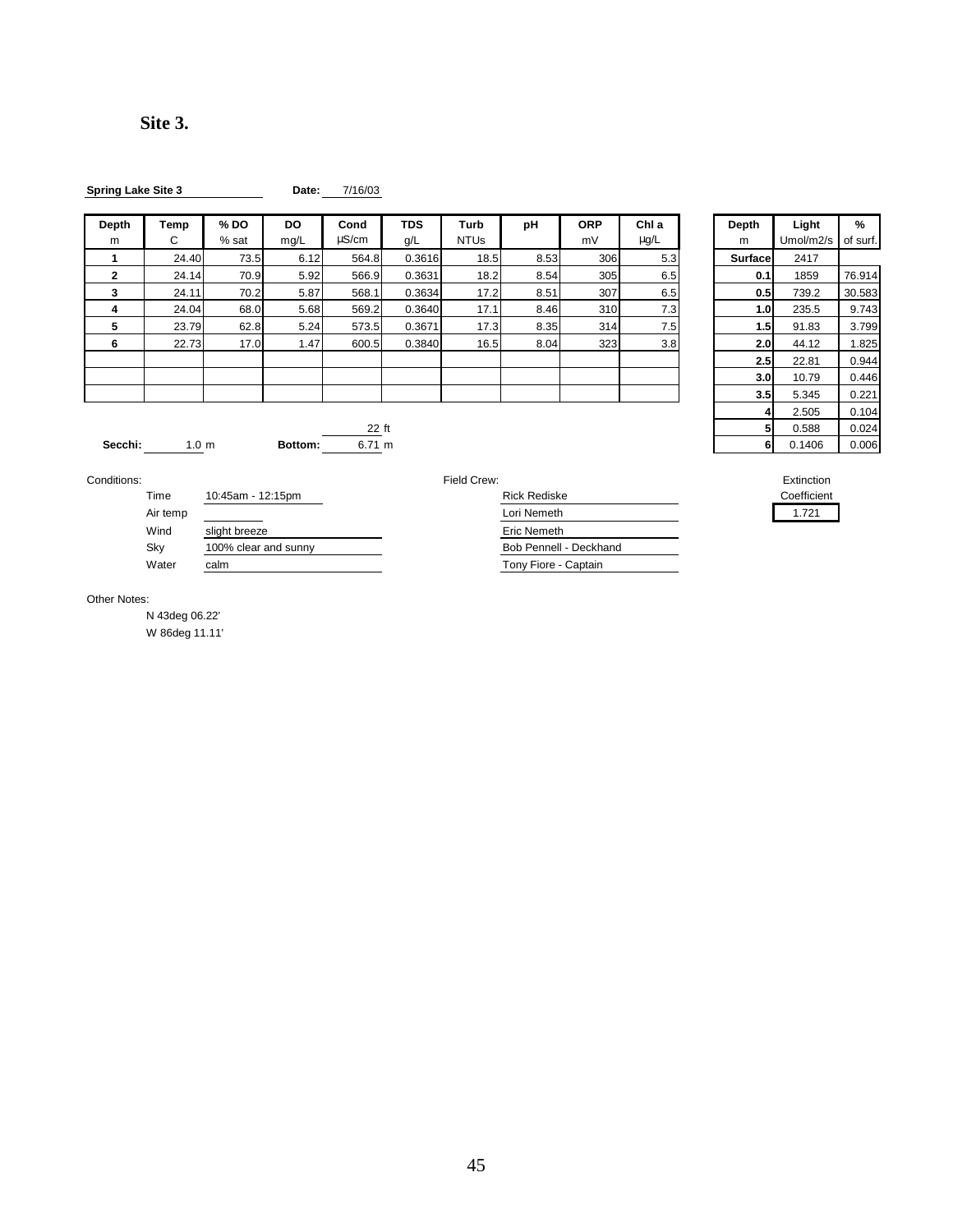## Site 3.

**Spring Lake Site 3** **Date:** 7/16/03

| Depth<br>m | Temp<br>C | % DO<br>% sat | DO<br>mg/L | Cond<br>µS/cm | TDS<br>g/L | Turb<br>NTUs | pH | ORP<br>mV | Chl a<br>µg/L |
|---|---|---|---|---|---|---|---|---|---|
| 1 | 24.40 | 73.5 | 6.12 | 564.8 | 0.3616 | 18.5 | 8.53 | 306 | 5.3 |
| 2 | 24.14 | 70.9 | 5.92 | 566.9 | 0.3631 | 18.2 | 8.54 | 305 | 6.5 |
| 3 | 24.11 | 70.2 | 5.87 | 568.1 | 0.3634 | 17.2 | 8.51 | 307 | 6.5 |
| 4 | 24.04 | 68.0 | 5.68 | 569.2 | 0.3640 | 17.1 | 8.46 | 310 | 7.3 |
| 5 | 23.79 | 62.8 | 5.24 | 573.5 | 0.3671 | 17.3 | 8.35 | 314 | 7.5 |
| 6 | 22.73 | 17.0 | 1.47 | 600.5 | 0.3840 | 16.5 | 8.04 | 323 | 3.8 |

| Depth<br>m | Light<br>Umol/m2/s | %<br>of surf. |
|---|---|---|
| Surface | 2417 | |
| 0.1 | 1859 | 76.914 |
| 0.5 | 739.2 | 30.583 |
| 1.0 | 235.5 | 9.743 |
| 1.5 | 91.83 | 3.799 |
| 2.0 | 44.12 | 1.825 |
| 2.5 | 22.81 | 0.944 |
| 3.0 | 10.79 | 0.446 |
| 3.5 | 5.345 | 0.221 |
| 4 | 2.505 | 0.104 |
| 5 | 0.588 | 0.024 |
| 6 | 0.1406 | 0.006 |

**Secchi:** 1.0 m **Bottom:** 22 ft / 6.71 m

Extinction Coefficient: 1.721

Conditions:

- Time: 10:45am - 12:15pm
- Air temp:
- Wind: slight breeze
- Sky: 100% clear and sunny
- Water: calm

Field Crew:

- Rick Rediske
- Lori Nemeth
- Eric Nemeth
- Bob Pennell - Deckhand
- Tony Fiore - Captain

Other Notes:

N 43deg 06.22'
W 86deg 11.11'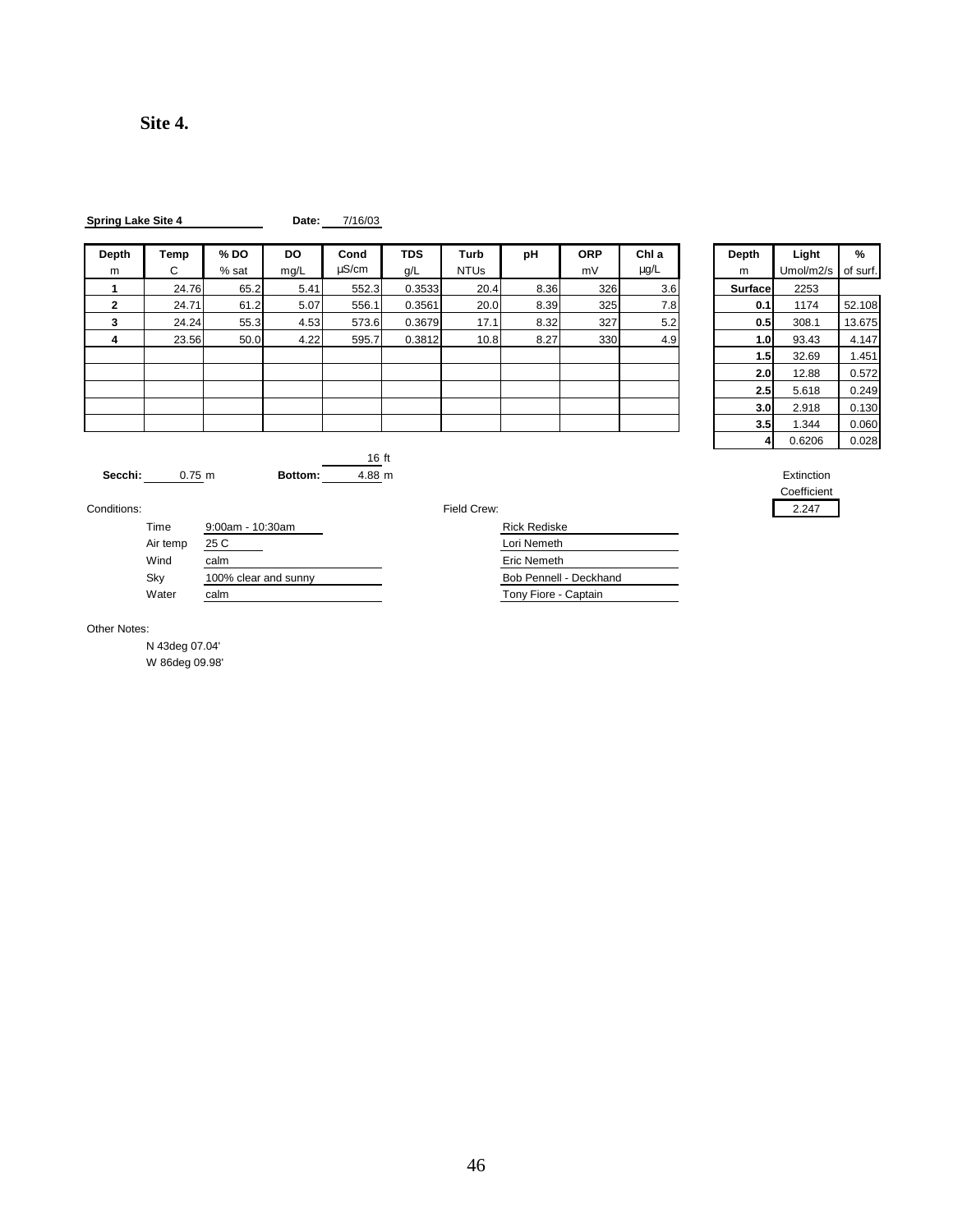# Site 4.

**Spring Lake Site 4** **Date:** 7/16/03

| Depth | Temp | % DO | DO | Cond | TDS | Turb | pH | ORP | Chl a |
|---|---|---|---|---|---|---|---|---|---|
| m | C | % sat | mg/L | µS/cm | g/L | NTUs | | mV | µg/L |
| **1** | 24.76 | 65.2 | 5.41 | 552.3 | 0.3533 | 20.4 | 8.36 | 326 | 3.6 |
| **2** | 24.71 | 61.2 | 5.07 | 556.1 | 0.3561 | 20.0 | 8.39 | 325 | 7.8 |
| **3** | 24.24 | 55.3 | 4.53 | 573.6 | 0.3679 | 17.1 | 8.32 | 327 | 5.2 |
| **4** | 23.56 | 50.0 | 4.22 | 595.7 | 0.3812 | 10.8 | 8.27 | 330 | 4.9 |

| Depth | Light | % |
|---|---|---|
| m | Umol/m2/s | of surf. |
| **Surface** | 2253 | |
| **0.1** | 1174 | 52.108 |
| **0.5** | 308.1 | 13.675 |
| **1.0** | 93.43 | 4.147 |
| **1.5** | 32.69 | 1.451 |
| **2.0** | 12.88 | 0.572 |
| **2.5** | 5.618 | 0.249 |
| **3.0** | 2.918 | 0.130 |
| **3.5** | 1.344 | 0.060 |
| **4** | 0.6206 | 0.028 |

**Secchi:** 0.75 m **Bottom:** 16 ft / 4.88 m

Extinction Coefficient: 2.247

Conditions:

| | |
|---|---|
| Time | 9:00am - 10:30am |
| Air temp | 25 C |
| Wind | calm |
| Sky | 100% clear and sunny |
| Water | calm |

Field Crew:

- Rick Rediske
- Lori Nemeth
- Eric Nemeth
- Bob Pennell - Deckhand
- Tony Fiore - Captain

Other Notes:

N 43deg 07.04'
W 86deg 09.98'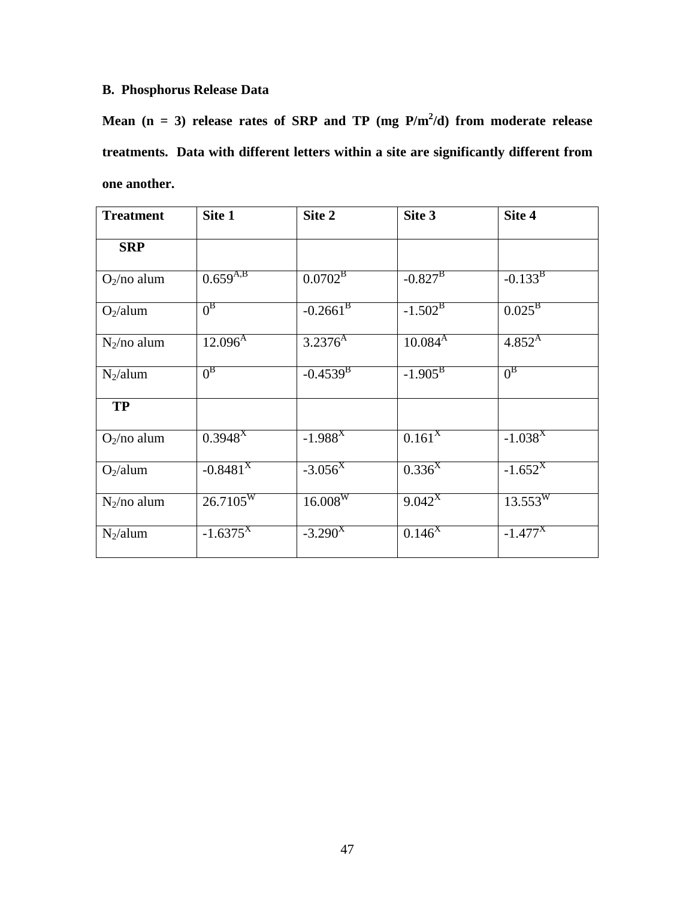**B. Phosphorus Release Data**

**Mean (n = 3) release rates of SRP and TP (mg P/m$^2$/d) from moderate release treatments. Data with different letters within a site are significantly different from one another.**

| **Treatment** | **Site 1** | **Site 2** | **Site 3** | **Site 4** |
|---|---|---|---|---|
| **SRP** | | | | |
| $O_2$/no alum | $0.659^{A,B}$ | $0.0702^{B}$ | $-0.827^{B}$ | $-0.133^{B}$ |
| $O_2$/alum | $0^{B}$ | $-0.2661^{B}$ | $-1.502^{B}$ | $0.025^{B}$ |
| $N_2$/no alum | $12.096^{A}$ | $3.2376^{A}$ | $10.084^{A}$ | $4.852^{A}$ |
| $N_2$/alum | $0^{B}$ | $-0.4539^{B}$ | $-1.905^{B}$ | $0^{B}$ |
| **TP** | | | | |
| $O_2$/no alum | $0.3948^{X}$ | $-1.988^{X}$ | $0.161^{X}$ | $-1.038^{X}$ |
| $O_2$/alum | $-0.8481^{X}$ | $-3.056^{X}$ | $0.336^{X}$ | $-1.652^{X}$ |
| $N_2$/no alum | $26.7105^{W}$ | $16.008^{W}$ | $9.042^{X}$ | $13.553^{W}$ |
| $N_2$/alum | $-1.6375^{X}$ | $-3.290^{X}$ | $0.146^{X}$ | $-1.477^{X}$ |